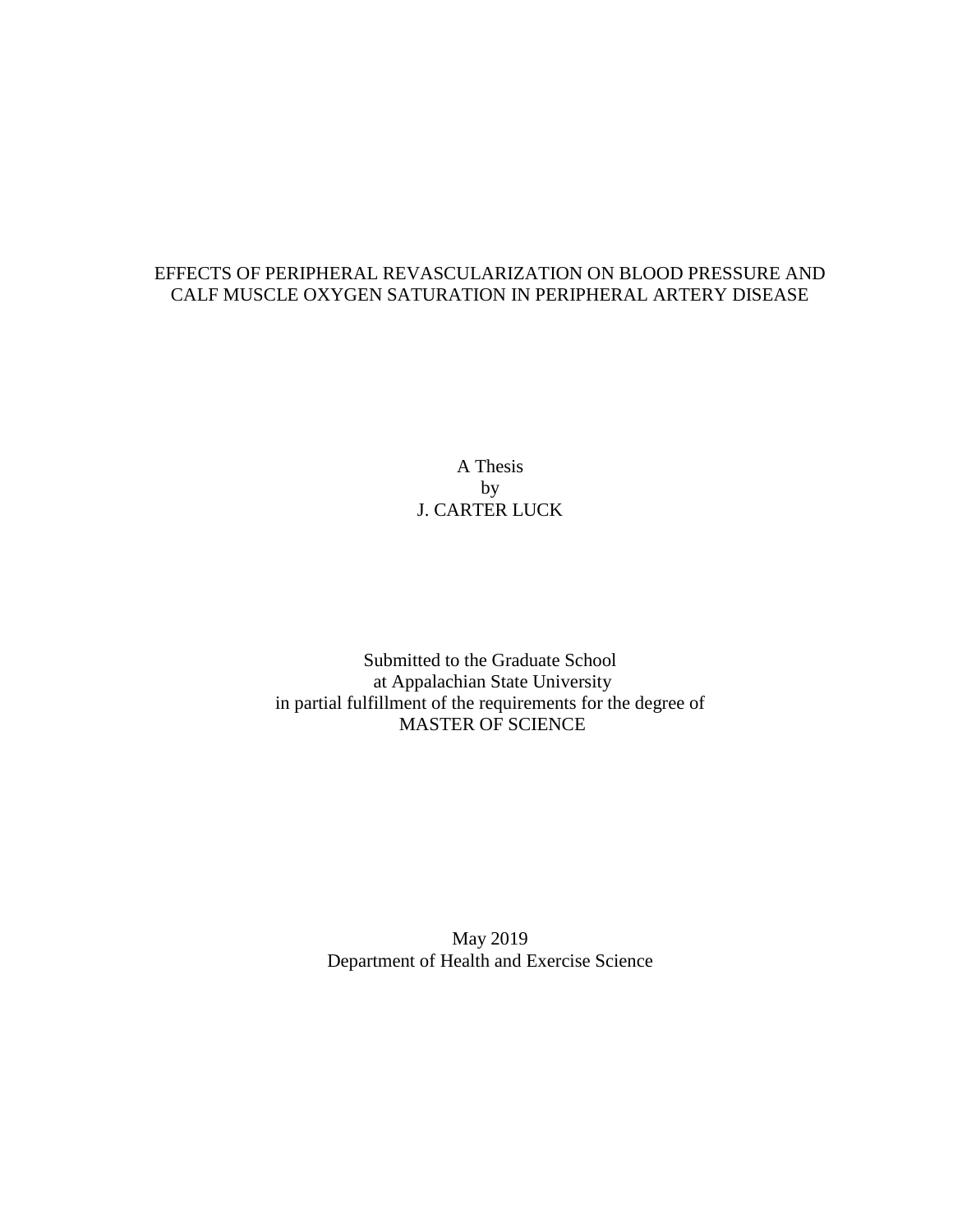# EFFECTS OF PERIPHERAL REVASCULARIZATION ON BLOOD PRESSURE AND CALF MUSCLE OXYGEN SATURATION IN PERIPHERAL ARTERY DISEASE

A Thesis
by
J. CARTER LUCK

Submitted to the Graduate School
at Appalachian State University
in partial fulfillment of the requirements for the degree of
MASTER OF SCIENCE

May 2019
Department of Health and Exercise Science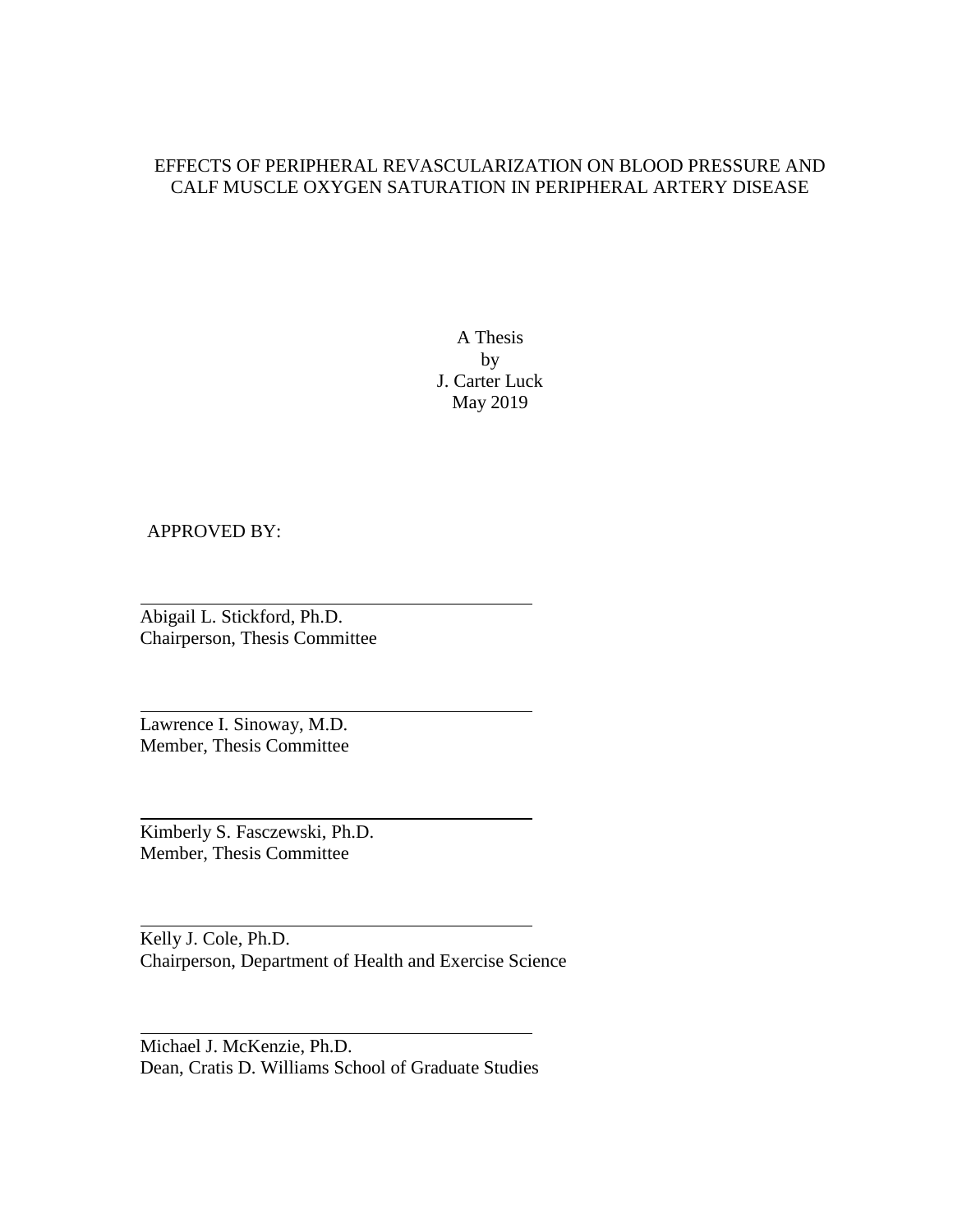EFFECTS OF PERIPHERAL REVASCULARIZATION ON BLOOD PRESSURE AND CALF MUSCLE OXYGEN SATURATION IN PERIPHERAL ARTERY DISEASE

A Thesis
by
J. Carter Luck
May 2019

APPROVED BY:

Abigail L. Stickford, Ph.D.
Chairperson, Thesis Committee

Lawrence I. Sinoway, M.D.
Member, Thesis Committee

Kimberly S. Fasczewski, Ph.D.
Member, Thesis Committee

Kelly J. Cole, Ph.D.
Chairperson, Department of Health and Exercise Science

Michael J. McKenzie, Ph.D.
Dean, Cratis D. Williams School of Graduate Studies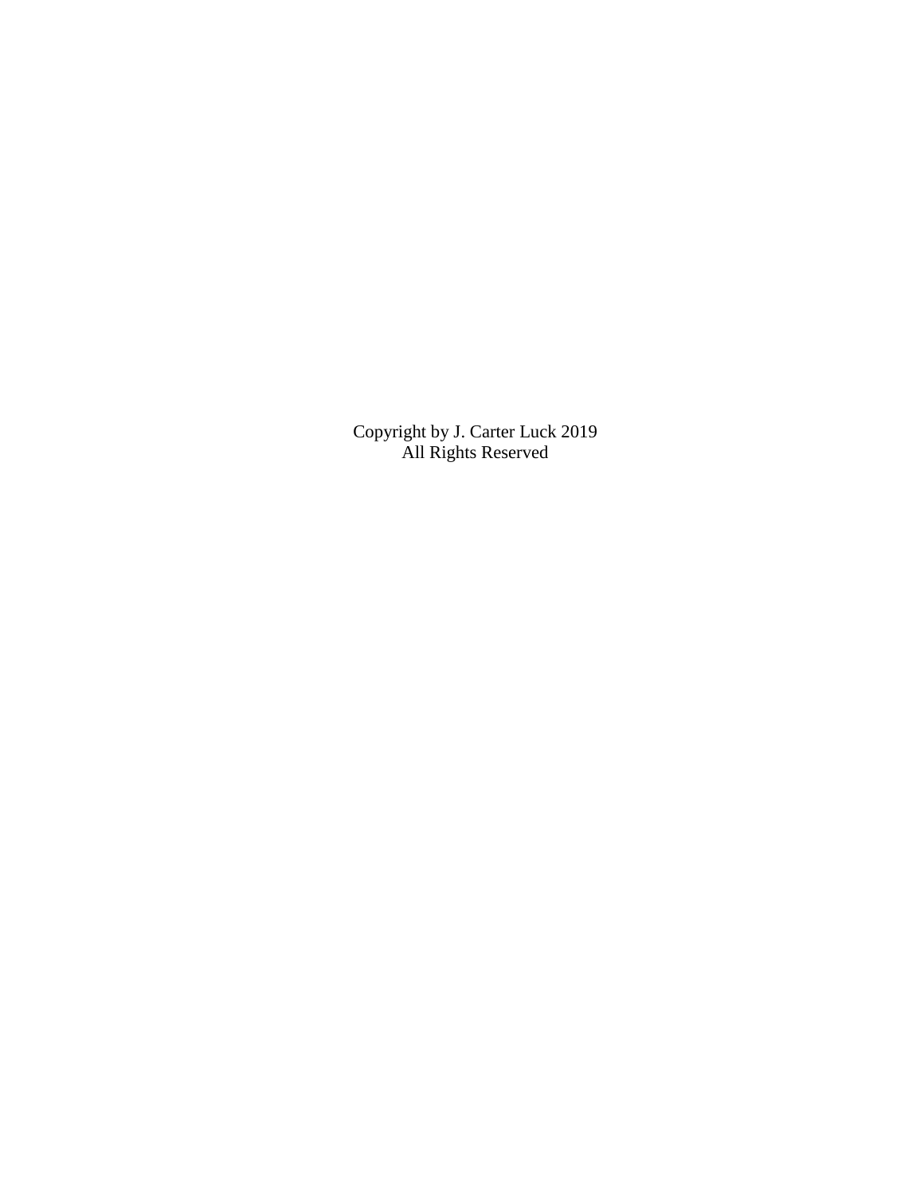Copyright by J. Carter Luck 2019
All Rights Reserved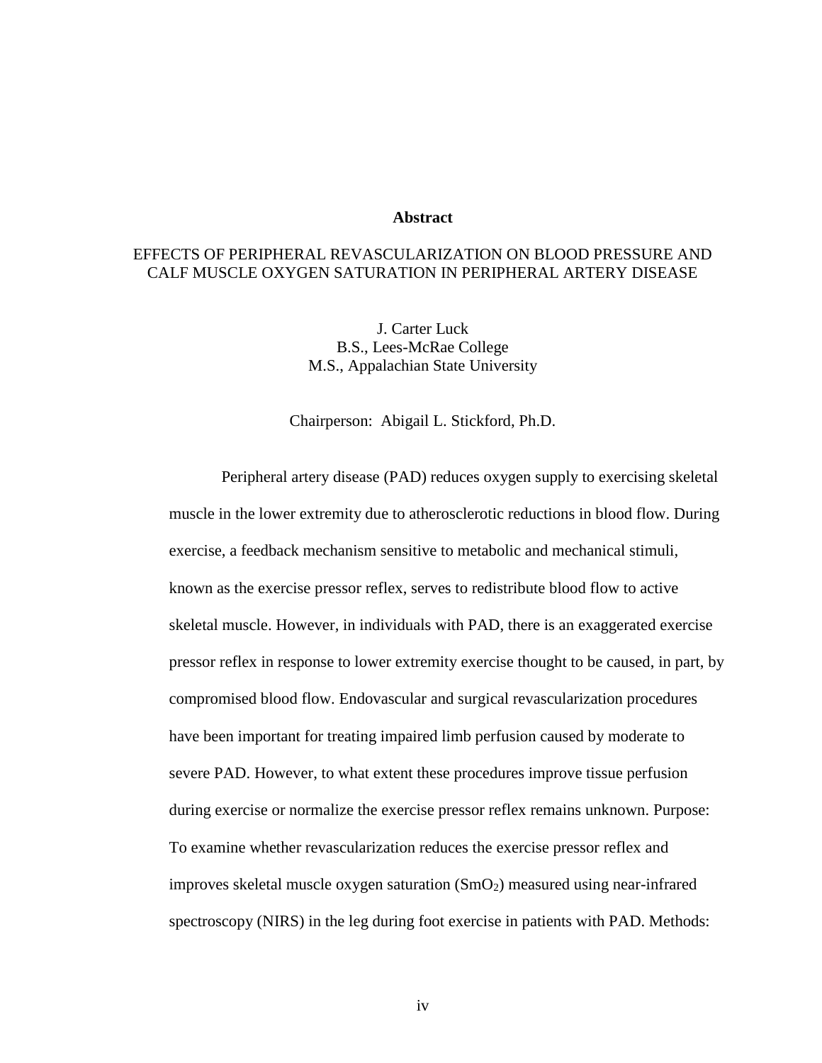## Abstract

EFFECTS OF PERIPHERAL REVASCULARIZATION ON BLOOD PRESSURE AND CALF MUSCLE OXYGEN SATURATION IN PERIPHERAL ARTERY DISEASE

J. Carter Luck
B.S., Lees-McRae College
M.S., Appalachian State University

Chairperson: Abigail L. Stickford, Ph.D.

Peripheral artery disease (PAD) reduces oxygen supply to exercising skeletal muscle in the lower extremity due to atherosclerotic reductions in blood flow. During exercise, a feedback mechanism sensitive to metabolic and mechanical stimuli, known as the exercise pressor reflex, serves to redistribute blood flow to active skeletal muscle. However, in individuals with PAD, there is an exaggerated exercise pressor reflex in response to lower extremity exercise thought to be caused, in part, by compromised blood flow. Endovascular and surgical revascularization procedures have been important for treating impaired limb perfusion caused by moderate to severe PAD. However, to what extent these procedures improve tissue perfusion during exercise or normalize the exercise pressor reflex remains unknown. Purpose: To examine whether revascularization reduces the exercise pressor reflex and improves skeletal muscle oxygen saturation ($SmO_2$) measured using near-infrared spectroscopy (NIRS) in the leg during foot exercise in patients with PAD. Methods: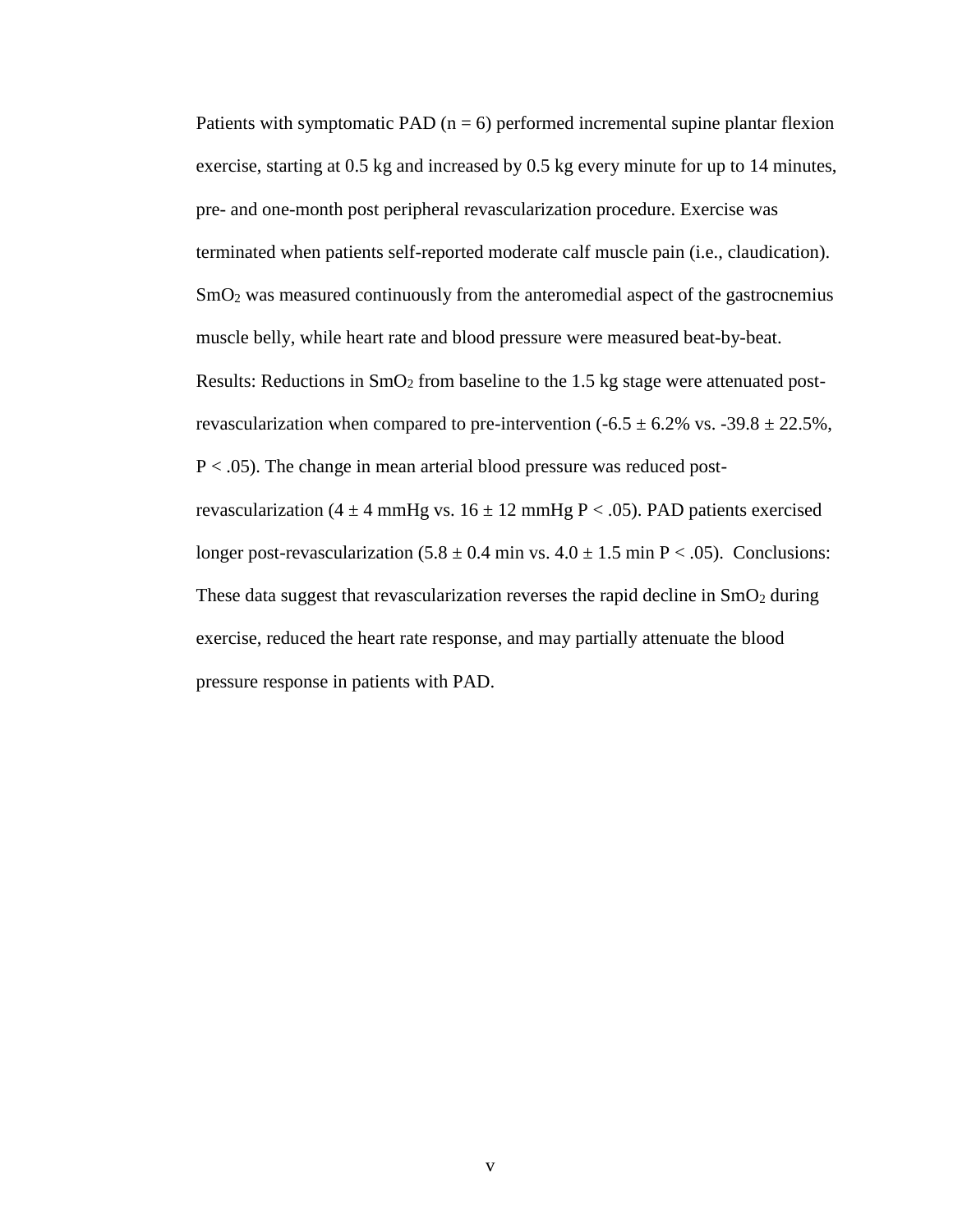Patients with symptomatic PAD ($n = 6$) performed incremental supine plantar flexion exercise, starting at 0.5 kg and increased by 0.5 kg every minute for up to 14 minutes, pre- and one-month post peripheral revascularization procedure. Exercise was terminated when patients self-reported moderate calf muscle pain (i.e., claudication). $SmO_2$ was measured continuously from the anteromedial aspect of the gastrocnemius muscle belly, while heart rate and blood pressure were measured beat-by-beat. Results: Reductions in $SmO_2$ from baseline to the 1.5 kg stage were attenuated post-revascularization when compared to pre-intervention ($-6.5 \pm 6.2\%$ vs. $-39.8 \pm 22.5\%$, $P < .05$). The change in mean arterial blood pressure was reduced post-revascularization ($4 \pm 4$ mmHg vs. $16 \pm 12$ mmHg $P < .05$). PAD patients exercised longer post-revascularization ($5.8 \pm 0.4$ min vs. $4.0 \pm 1.5$ min $P < .05$). Conclusions: These data suggest that revascularization reverses the rapid decline in $SmO_2$ during exercise, reduced the heart rate response, and may partially attenuate the blood pressure response in patients with PAD.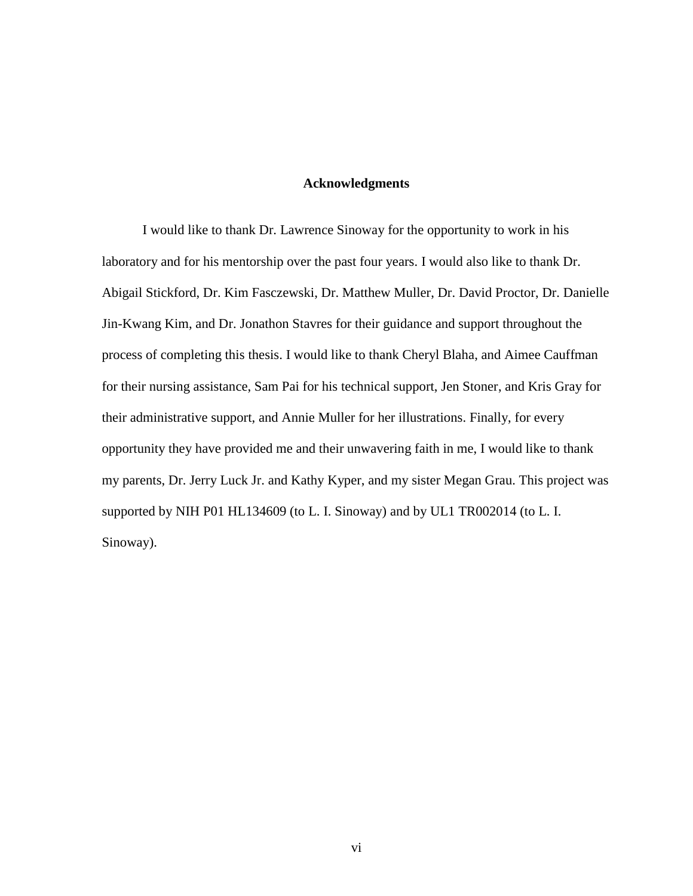## Acknowledgments

I would like to thank Dr. Lawrence Sinoway for the opportunity to work in his laboratory and for his mentorship over the past four years. I would also like to thank Dr. Abigail Stickford, Dr. Kim Fasczewski, Dr. Matthew Muller, Dr. David Proctor, Dr. Danielle Jin-Kwang Kim, and Dr. Jonathon Stavres for their guidance and support throughout the process of completing this thesis. I would like to thank Cheryl Blaha, and Aimee Cauffman for their nursing assistance, Sam Pai for his technical support, Jen Stoner, and Kris Gray for their administrative support, and Annie Muller for her illustrations. Finally, for every opportunity they have provided me and their unwavering faith in me, I would like to thank my parents, Dr. Jerry Luck Jr. and Kathy Kyper, and my sister Megan Grau. This project was supported by NIH P01 HL134609 (to L. I. Sinoway) and by UL1 TR002014 (to L. I. Sinoway).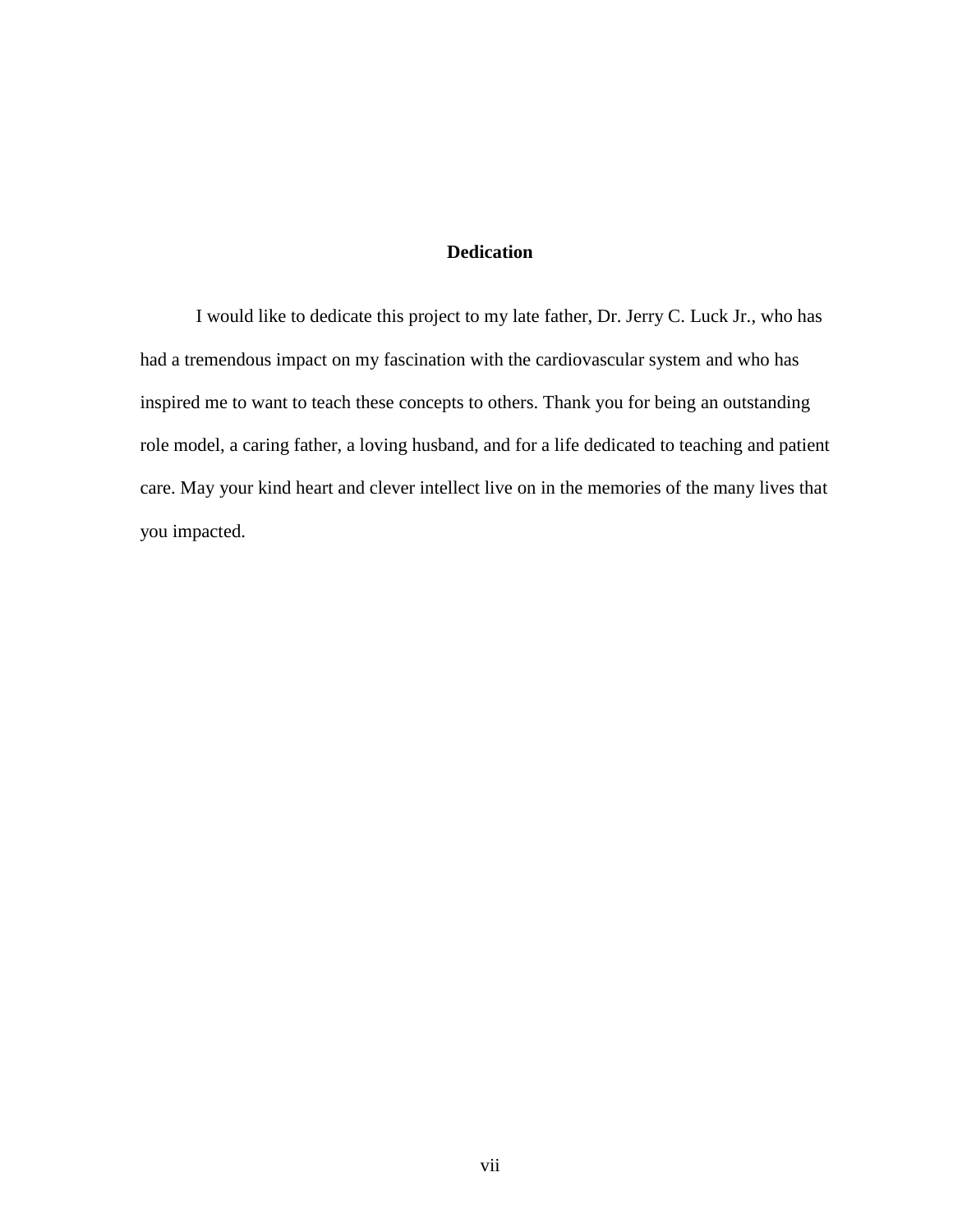## Dedication

I would like to dedicate this project to my late father, Dr. Jerry C. Luck Jr., who has had a tremendous impact on my fascination with the cardiovascular system and who has inspired me to want to teach these concepts to others. Thank you for being an outstanding role model, a caring father, a loving husband, and for a life dedicated to teaching and patient care. May your kind heart and clever intellect live on in the memories of the many lives that you impacted.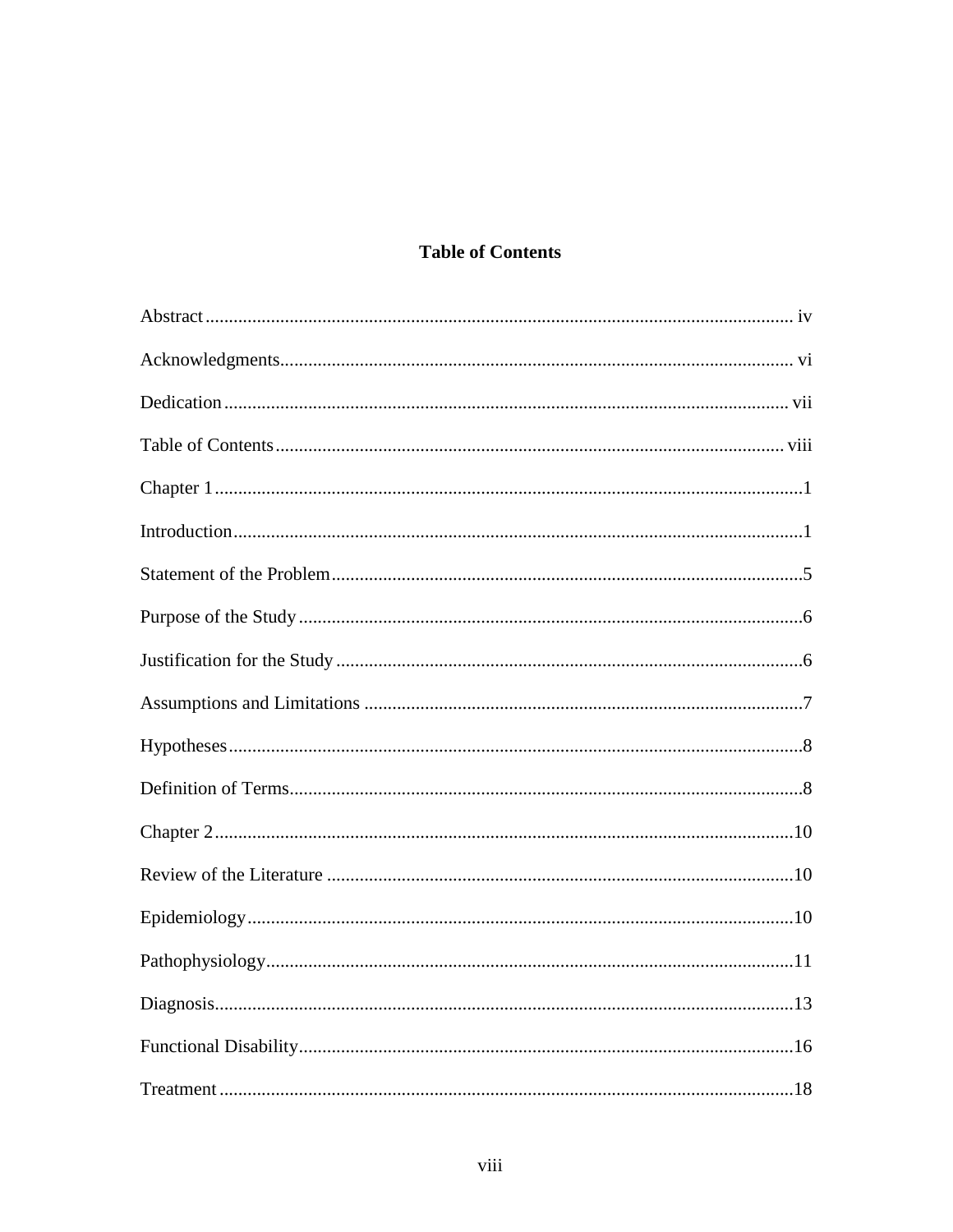## Table of Contents

Abstract ............................................................................................................................ iv

Acknowledgments............................................................................................................. vi

Dedication ........................................................................................................................ vii

Table of Contents ............................................................................................................ viii

Chapter 1 .............................................................................................................................1

Introduction.........................................................................................................................1

Statement of the Problem ....................................................................................................5

Purpose of the Study ...........................................................................................................6

Justification for the Study ...................................................................................................6

Assumptions and Limitations .............................................................................................7

Hypotheses ..........................................................................................................................8

Definition of Terms .............................................................................................................8

Chapter 2 ...........................................................................................................................10

Review of the Literature ...................................................................................................10

Epidemiology ....................................................................................................................10

Pathophysiology ................................................................................................................11

Diagnosis...........................................................................................................................13

Functional Disability.........................................................................................................16

Treatment ..........................................................................................................................18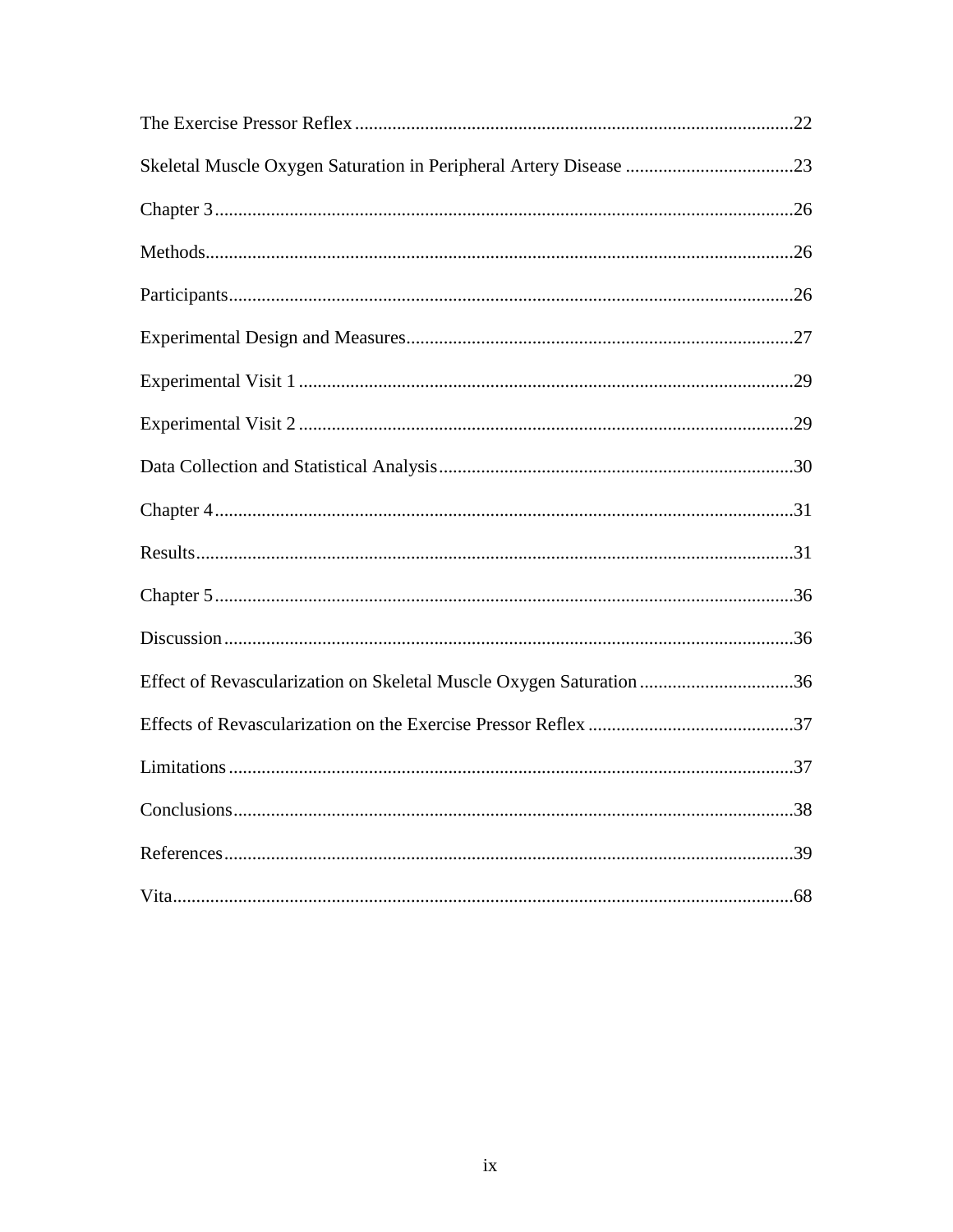The Exercise Pressor Reflex ............................................................................................22

Skeletal Muscle Oxygen Saturation in Peripheral Artery Disease ...................................23

Chapter 3..........................................................................................................................26

Methods............................................................................................................................26

Participants........................................................................................................................26

Experimental Design and Measures..................................................................................27

Experimental Visit 1 .........................................................................................................29

Experimental Visit 2 .........................................................................................................29

Data Collection and Statistical Analysis............................................................................30

Chapter 4..........................................................................................................................31

Results..............................................................................................................................31

Chapter 5..........................................................................................................................36

Discussion.........................................................................................................................36

Effect of Revascularization on Skeletal Muscle Oxygen Saturation.................................36

Effects of Revascularization on the Exercise Pressor Reflex ............................................37

Limitations........................................................................................................................37

Conclusions.......................................................................................................................38

References.........................................................................................................................39

Vita...................................................................................................................................68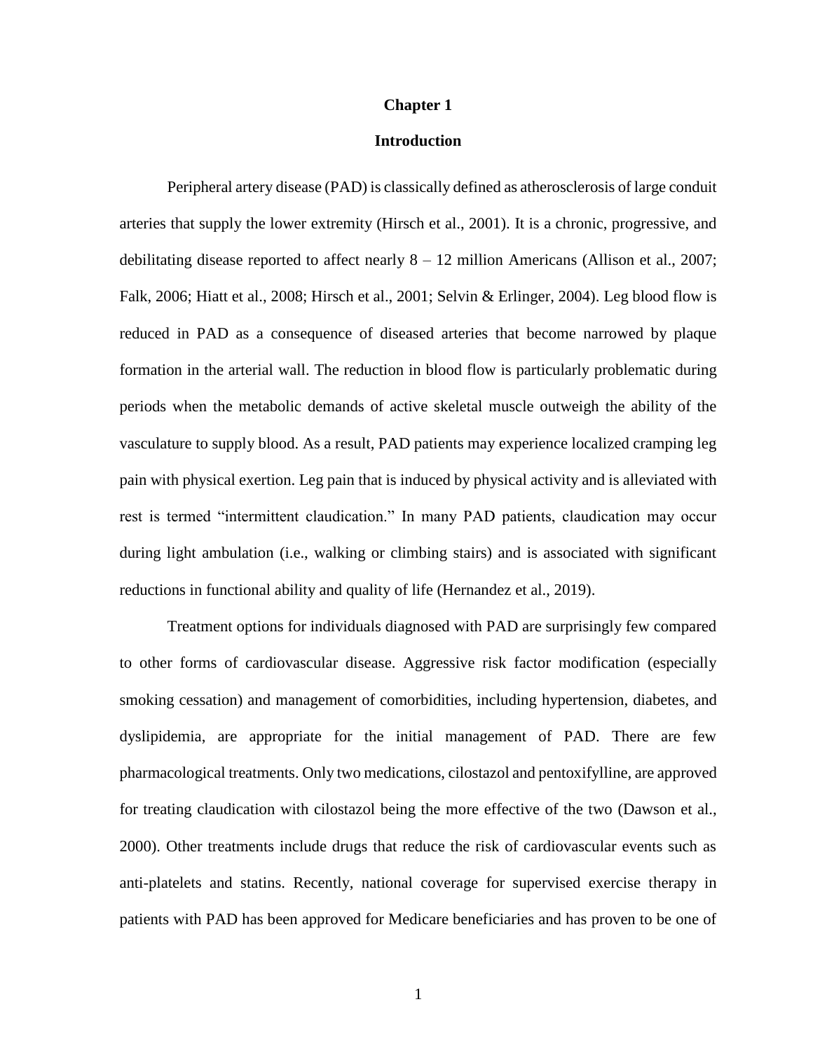# Chapter 1

## Introduction

Peripheral artery disease (PAD) is classically defined as atherosclerosis of large conduit arteries that supply the lower extremity (Hirsch et al., 2001). It is a chronic, progressive, and debilitating disease reported to affect nearly 8 – 12 million Americans (Allison et al., 2007; Falk, 2006; Hiatt et al., 2008; Hirsch et al., 2001; Selvin & Erlinger, 2004). Leg blood flow is reduced in PAD as a consequence of diseased arteries that become narrowed by plaque formation in the arterial wall. The reduction in blood flow is particularly problematic during periods when the metabolic demands of active skeletal muscle outweigh the ability of the vasculature to supply blood. As a result, PAD patients may experience localized cramping leg pain with physical exertion. Leg pain that is induced by physical activity and is alleviated with rest is termed "intermittent claudication." In many PAD patients, claudication may occur during light ambulation (i.e., walking or climbing stairs) and is associated with significant reductions in functional ability and quality of life (Hernandez et al., 2019).

Treatment options for individuals diagnosed with PAD are surprisingly few compared to other forms of cardiovascular disease. Aggressive risk factor modification (especially smoking cessation) and management of comorbidities, including hypertension, diabetes, and dyslipidemia, are appropriate for the initial management of PAD. There are few pharmacological treatments. Only two medications, cilostazol and pentoxifylline, are approved for treating claudication with cilostazol being the more effective of the two (Dawson et al., 2000). Other treatments include drugs that reduce the risk of cardiovascular events such as anti-platelets and statins. Recently, national coverage for supervised exercise therapy in patients with PAD has been approved for Medicare beneficiaries and has proven to be one of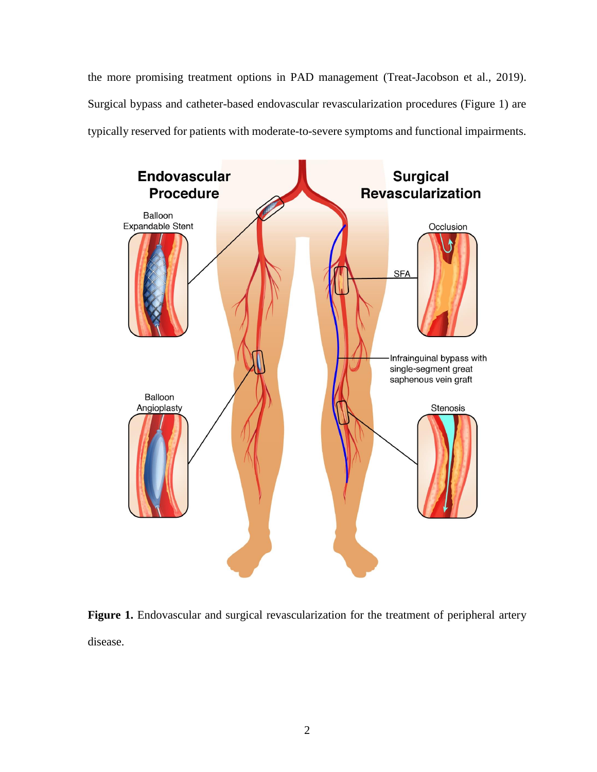the more promising treatment options in PAD management (Treat-Jacobson et al., 2019). Surgical bypass and catheter-based endovascular revascularization procedures (Figure 1) are typically reserved for patients with moderate-to-severe symptoms and functional impairments.

**Figure 1.** Endovascular and surgical revascularization for the treatment of peripheral artery disease.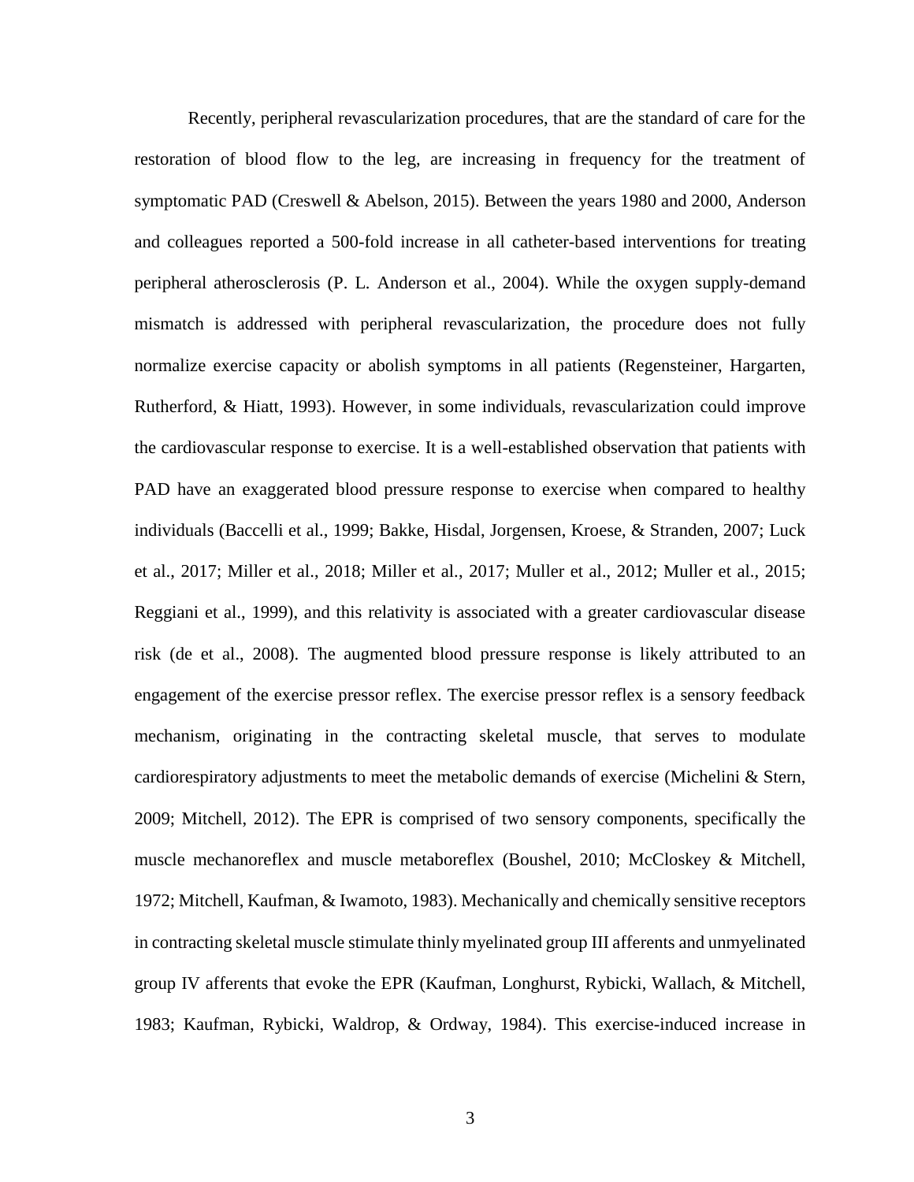Recently, peripheral revascularization procedures, that are the standard of care for the restoration of blood flow to the leg, are increasing in frequency for the treatment of symptomatic PAD (Creswell & Abelson, 2015). Between the years 1980 and 2000, Anderson and colleagues reported a 500-fold increase in all catheter-based interventions for treating peripheral atherosclerosis (P. L. Anderson et al., 2004). While the oxygen supply-demand mismatch is addressed with peripheral revascularization, the procedure does not fully normalize exercise capacity or abolish symptoms in all patients (Regensteiner, Hargarten, Rutherford, & Hiatt, 1993). However, in some individuals, revascularization could improve the cardiovascular response to exercise. It is a well-established observation that patients with PAD have an exaggerated blood pressure response to exercise when compared to healthy individuals (Baccelli et al., 1999; Bakke, Hisdal, Jorgensen, Kroese, & Stranden, 2007; Luck et al., 2017; Miller et al., 2018; Miller et al., 2017; Muller et al., 2012; Muller et al., 2015; Reggiani et al., 1999), and this relativity is associated with a greater cardiovascular disease risk (de et al., 2008). The augmented blood pressure response is likely attributed to an engagement of the exercise pressor reflex. The exercise pressor reflex is a sensory feedback mechanism, originating in the contracting skeletal muscle, that serves to modulate cardiorespiratory adjustments to meet the metabolic demands of exercise (Michelini & Stern, 2009; Mitchell, 2012). The EPR is comprised of two sensory components, specifically the muscle mechanoreflex and muscle metaboreflex (Boushel, 2010; McCloskey & Mitchell, 1972; Mitchell, Kaufman, & Iwamoto, 1983). Mechanically and chemically sensitive receptors in contracting skeletal muscle stimulate thinly myelinated group III afferents and unmyelinated group IV afferents that evoke the EPR (Kaufman, Longhurst, Rybicki, Wallach, & Mitchell, 1983; Kaufman, Rybicki, Waldrop, & Ordway, 1984). This exercise-induced increase in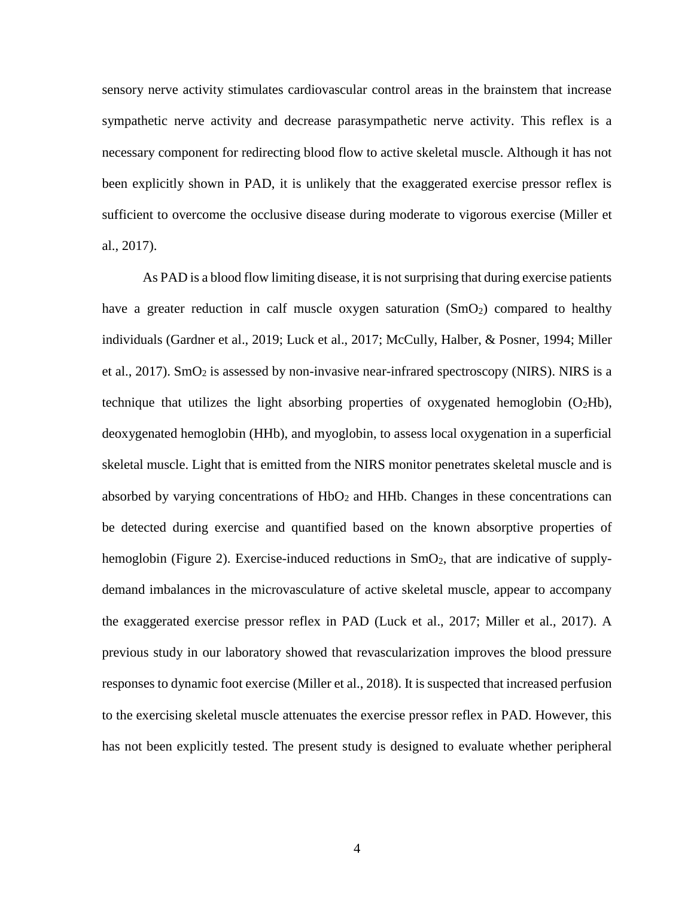sensory nerve activity stimulates cardiovascular control areas in the brainstem that increase sympathetic nerve activity and decrease parasympathetic nerve activity. This reflex is a necessary component for redirecting blood flow to active skeletal muscle. Although it has not been explicitly shown in PAD, it is unlikely that the exaggerated exercise pressor reflex is sufficient to overcome the occlusive disease during moderate to vigorous exercise (Miller et al., 2017).

As PAD is a blood flow limiting disease, it is not surprising that during exercise patients have a greater reduction in calf muscle oxygen saturation ($SmO_2$) compared to healthy individuals (Gardner et al., 2019; Luck et al., 2017; McCully, Halber, & Posner, 1994; Miller et al., 2017). $SmO_2$ is assessed by non-invasive near-infrared spectroscopy (NIRS). NIRS is a technique that utilizes the light absorbing properties of oxygenated hemoglobin ($O_2Hb$), deoxygenated hemoglobin (HHb), and myoglobin, to assess local oxygenation in a superficial skeletal muscle. Light that is emitted from the NIRS monitor penetrates skeletal muscle and is absorbed by varying concentrations of $HbO_2$ and HHb. Changes in these concentrations can be detected during exercise and quantified based on the known absorptive properties of hemoglobin (Figure 2). Exercise-induced reductions in $SmO_2$, that are indicative of supply-demand imbalances in the microvasculature of active skeletal muscle, appear to accompany the exaggerated exercise pressor reflex in PAD (Luck et al., 2017; Miller et al., 2017). A previous study in our laboratory showed that revascularization improves the blood pressure responses to dynamic foot exercise (Miller et al., 2018). It is suspected that increased perfusion to the exercising skeletal muscle attenuates the exercise pressor reflex in PAD. However, this has not been explicitly tested. The present study is designed to evaluate whether peripheral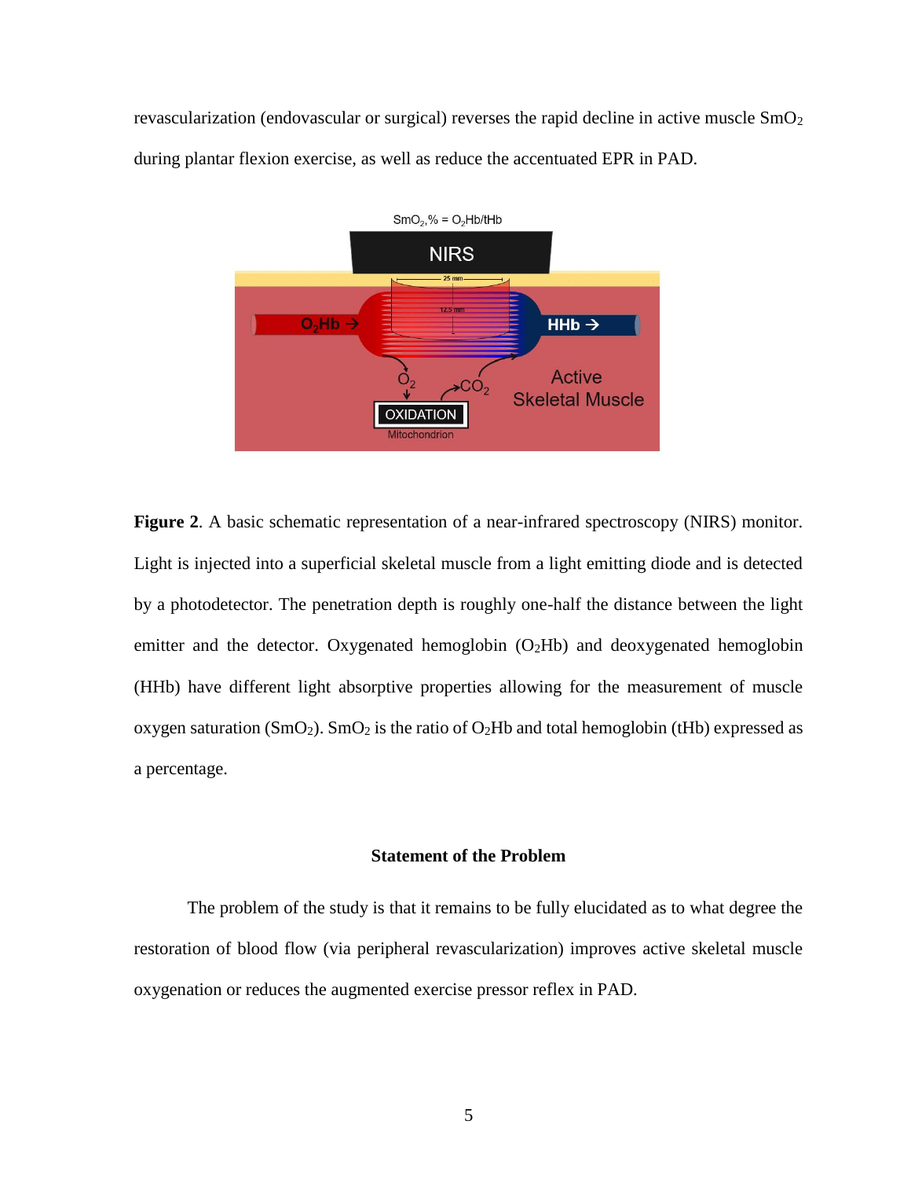revascularization (endovascular or surgical) reverses the rapid decline in active muscle $SmO_2$ during plantar flexion exercise, as well as reduce the accentuated EPR in PAD.

**Figure 2**. A basic schematic representation of a near-infrared spectroscopy (NIRS) monitor. Light is injected into a superficial skeletal muscle from a light emitting diode and is detected by a photodetector. The penetration depth is roughly one-half the distance between the light emitter and the detector. Oxygenated hemoglobin ($O_2Hb$) and deoxygenated hemoglobin (HHb) have different light absorptive properties allowing for the measurement of muscle oxygen saturation ($SmO_2$). $SmO_2$ is the ratio of $O_2Hb$ and total hemoglobin (tHb) expressed as a percentage.

## Statement of the Problem

The problem of the study is that it remains to be fully elucidated as to what degree the restoration of blood flow (via peripheral revascularization) improves active skeletal muscle oxygenation or reduces the augmented exercise pressor reflex in PAD.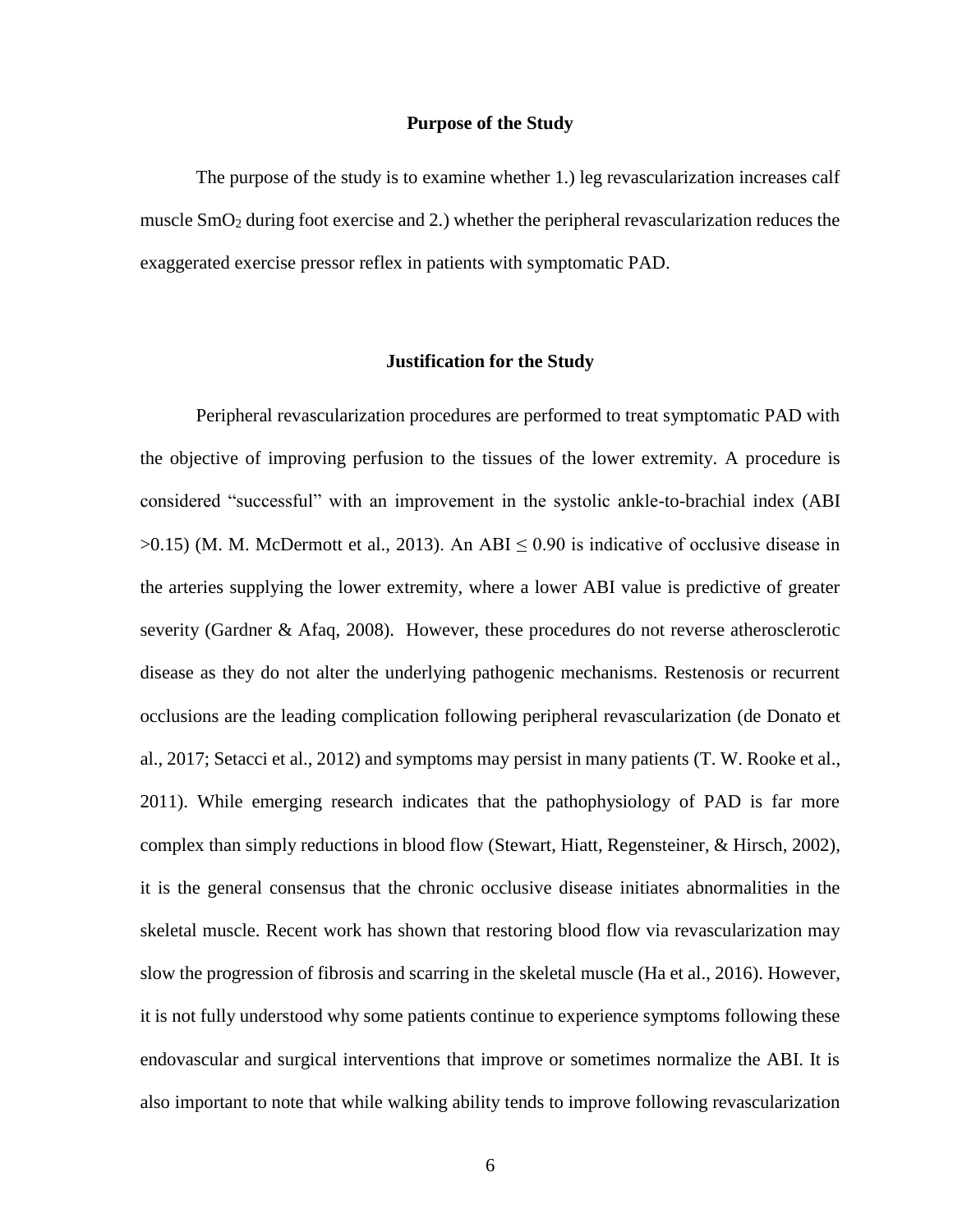## Purpose of the Study

The purpose of the study is to examine whether 1.) leg revascularization increases calf muscle $SmO_2$ during foot exercise and 2.) whether the peripheral revascularization reduces the exaggerated exercise pressor reflex in patients with symptomatic PAD.

## Justification for the Study

Peripheral revascularization procedures are performed to treat symptomatic PAD with the objective of improving perfusion to the tissues of the lower extremity. A procedure is considered "successful" with an improvement in the systolic ankle-to-brachial index (ABI >0.15) (M. M. McDermott et al., 2013). An ABI $\leq$ 0.90 is indicative of occlusive disease in the arteries supplying the lower extremity, where a lower ABI value is predictive of greater severity (Gardner & Afaq, 2008). However, these procedures do not reverse atherosclerotic disease as they do not alter the underlying pathogenic mechanisms. Restenosis or recurrent occlusions are the leading complication following peripheral revascularization (de Donato et al., 2017; Setacci et al., 2012) and symptoms may persist in many patients (T. W. Rooke et al., 2011). While emerging research indicates that the pathophysiology of PAD is far more complex than simply reductions in blood flow (Stewart, Hiatt, Regensteiner, & Hirsch, 2002), it is the general consensus that the chronic occlusive disease initiates abnormalities in the skeletal muscle. Recent work has shown that restoring blood flow via revascularization may slow the progression of fibrosis and scarring in the skeletal muscle (Ha et al., 2016). However, it is not fully understood why some patients continue to experience symptoms following these endovascular and surgical interventions that improve or sometimes normalize the ABI. It is also important to note that while walking ability tends to improve following revascularization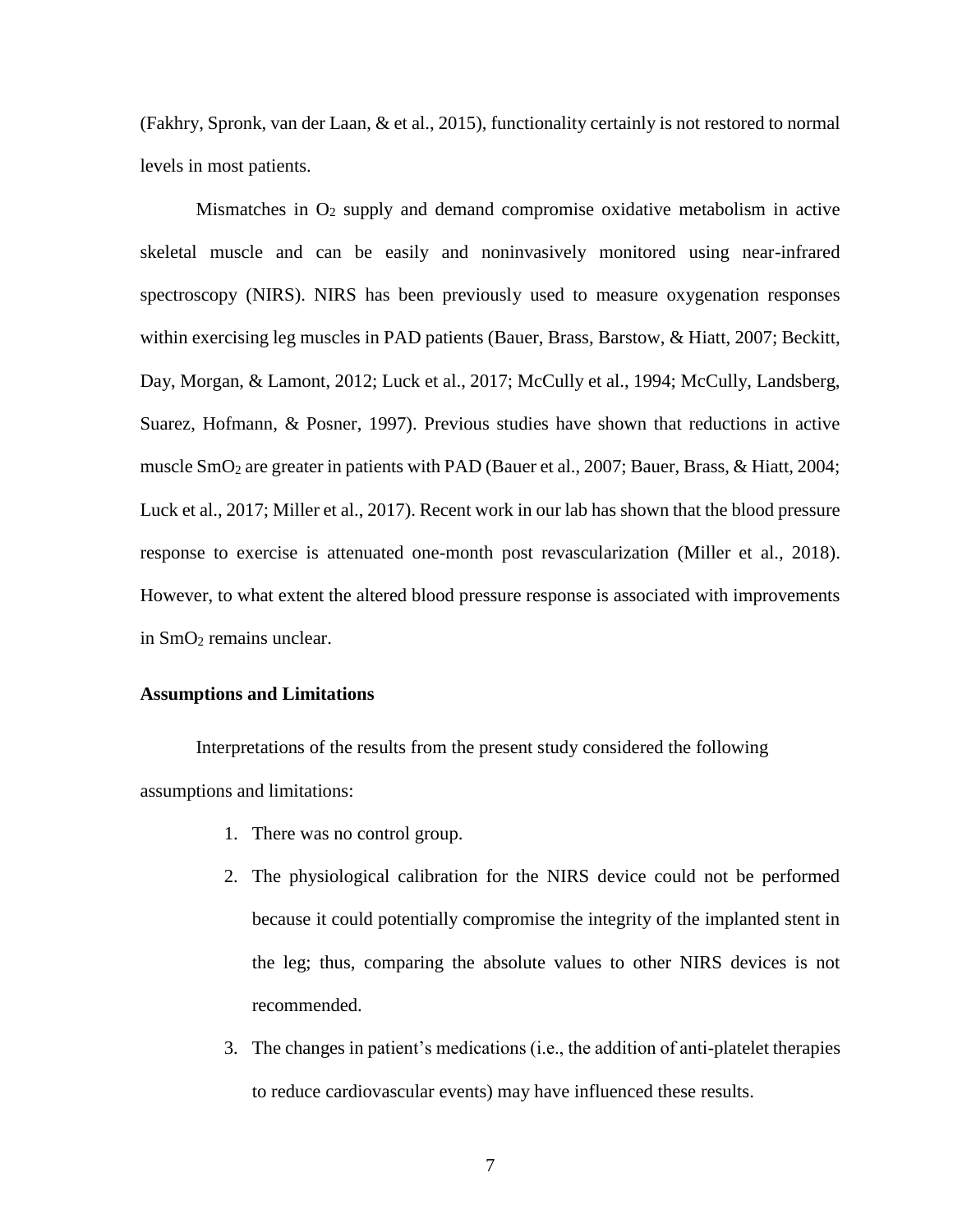(Fakhry, Spronk, van der Laan, & et al., 2015), functionality certainly is not restored to normal levels in most patients.

Mismatches in $O_2$ supply and demand compromise oxidative metabolism in active skeletal muscle and can be easily and noninvasively monitored using near-infrared spectroscopy (NIRS). NIRS has been previously used to measure oxygenation responses within exercising leg muscles in PAD patients (Bauer, Brass, Barstow, & Hiatt, 2007; Beckitt, Day, Morgan, & Lamont, 2012; Luck et al., 2017; McCully et al., 1994; McCully, Landsberg, Suarez, Hofmann, & Posner, 1997). Previous studies have shown that reductions in active muscle $SmO_2$ are greater in patients with PAD (Bauer et al., 2007; Bauer, Brass, & Hiatt, 2004; Luck et al., 2017; Miller et al., 2017). Recent work in our lab has shown that the blood pressure response to exercise is attenuated one-month post revascularization (Miller et al., 2018). However, to what extent the altered blood pressure response is associated with improvements in $SmO_2$ remains unclear.

**Assumptions and Limitations**

Interpretations of the results from the present study considered the following assumptions and limitations:

1. There was no control group.
2. The physiological calibration for the NIRS device could not be performed because it could potentially compromise the integrity of the implanted stent in the leg; thus, comparing the absolute values to other NIRS devices is not recommended.
3. The changes in patient's medications (i.e., the addition of anti-platelet therapies to reduce cardiovascular events) may have influenced these results.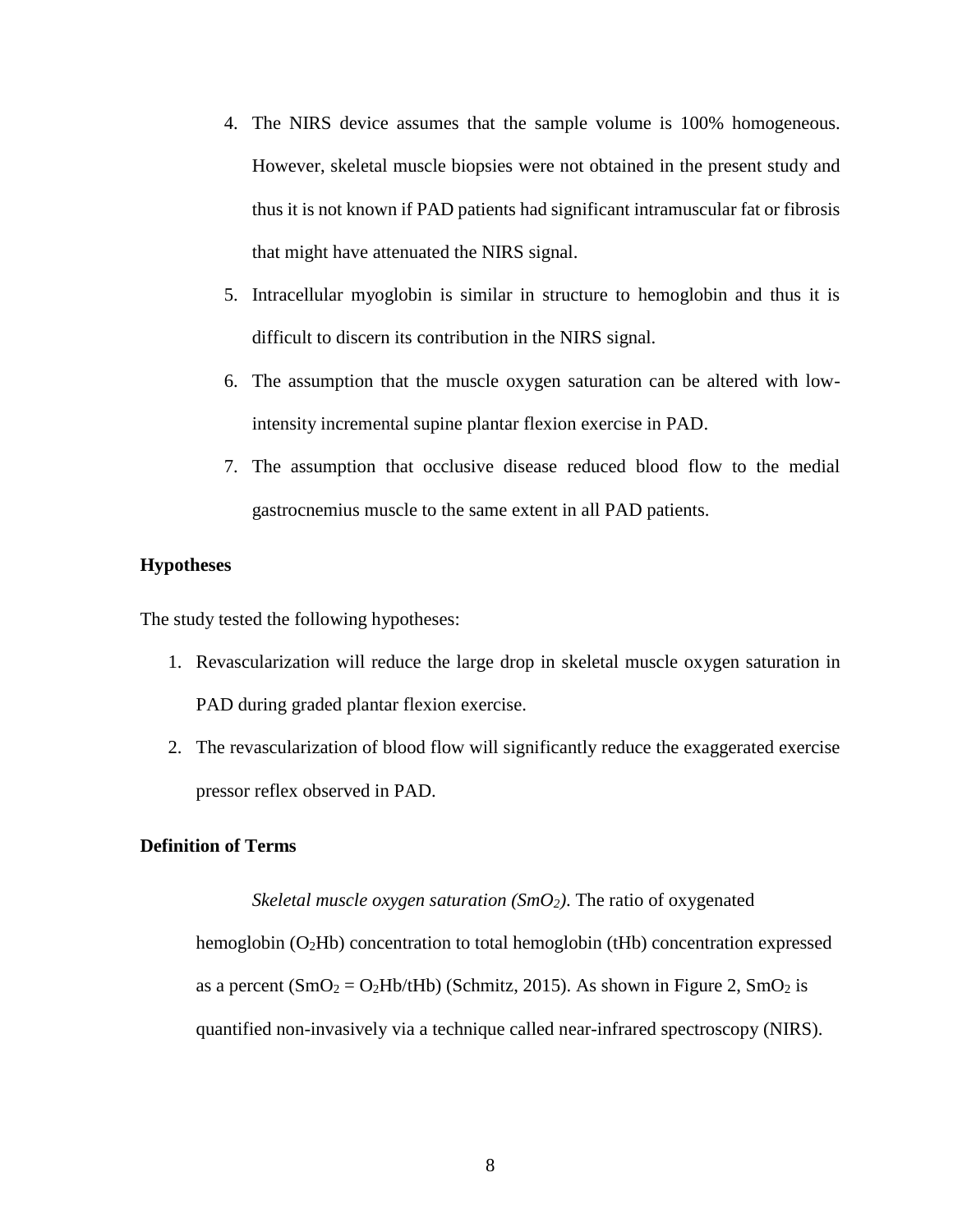4. The NIRS device assumes that the sample volume is 100% homogeneous. However, skeletal muscle biopsies were not obtained in the present study and thus it is not known if PAD patients had significant intramuscular fat or fibrosis that might have attenuated the NIRS signal.
5. Intracellular myoglobin is similar in structure to hemoglobin and thus it is difficult to discern its contribution in the NIRS signal.
6. The assumption that the muscle oxygen saturation can be altered with low-intensity incremental supine plantar flexion exercise in PAD.
7. The assumption that occlusive disease reduced blood flow to the medial gastrocnemius muscle to the same extent in all PAD patients.

**Hypotheses**

The study tested the following hypotheses:

1. Revascularization will reduce the large drop in skeletal muscle oxygen saturation in PAD during graded plantar flexion exercise.
2. The revascularization of blood flow will significantly reduce the exaggerated exercise pressor reflex observed in PAD.

**Definition of Terms**

*Skeletal muscle oxygen saturation ($SmO_2$).* The ratio of oxygenated hemoglobin ($O_2Hb$) concentration to total hemoglobin (tHb) concentration expressed as a percent ($SmO_2 = O_2Hb/tHb$) (Schmitz, 2015). As shown in Figure 2, $SmO_2$ is quantified non-invasively via a technique called near-infrared spectroscopy (NIRS).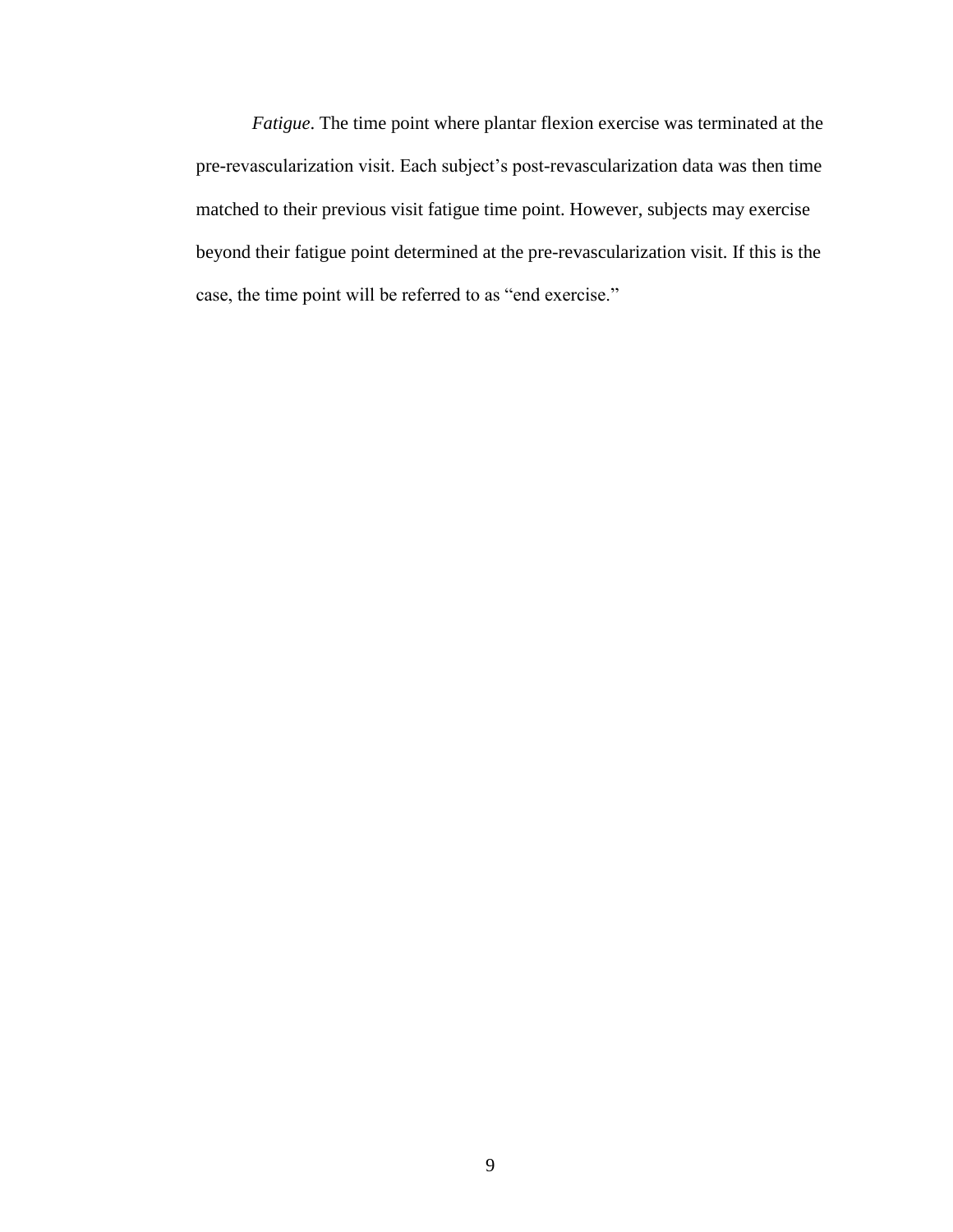*Fatigue*. The time point where plantar flexion exercise was terminated at the pre-revascularization visit. Each subject's post-revascularization data was then time matched to their previous visit fatigue time point. However, subjects may exercise beyond their fatigue point determined at the pre-revascularization visit. If this is the case, the time point will be referred to as "end exercise."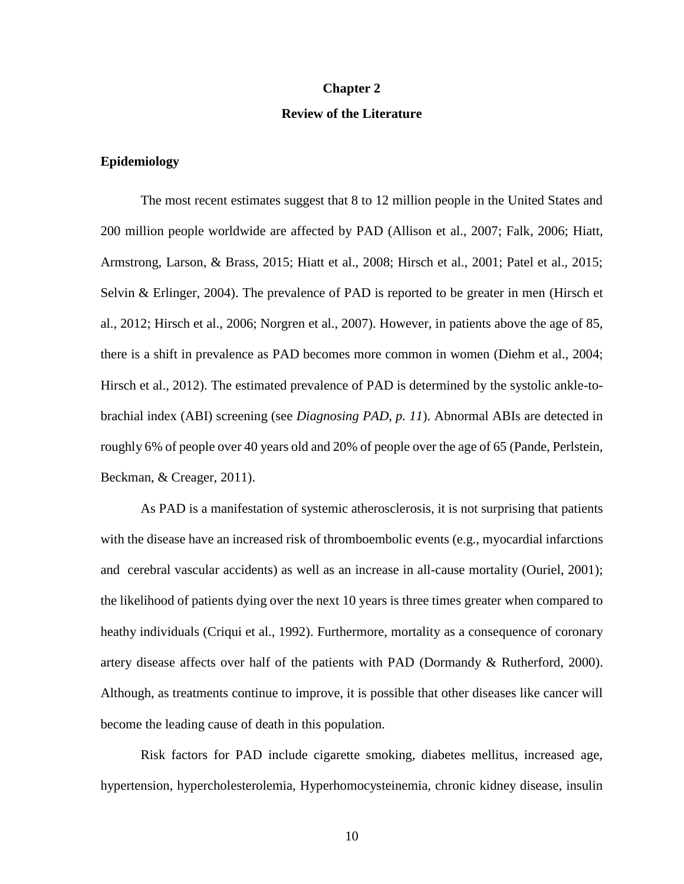# Chapter 2

## Review of the Literature

### Epidemiology

The most recent estimates suggest that 8 to 12 million people in the United States and 200 million people worldwide are affected by PAD (Allison et al., 2007; Falk, 2006; Hiatt, Armstrong, Larson, & Brass, 2015; Hiatt et al., 2008; Hirsch et al., 2001; Patel et al., 2015; Selvin & Erlinger, 2004). The prevalence of PAD is reported to be greater in men (Hirsch et al., 2012; Hirsch et al., 2006; Norgren et al., 2007). However, in patients above the age of 85, there is a shift in prevalence as PAD becomes more common in women (Diehm et al., 2004; Hirsch et al., 2012). The estimated prevalence of PAD is determined by the systolic ankle-to-brachial index (ABI) screening (see *Diagnosing PAD, p. 11*). Abnormal ABIs are detected in roughly 6% of people over 40 years old and 20% of people over the age of 65 (Pande, Perlstein, Beckman, & Creager, 2011).

As PAD is a manifestation of systemic atherosclerosis, it is not surprising that patients with the disease have an increased risk of thromboembolic events (e.g., myocardial infarctions and cerebral vascular accidents) as well as an increase in all-cause mortality (Ouriel, 2001); the likelihood of patients dying over the next 10 years is three times greater when compared to heathy individuals (Criqui et al., 1992). Furthermore, mortality as a consequence of coronary artery disease affects over half of the patients with PAD (Dormandy & Rutherford, 2000). Although, as treatments continue to improve, it is possible that other diseases like cancer will become the leading cause of death in this population.

Risk factors for PAD include cigarette smoking, diabetes mellitus, increased age, hypertension, hypercholesterolemia, Hyperhomocysteinemia, chronic kidney disease, insulin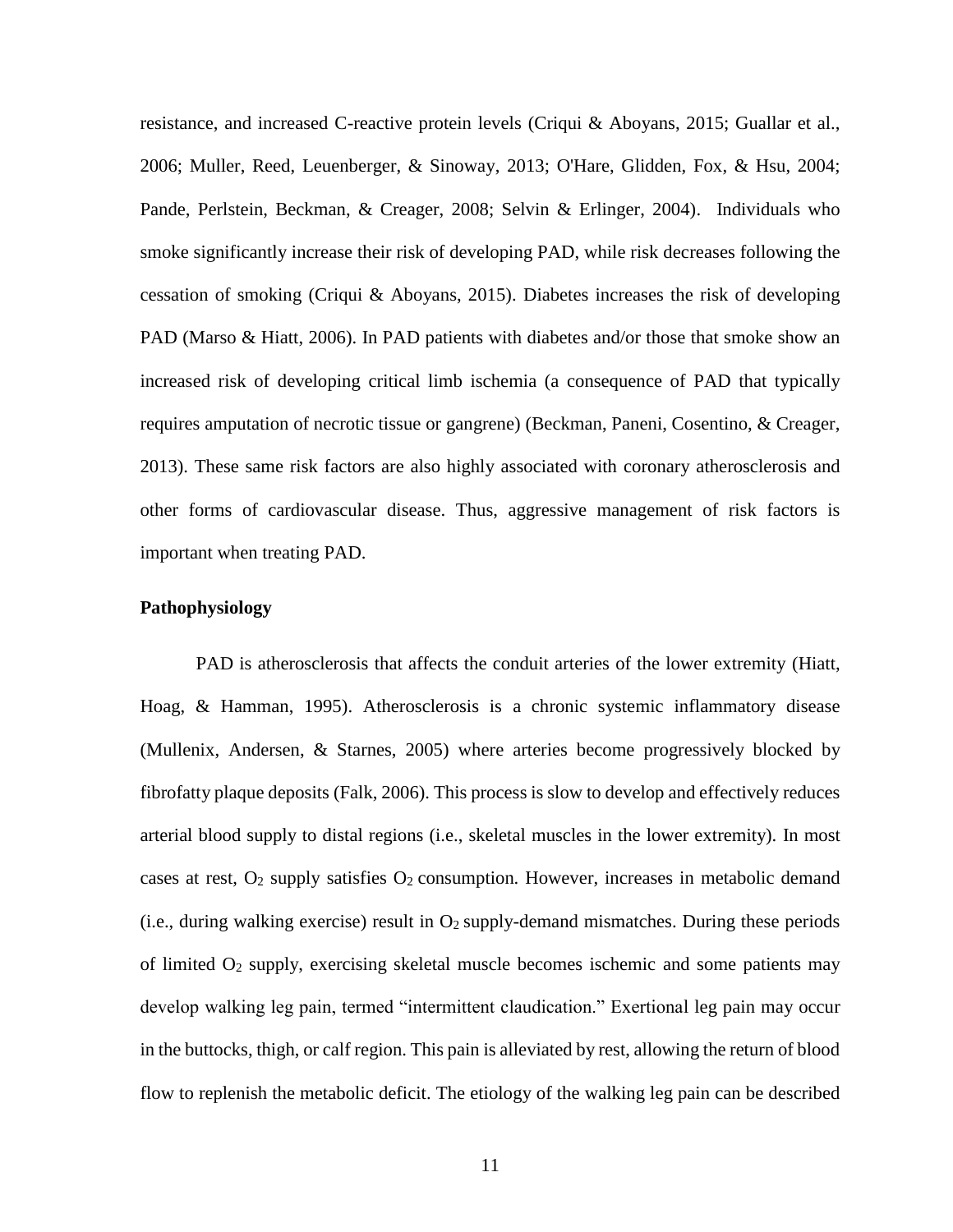resistance, and increased C-reactive protein levels (Criqui & Aboyans, 2015; Guallar et al., 2006; Muller, Reed, Leuenberger, & Sinoway, 2013; O'Hare, Glidden, Fox, & Hsu, 2004; Pande, Perlstein, Beckman, & Creager, 2008; Selvin & Erlinger, 2004). Individuals who smoke significantly increase their risk of developing PAD, while risk decreases following the cessation of smoking (Criqui & Aboyans, 2015). Diabetes increases the risk of developing PAD (Marso & Hiatt, 2006). In PAD patients with diabetes and/or those that smoke show an increased risk of developing critical limb ischemia (a consequence of PAD that typically requires amputation of necrotic tissue or gangrene) (Beckman, Paneni, Cosentino, & Creager, 2013). These same risk factors are also highly associated with coronary atherosclerosis and other forms of cardiovascular disease. Thus, aggressive management of risk factors is important when treating PAD.

**Pathophysiology**

PAD is atherosclerosis that affects the conduit arteries of the lower extremity (Hiatt, Hoag, & Hamman, 1995). Atherosclerosis is a chronic systemic inflammatory disease (Mullenix, Andersen, & Starnes, 2005) where arteries become progressively blocked by fibrofatty plaque deposits (Falk, 2006). This process is slow to develop and effectively reduces arterial blood supply to distal regions (i.e., skeletal muscles in the lower extremity). In most cases at rest, $O_2$ supply satisfies $O_2$ consumption. However, increases in metabolic demand (i.e., during walking exercise) result in $O_2$ supply-demand mismatches. During these periods of limited $O_2$ supply, exercising skeletal muscle becomes ischemic and some patients may develop walking leg pain, termed "intermittent claudication." Exertional leg pain may occur in the buttocks, thigh, or calf region. This pain is alleviated by rest, allowing the return of blood flow to replenish the metabolic deficit. The etiology of the walking leg pain can be described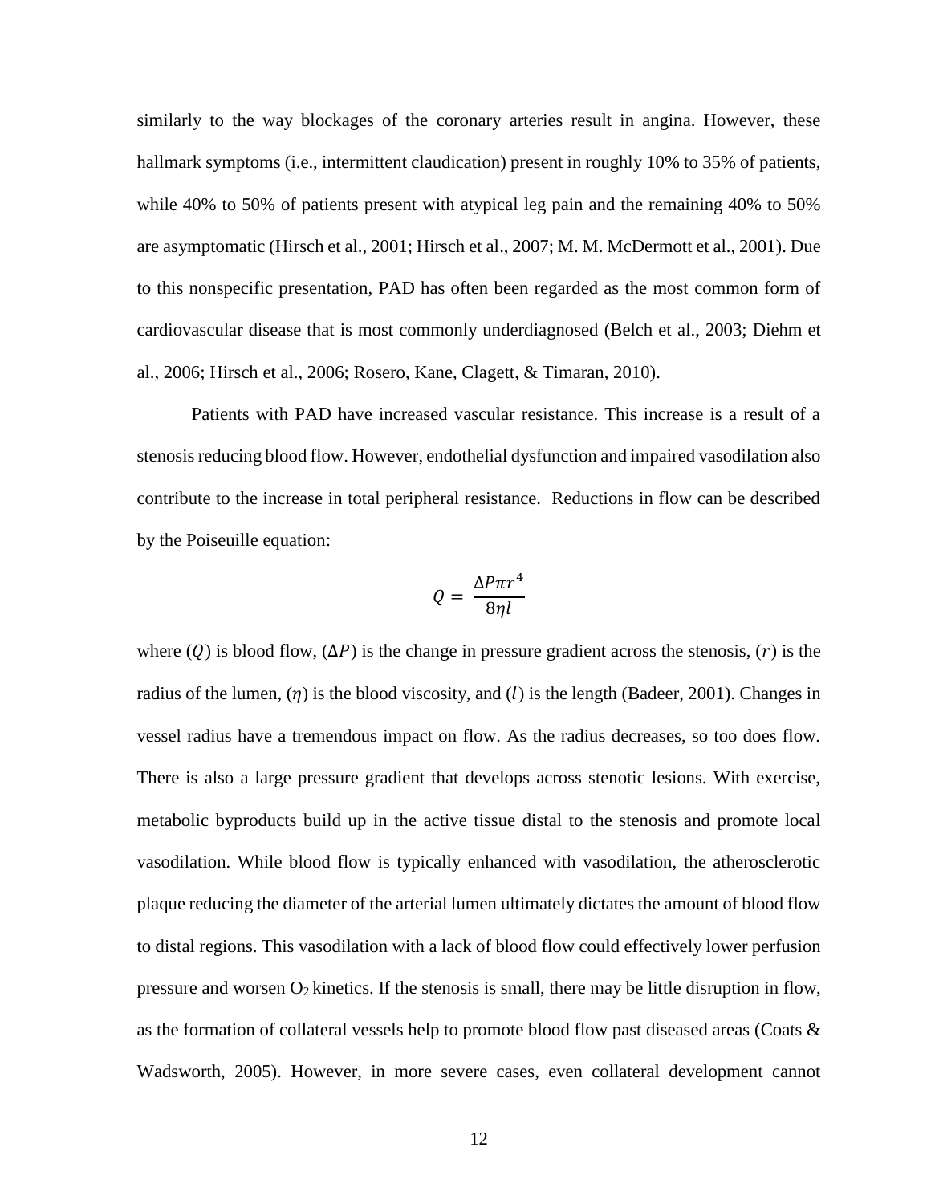similarly to the way blockages of the coronary arteries result in angina. However, these hallmark symptoms (i.e., intermittent claudication) present in roughly 10% to 35% of patients, while 40% to 50% of patients present with atypical leg pain and the remaining 40% to 50% are asymptomatic (Hirsch et al., 2001; Hirsch et al., 2007; M. M. McDermott et al., 2001). Due to this nonspecific presentation, PAD has often been regarded as the most common form of cardiovascular disease that is most commonly underdiagnosed (Belch et al., 2003; Diehm et al., 2006; Hirsch et al., 2006; Rosero, Kane, Clagett, & Timaran, 2010).

Patients with PAD have increased vascular resistance. This increase is a result of a stenosis reducing blood flow. However, endothelial dysfunction and impaired vasodilation also contribute to the increase in total peripheral resistance. Reductions in flow can be described by the Poiseuille equation:

$$Q = \frac{\Delta P \pi r^4}{8 \eta l}$$

where ($Q$) is blood flow, ($\Delta P$) is the change in pressure gradient across the stenosis, ($r$) is the radius of the lumen, ($\eta$) is the blood viscosity, and ($l$) is the length (Badeer, 2001). Changes in vessel radius have a tremendous impact on flow. As the radius decreases, so too does flow. There is also a large pressure gradient that develops across stenotic lesions. With exercise, metabolic byproducts build up in the active tissue distal to the stenosis and promote local vasodilation. While blood flow is typically enhanced with vasodilation, the atherosclerotic plaque reducing the diameter of the arterial lumen ultimately dictates the amount of blood flow to distal regions. This vasodilation with a lack of blood flow could effectively lower perfusion pressure and worsen $O_2$ kinetics. If the stenosis is small, there may be little disruption in flow, as the formation of collateral vessels help to promote blood flow past diseased areas (Coats & Wadsworth, 2005). However, in more severe cases, even collateral development cannot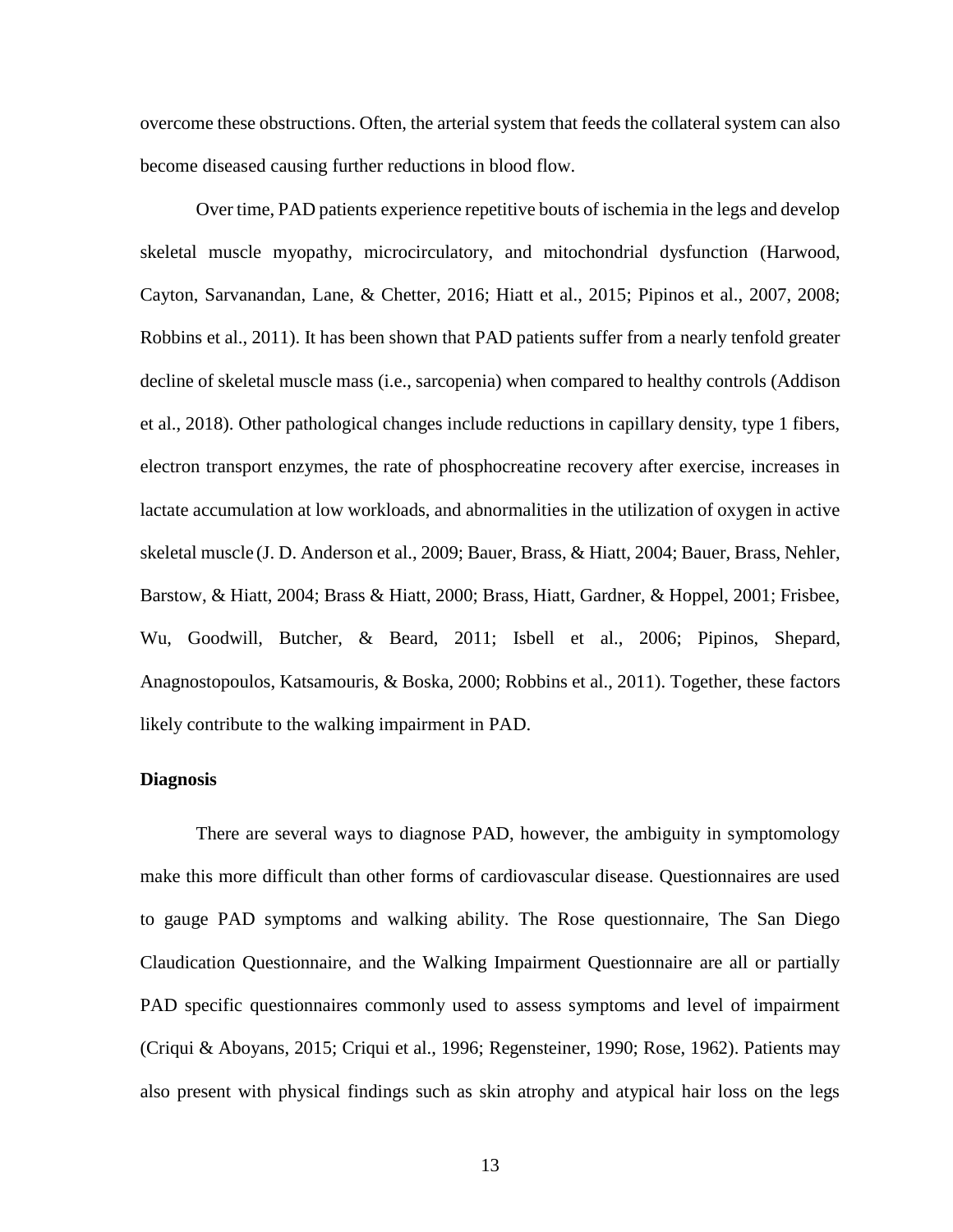overcome these obstructions. Often, the arterial system that feeds the collateral system can also become diseased causing further reductions in blood flow.

Over time, PAD patients experience repetitive bouts of ischemia in the legs and develop skeletal muscle myopathy, microcirculatory, and mitochondrial dysfunction (Harwood, Cayton, Sarvanandan, Lane, & Chetter, 2016; Hiatt et al., 2015; Pipinos et al., 2007, 2008; Robbins et al., 2011). It has been shown that PAD patients suffer from a nearly tenfold greater decline of skeletal muscle mass (i.e., sarcopenia) when compared to healthy controls (Addison et al., 2018). Other pathological changes include reductions in capillary density, type 1 fibers, electron transport enzymes, the rate of phosphocreatine recovery after exercise, increases in lactate accumulation at low workloads, and abnormalities in the utilization of oxygen in active skeletal muscle (J. D. Anderson et al., 2009; Bauer, Brass, & Hiatt, 2004; Bauer, Brass, Nehler, Barstow, & Hiatt, 2004; Brass & Hiatt, 2000; Brass, Hiatt, Gardner, & Hoppel, 2001; Frisbee, Wu, Goodwill, Butcher, & Beard, 2011; Isbell et al., 2006; Pipinos, Shepard, Anagnostopoulos, Katsamouris, & Boska, 2000; Robbins et al., 2011). Together, these factors likely contribute to the walking impairment in PAD.

**Diagnosis**

There are several ways to diagnose PAD, however, the ambiguity in symptomology make this more difficult than other forms of cardiovascular disease. Questionnaires are used to gauge PAD symptoms and walking ability. The Rose questionnaire, The San Diego Claudication Questionnaire, and the Walking Impairment Questionnaire are all or partially PAD specific questionnaires commonly used to assess symptoms and level of impairment (Criqui & Aboyans, 2015; Criqui et al., 1996; Regensteiner, 1990; Rose, 1962). Patients may also present with physical findings such as skin atrophy and atypical hair loss on the legs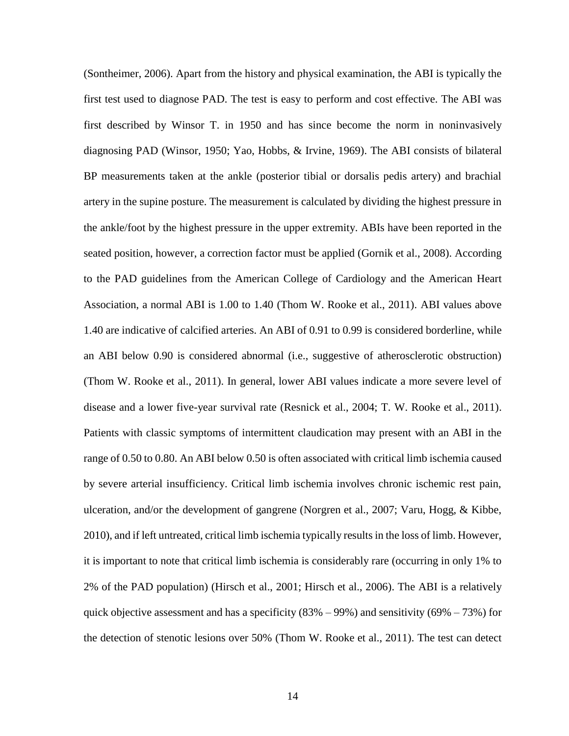(Sontheimer, 2006). Apart from the history and physical examination, the ABI is typically the first test used to diagnose PAD. The test is easy to perform and cost effective. The ABI was first described by Winsor T. in 1950 and has since become the norm in noninvasively diagnosing PAD (Winsor, 1950; Yao, Hobbs, & Irvine, 1969). The ABI consists of bilateral BP measurements taken at the ankle (posterior tibial or dorsalis pedis artery) and brachial artery in the supine posture. The measurement is calculated by dividing the highest pressure in the ankle/foot by the highest pressure in the upper extremity. ABIs have been reported in the seated position, however, a correction factor must be applied (Gornik et al., 2008). According to the PAD guidelines from the American College of Cardiology and the American Heart Association, a normal ABI is 1.00 to 1.40 (Thom W. Rooke et al., 2011). ABI values above 1.40 are indicative of calcified arteries. An ABI of 0.91 to 0.99 is considered borderline, while an ABI below 0.90 is considered abnormal (i.e., suggestive of atherosclerotic obstruction) (Thom W. Rooke et al., 2011). In general, lower ABI values indicate a more severe level of disease and a lower five-year survival rate (Resnick et al., 2004; T. W. Rooke et al., 2011). Patients with classic symptoms of intermittent claudication may present with an ABI in the range of 0.50 to 0.80. An ABI below 0.50 is often associated with critical limb ischemia caused by severe arterial insufficiency. Critical limb ischemia involves chronic ischemic rest pain, ulceration, and/or the development of gangrene (Norgren et al., 2007; Varu, Hogg, & Kibbe, 2010), and if left untreated, critical limb ischemia typically results in the loss of limb. However, it is important to note that critical limb ischemia is considerably rare (occurring in only 1% to 2% of the PAD population) (Hirsch et al., 2001; Hirsch et al., 2006). The ABI is a relatively quick objective assessment and has a specificity (83% – 99%) and sensitivity (69% – 73%) for the detection of stenotic lesions over 50% (Thom W. Rooke et al., 2011). The test can detect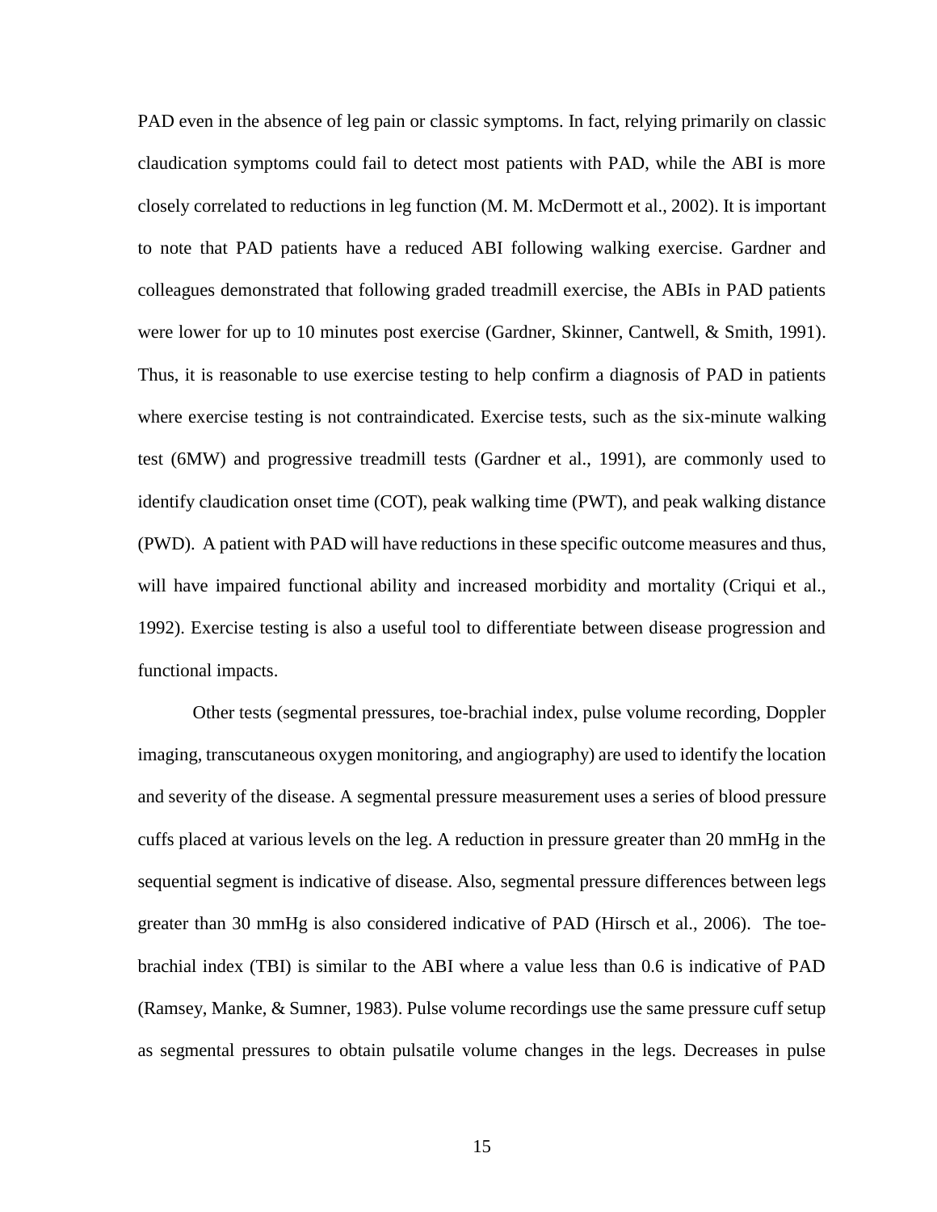PAD even in the absence of leg pain or classic symptoms. In fact, relying primarily on classic claudication symptoms could fail to detect most patients with PAD, while the ABI is more closely correlated to reductions in leg function (M. M. McDermott et al., 2002). It is important to note that PAD patients have a reduced ABI following walking exercise. Gardner and colleagues demonstrated that following graded treadmill exercise, the ABIs in PAD patients were lower for up to 10 minutes post exercise (Gardner, Skinner, Cantwell, & Smith, 1991). Thus, it is reasonable to use exercise testing to help confirm a diagnosis of PAD in patients where exercise testing is not contraindicated. Exercise tests, such as the six-minute walking test (6MW) and progressive treadmill tests (Gardner et al., 1991), are commonly used to identify claudication onset time (COT), peak walking time (PWT), and peak walking distance (PWD). A patient with PAD will have reductions in these specific outcome measures and thus, will have impaired functional ability and increased morbidity and mortality (Criqui et al., 1992). Exercise testing is also a useful tool to differentiate between disease progression and functional impacts.

Other tests (segmental pressures, toe-brachial index, pulse volume recording, Doppler imaging, transcutaneous oxygen monitoring, and angiography) are used to identify the location and severity of the disease. A segmental pressure measurement uses a series of blood pressure cuffs placed at various levels on the leg. A reduction in pressure greater than 20 mmHg in the sequential segment is indicative of disease. Also, segmental pressure differences between legs greater than 30 mmHg is also considered indicative of PAD (Hirsch et al., 2006). The toe-brachial index (TBI) is similar to the ABI where a value less than 0.6 is indicative of PAD (Ramsey, Manke, & Sumner, 1983). Pulse volume recordings use the same pressure cuff setup as segmental pressures to obtain pulsatile volume changes in the legs. Decreases in pulse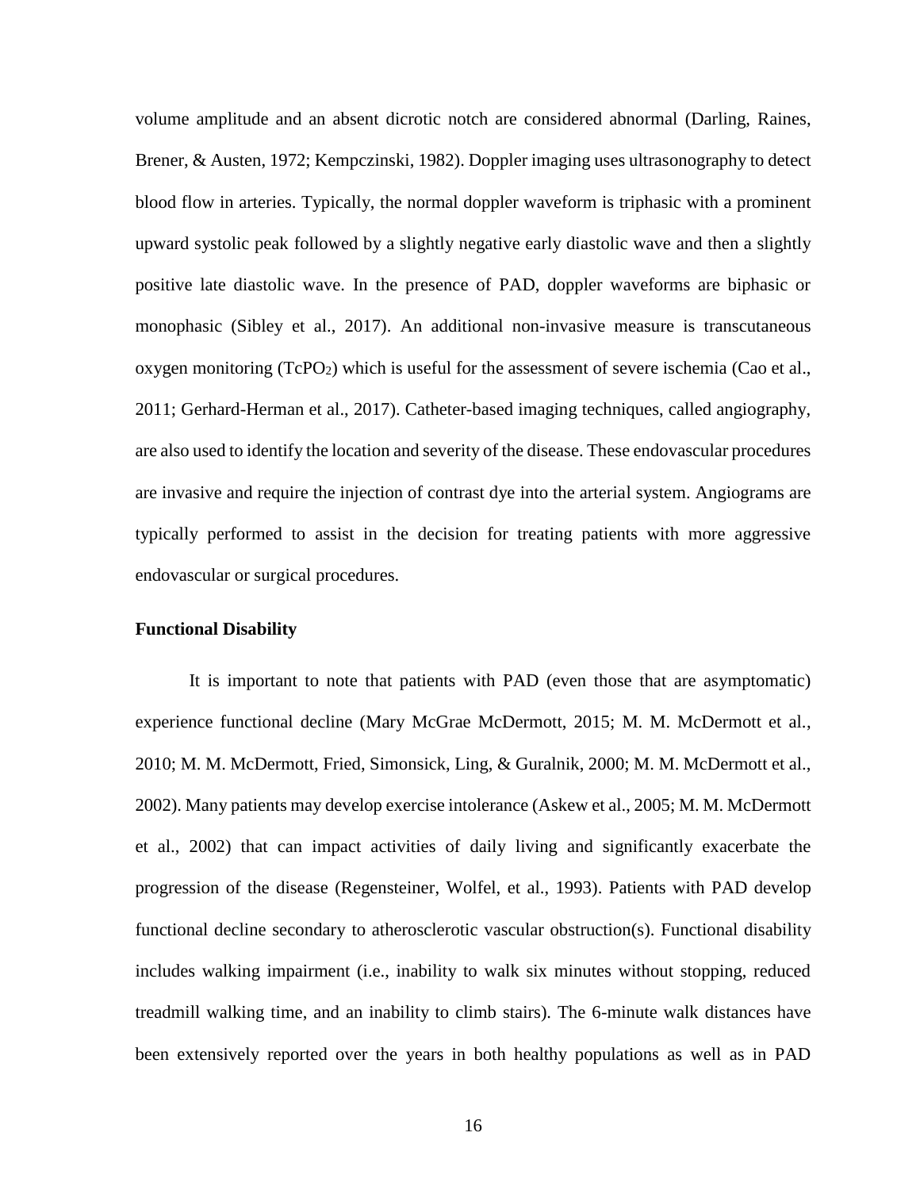volume amplitude and an absent dicrotic notch are considered abnormal (Darling, Raines, Brener, & Austen, 1972; Kempczinski, 1982). Doppler imaging uses ultrasonography to detect blood flow in arteries. Typically, the normal doppler waveform is triphasic with a prominent upward systolic peak followed by a slightly negative early diastolic wave and then a slightly positive late diastolic wave. In the presence of PAD, doppler waveforms are biphasic or monophasic (Sibley et al., 2017). An additional non-invasive measure is transcutaneous oxygen monitoring ($TcPO_2$) which is useful for the assessment of severe ischemia (Cao et al., 2011; Gerhard-Herman et al., 2017). Catheter-based imaging techniques, called angiography, are also used to identify the location and severity of the disease. These endovascular procedures are invasive and require the injection of contrast dye into the arterial system. Angiograms are typically performed to assist in the decision for treating patients with more aggressive endovascular or surgical procedures.

### Functional Disability

It is important to note that patients with PAD (even those that are asymptomatic) experience functional decline (Mary McGrae McDermott, 2015; M. M. McDermott et al., 2010; M. M. McDermott, Fried, Simonsick, Ling, & Guralnik, 2000; M. M. McDermott et al., 2002). Many patients may develop exercise intolerance (Askew et al., 2005; M. M. McDermott et al., 2002) that can impact activities of daily living and significantly exacerbate the progression of the disease (Regensteiner, Wolfel, et al., 1993). Patients with PAD develop functional decline secondary to atherosclerotic vascular obstruction(s). Functional disability includes walking impairment (i.e., inability to walk six minutes without stopping, reduced treadmill walking time, and an inability to climb stairs). The 6-minute walk distances have been extensively reported over the years in both healthy populations as well as in PAD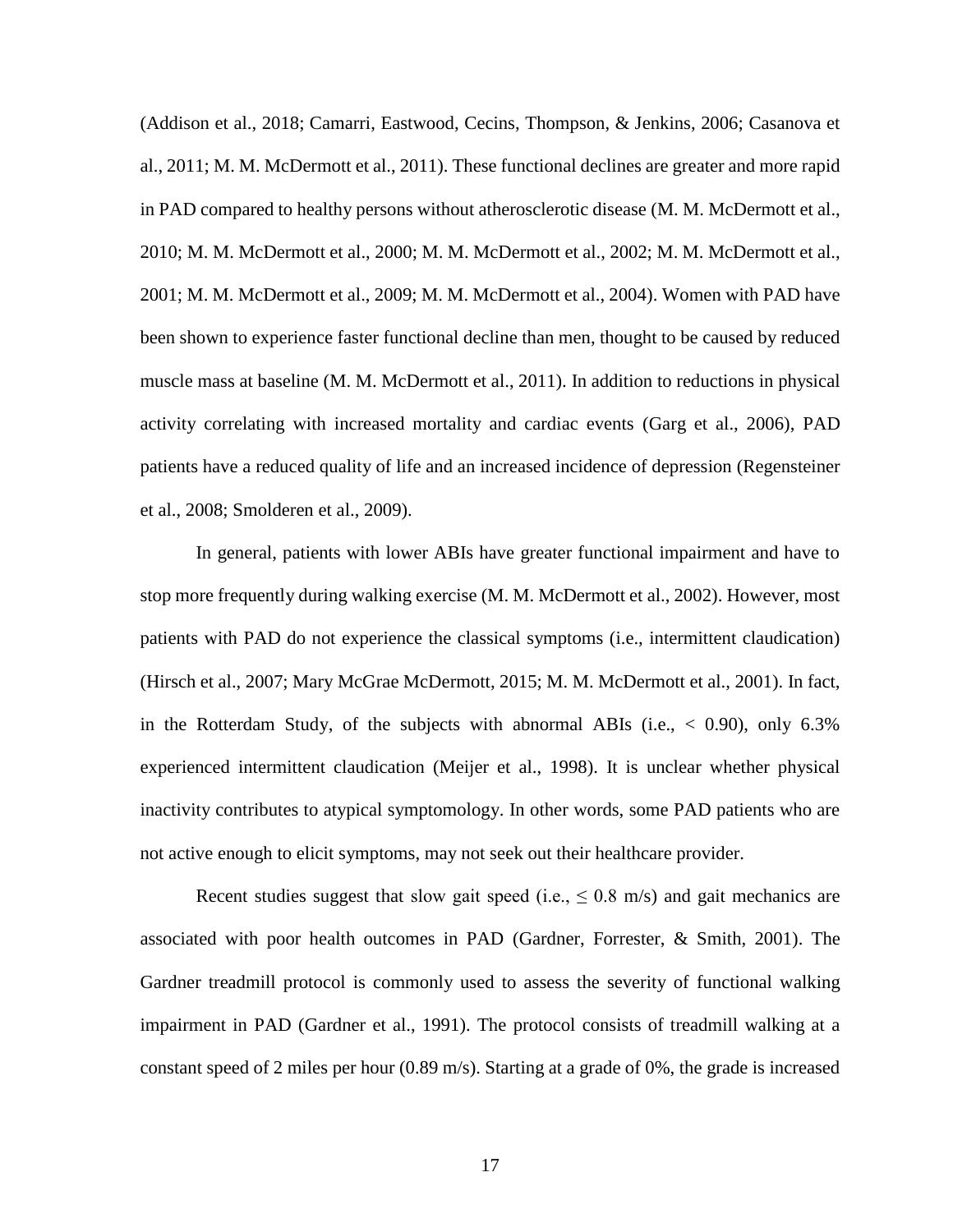(Addison et al., 2018; Camarri, Eastwood, Cecins, Thompson, & Jenkins, 2006; Casanova et al., 2011; M. M. McDermott et al., 2011). These functional declines are greater and more rapid in PAD compared to healthy persons without atherosclerotic disease (M. M. McDermott et al., 2010; M. M. McDermott et al., 2000; M. M. McDermott et al., 2002; M. M. McDermott et al., 2001; M. M. McDermott et al., 2009; M. M. McDermott et al., 2004). Women with PAD have been shown to experience faster functional decline than men, thought to be caused by reduced muscle mass at baseline (M. M. McDermott et al., 2011). In addition to reductions in physical activity correlating with increased mortality and cardiac events (Garg et al., 2006), PAD patients have a reduced quality of life and an increased incidence of depression (Regensteiner et al., 2008; Smolderen et al., 2009).

In general, patients with lower ABIs have greater functional impairment and have to stop more frequently during walking exercise (M. M. McDermott et al., 2002). However, most patients with PAD do not experience the classical symptoms (i.e., intermittent claudication) (Hirsch et al., 2007; Mary McGrae McDermott, 2015; M. M. McDermott et al., 2001). In fact, in the Rotterdam Study, of the subjects with abnormal ABIs (i.e., < 0.90), only 6.3% experienced intermittent claudication (Meijer et al., 1998). It is unclear whether physical inactivity contributes to atypical symptomology. In other words, some PAD patients who are not active enough to elicit symptoms, may not seek out their healthcare provider.

Recent studies suggest that slow gait speed (i.e., $\leq$ 0.8 m/s) and gait mechanics are associated with poor health outcomes in PAD (Gardner, Forrester, & Smith, 2001). The Gardner treadmill protocol is commonly used to assess the severity of functional walking impairment in PAD (Gardner et al., 1991). The protocol consists of treadmill walking at a constant speed of 2 miles per hour (0.89 m/s). Starting at a grade of 0%, the grade is increased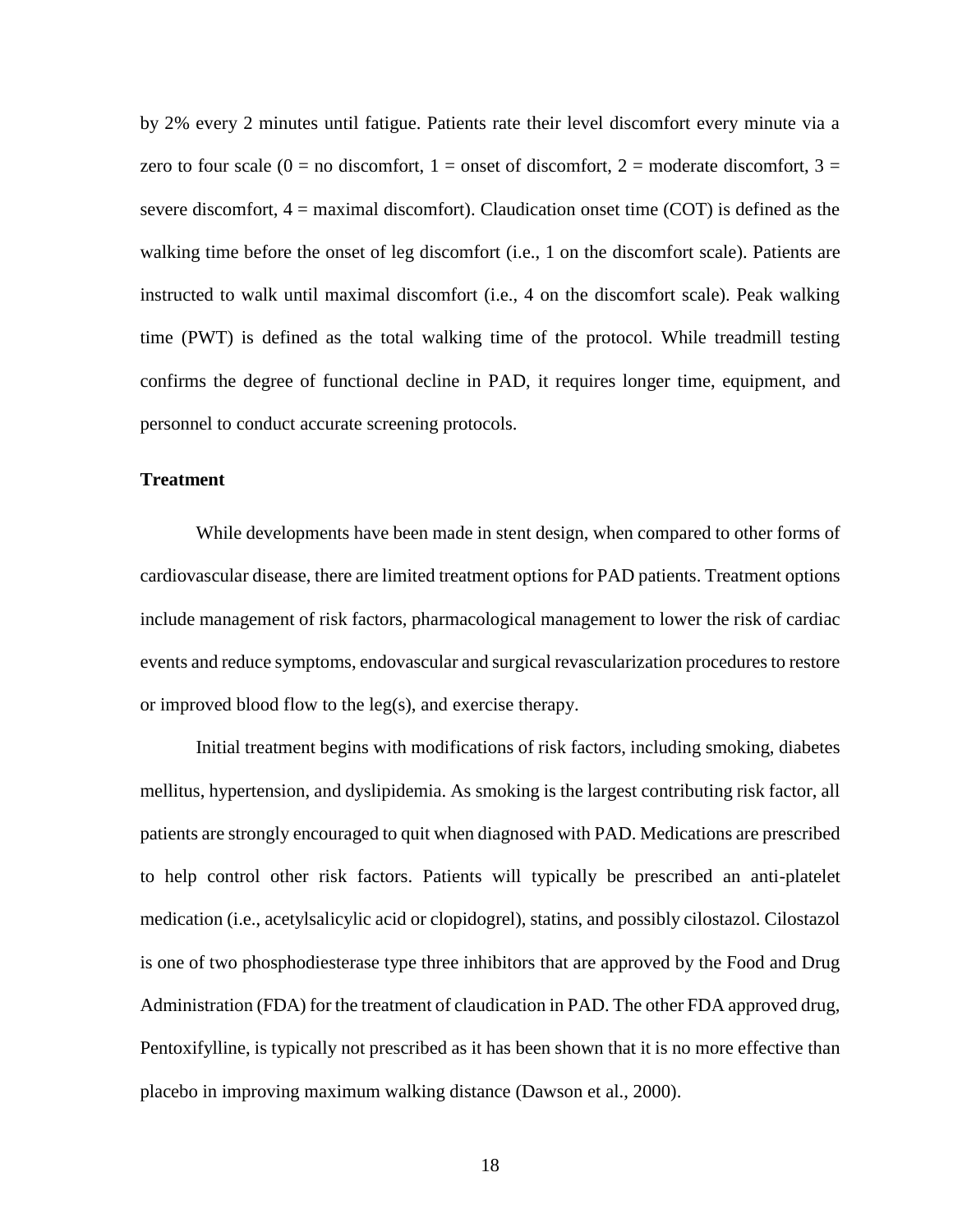by 2% every 2 minutes until fatigue. Patients rate their level discomfort every minute via a zero to four scale (0 = no discomfort, 1 = onset of discomfort, 2 = moderate discomfort, 3 = severe discomfort, 4 = maximal discomfort). Claudication onset time (COT) is defined as the walking time before the onset of leg discomfort (i.e., 1 on the discomfort scale). Patients are instructed to walk until maximal discomfort (i.e., 4 on the discomfort scale). Peak walking time (PWT) is defined as the total walking time of the protocol. While treadmill testing confirms the degree of functional decline in PAD, it requires longer time, equipment, and personnel to conduct accurate screening protocols.

### Treatment

While developments have been made in stent design, when compared to other forms of cardiovascular disease, there are limited treatment options for PAD patients. Treatment options include management of risk factors, pharmacological management to lower the risk of cardiac events and reduce symptoms, endovascular and surgical revascularization procedures to restore or improved blood flow to the leg(s), and exercise therapy.

Initial treatment begins with modifications of risk factors, including smoking, diabetes mellitus, hypertension, and dyslipidemia. As smoking is the largest contributing risk factor, all patients are strongly encouraged to quit when diagnosed with PAD. Medications are prescribed to help control other risk factors. Patients will typically be prescribed an anti-platelet medication (i.e., acetylsalicylic acid or clopidogrel), statins, and possibly cilostazol. Cilostazol is one of two phosphodiesterase type three inhibitors that are approved by the Food and Drug Administration (FDA) for the treatment of claudication in PAD. The other FDA approved drug, Pentoxifylline, is typically not prescribed as it has been shown that it is no more effective than placebo in improving maximum walking distance (Dawson et al., 2000).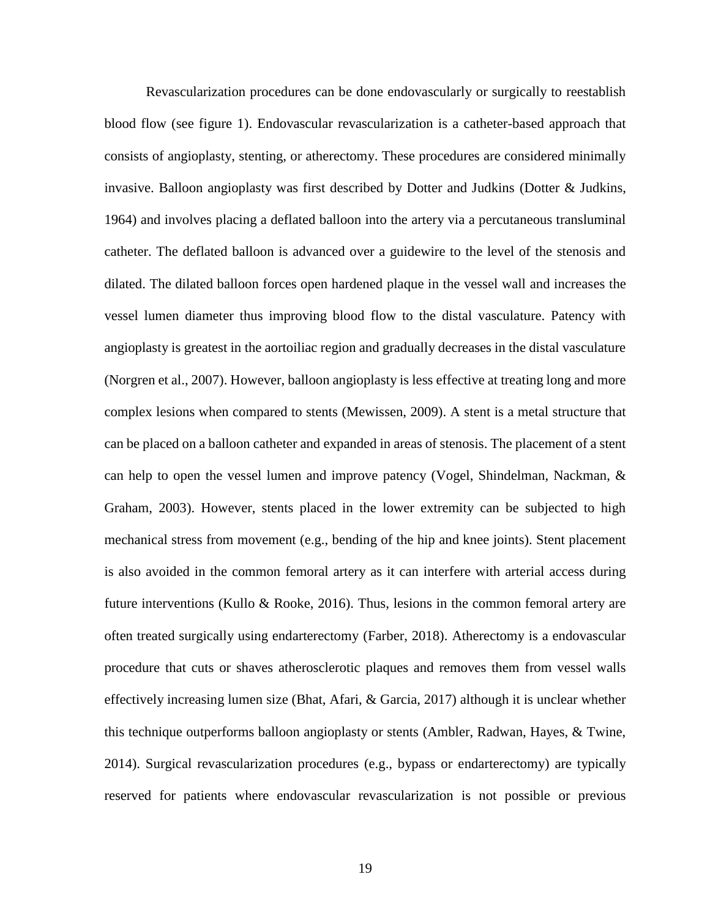Revascularization procedures can be done endovascularly or surgically to reestablish blood flow (see figure 1). Endovascular revascularization is a catheter-based approach that consists of angioplasty, stenting, or atherectomy. These procedures are considered minimally invasive. Balloon angioplasty was first described by Dotter and Judkins (Dotter & Judkins, 1964) and involves placing a deflated balloon into the artery via a percutaneous transluminal catheter. The deflated balloon is advanced over a guidewire to the level of the stenosis and dilated. The dilated balloon forces open hardened plaque in the vessel wall and increases the vessel lumen diameter thus improving blood flow to the distal vasculature. Patency with angioplasty is greatest in the aortoiliac region and gradually decreases in the distal vasculature (Norgren et al., 2007). However, balloon angioplasty is less effective at treating long and more complex lesions when compared to stents (Mewissen, 2009). A stent is a metal structure that can be placed on a balloon catheter and expanded in areas of stenosis. The placement of a stent can help to open the vessel lumen and improve patency (Vogel, Shindelman, Nackman, & Graham, 2003). However, stents placed in the lower extremity can be subjected to high mechanical stress from movement (e.g., bending of the hip and knee joints). Stent placement is also avoided in the common femoral artery as it can interfere with arterial access during future interventions (Kullo & Rooke, 2016). Thus, lesions in the common femoral artery are often treated surgically using endarterectomy (Farber, 2018). Atherectomy is a endovascular procedure that cuts or shaves atherosclerotic plaques and removes them from vessel walls effectively increasing lumen size (Bhat, Afari, & Garcia, 2017) although it is unclear whether this technique outperforms balloon angioplasty or stents (Ambler, Radwan, Hayes, & Twine, 2014). Surgical revascularization procedures (e.g., bypass or endarterectomy) are typically reserved for patients where endovascular revascularization is not possible or previous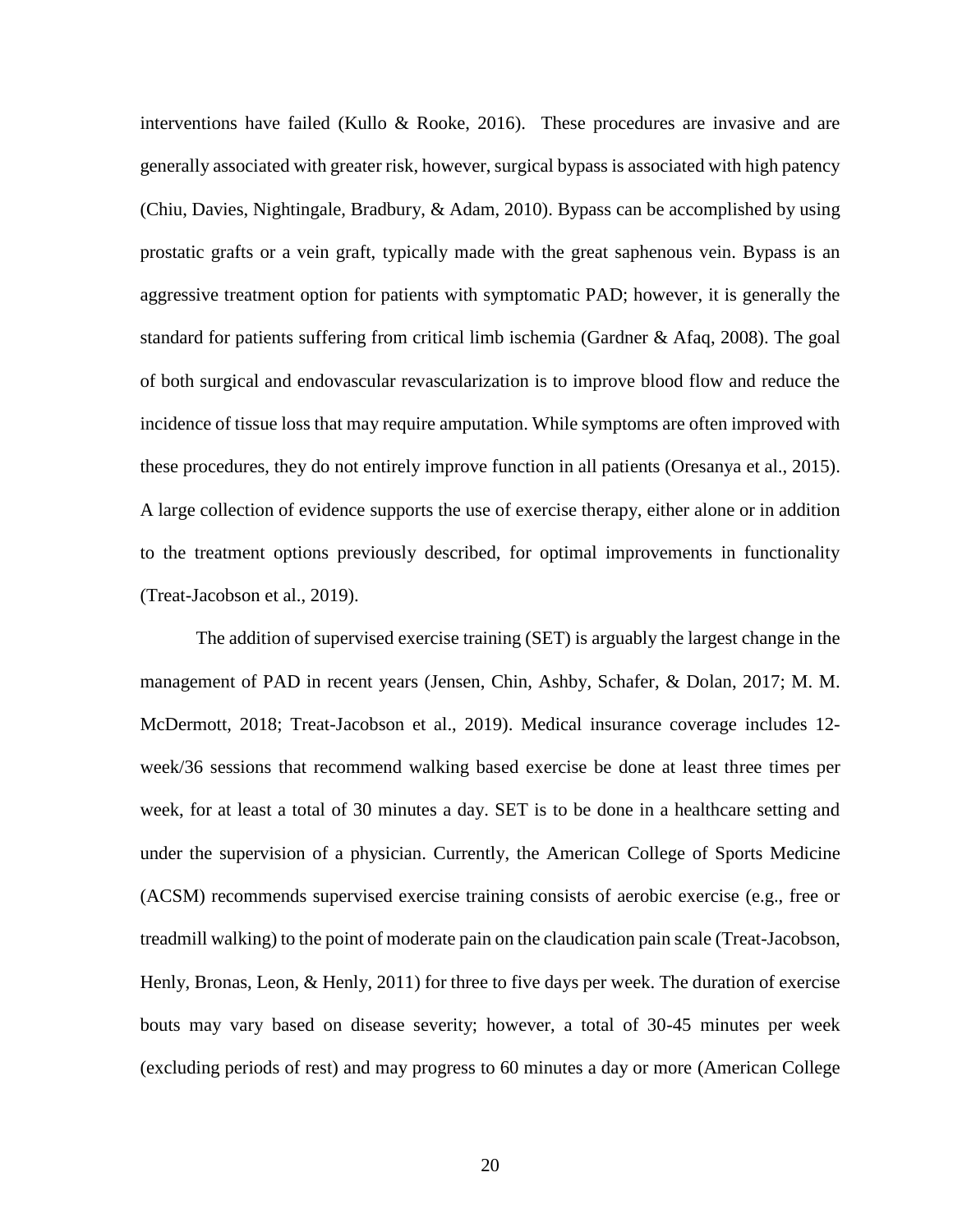interventions have failed (Kullo & Rooke, 2016). These procedures are invasive and are generally associated with greater risk, however, surgical bypass is associated with high patency (Chiu, Davies, Nightingale, Bradbury, & Adam, 2010). Bypass can be accomplished by using prostatic grafts or a vein graft, typically made with the great saphenous vein. Bypass is an aggressive treatment option for patients with symptomatic PAD; however, it is generally the standard for patients suffering from critical limb ischemia (Gardner & Afaq, 2008). The goal of both surgical and endovascular revascularization is to improve blood flow and reduce the incidence of tissue loss that may require amputation. While symptoms are often improved with these procedures, they do not entirely improve function in all patients (Oresanya et al., 2015). A large collection of evidence supports the use of exercise therapy, either alone or in addition to the treatment options previously described, for optimal improvements in functionality (Treat-Jacobson et al., 2019).

The addition of supervised exercise training (SET) is arguably the largest change in the management of PAD in recent years (Jensen, Chin, Ashby, Schafer, & Dolan, 2017; M. M. McDermott, 2018; Treat-Jacobson et al., 2019). Medical insurance coverage includes 12-week/36 sessions that recommend walking based exercise be done at least three times per week, for at least a total of 30 minutes a day. SET is to be done in a healthcare setting and under the supervision of a physician. Currently, the American College of Sports Medicine (ACSM) recommends supervised exercise training consists of aerobic exercise (e.g., free or treadmill walking) to the point of moderate pain on the claudication pain scale (Treat-Jacobson, Henly, Bronas, Leon, & Henly, 2011) for three to five days per week. The duration of exercise bouts may vary based on disease severity; however, a total of 30-45 minutes per week (excluding periods of rest) and may progress to 60 minutes a day or more (American College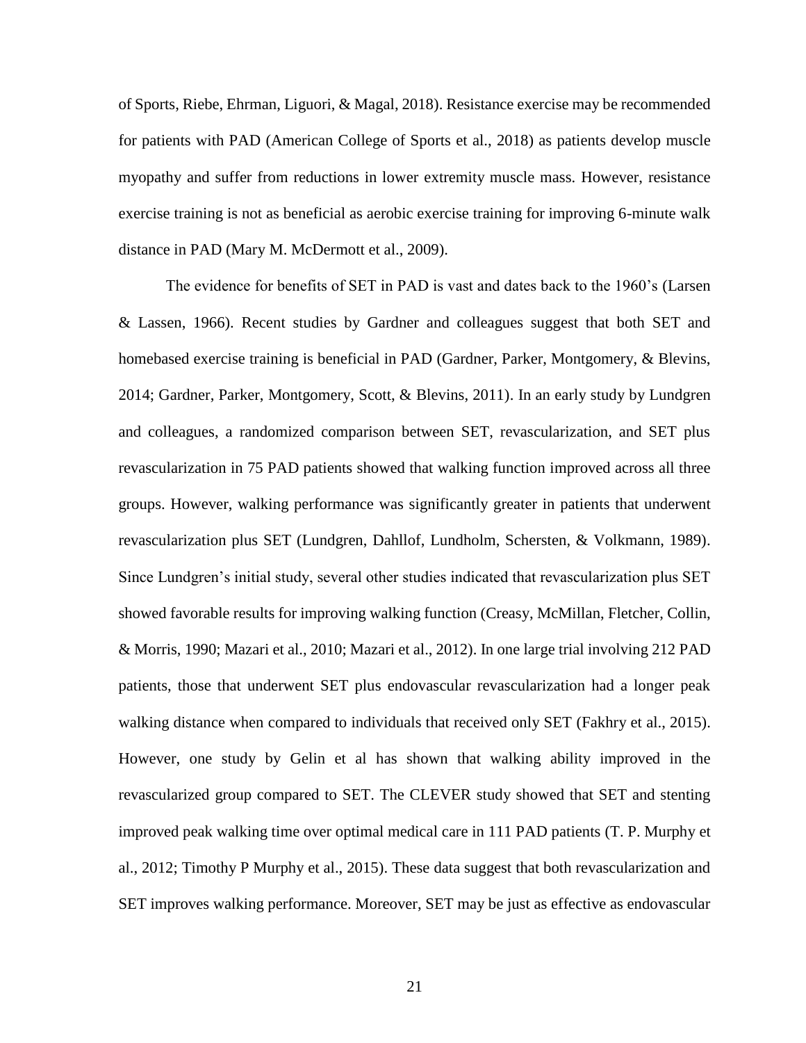of Sports, Riebe, Ehrman, Liguori, & Magal, 2018). Resistance exercise may be recommended for patients with PAD (American College of Sports et al., 2018) as patients develop muscle myopathy and suffer from reductions in lower extremity muscle mass. However, resistance exercise training is not as beneficial as aerobic exercise training for improving 6-minute walk distance in PAD (Mary M. McDermott et al., 2009).

The evidence for benefits of SET in PAD is vast and dates back to the 1960's (Larsen & Lassen, 1966). Recent studies by Gardner and colleagues suggest that both SET and homebased exercise training is beneficial in PAD (Gardner, Parker, Montgomery, & Blevins, 2014; Gardner, Parker, Montgomery, Scott, & Blevins, 2011). In an early study by Lundgren and colleagues, a randomized comparison between SET, revascularization, and SET plus revascularization in 75 PAD patients showed that walking function improved across all three groups. However, walking performance was significantly greater in patients that underwent revascularization plus SET (Lundgren, Dahllof, Lundholm, Schersten, & Volkmann, 1989). Since Lundgren's initial study, several other studies indicated that revascularization plus SET showed favorable results for improving walking function (Creasy, McMillan, Fletcher, Collin, & Morris, 1990; Mazari et al., 2010; Mazari et al., 2012). In one large trial involving 212 PAD patients, those that underwent SET plus endovascular revascularization had a longer peak walking distance when compared to individuals that received only SET (Fakhry et al., 2015). However, one study by Gelin et al has shown that walking ability improved in the revascularized group compared to SET. The CLEVER study showed that SET and stenting improved peak walking time over optimal medical care in 111 PAD patients (T. P. Murphy et al., 2012; Timothy P Murphy et al., 2015). These data suggest that both revascularization and SET improves walking performance. Moreover, SET may be just as effective as endovascular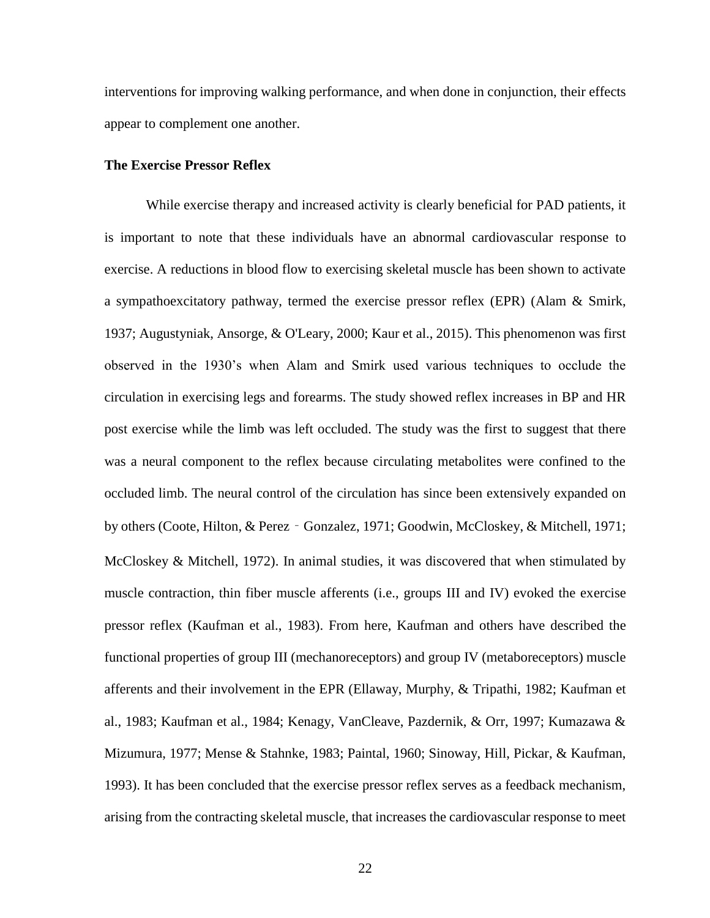interventions for improving walking performance, and when done in conjunction, their effects appear to complement one another.

**The Exercise Pressor Reflex**

While exercise therapy and increased activity is clearly beneficial for PAD patients, it is important to note that these individuals have an abnormal cardiovascular response to exercise. A reductions in blood flow to exercising skeletal muscle has been shown to activate a sympathoexcitatory pathway, termed the exercise pressor reflex (EPR) (Alam & Smirk, 1937; Augustyniak, Ansorge, & O'Leary, 2000; Kaur et al., 2015). This phenomenon was first observed in the 1930's when Alam and Smirk used various techniques to occlude the circulation in exercising legs and forearms. The study showed reflex increases in BP and HR post exercise while the limb was left occluded. The study was the first to suggest that there was a neural component to the reflex because circulating metabolites were confined to the occluded limb. The neural control of the circulation has since been extensively expanded on by others (Coote, Hilton, & Perez‐Gonzalez, 1971; Goodwin, McCloskey, & Mitchell, 1971; McCloskey & Mitchell, 1972). In animal studies, it was discovered that when stimulated by muscle contraction, thin fiber muscle afferents (i.e., groups III and IV) evoked the exercise pressor reflex (Kaufman et al., 1983). From here, Kaufman and others have described the functional properties of group III (mechanoreceptors) and group IV (metaboreceptors) muscle afferents and their involvement in the EPR (Ellaway, Murphy, & Tripathi, 1982; Kaufman et al., 1983; Kaufman et al., 1984; Kenagy, VanCleave, Pazdernik, & Orr, 1997; Kumazawa & Mizumura, 1977; Mense & Stahnke, 1983; Paintal, 1960; Sinoway, Hill, Pickar, & Kaufman, 1993). It has been concluded that the exercise pressor reflex serves as a feedback mechanism, arising from the contracting skeletal muscle, that increases the cardiovascular response to meet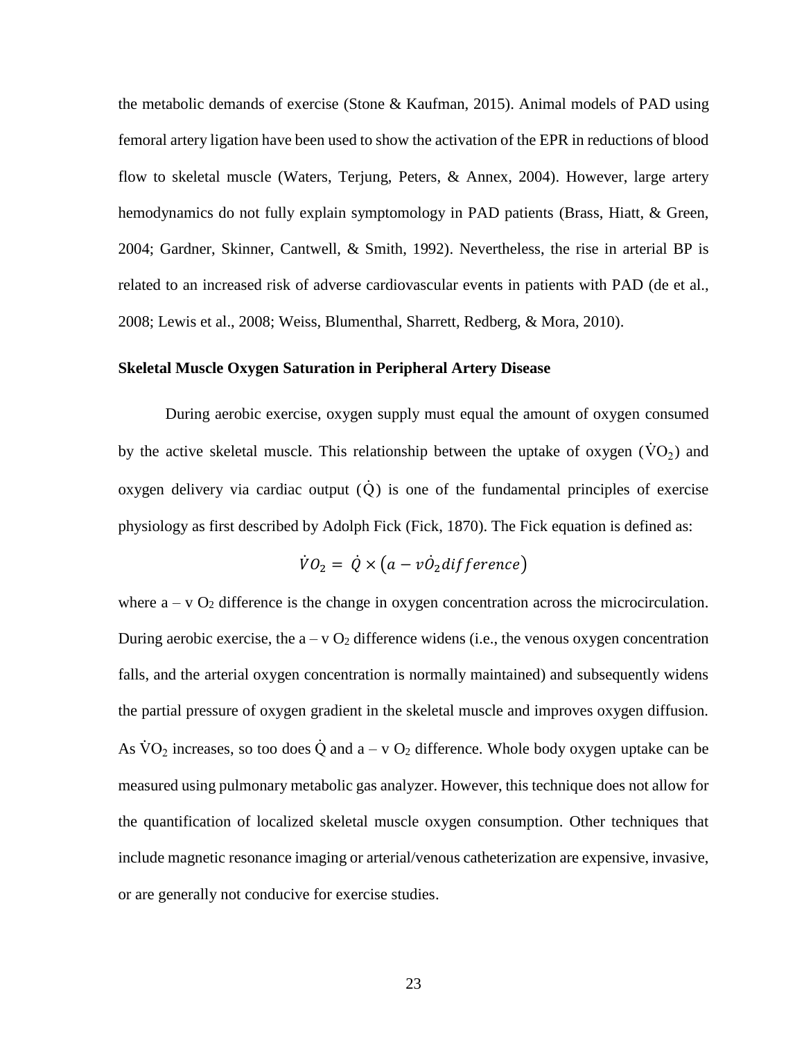the metabolic demands of exercise (Stone & Kaufman, 2015). Animal models of PAD using femoral artery ligation have been used to show the activation of the EPR in reductions of blood flow to skeletal muscle (Waters, Terjung, Peters, & Annex, 2004). However, large artery hemodynamics do not fully explain symptomology in PAD patients (Brass, Hiatt, & Green, 2004; Gardner, Skinner, Cantwell, & Smith, 1992). Nevertheless, the rise in arterial BP is related to an increased risk of adverse cardiovascular events in patients with PAD (de et al., 2008; Lewis et al., 2008; Weiss, Blumenthal, Sharrett, Redberg, & Mora, 2010).

### Skeletal Muscle Oxygen Saturation in Peripheral Artery Disease

During aerobic exercise, oxygen supply must equal the amount of oxygen consumed by the active skeletal muscle. This relationship between the uptake of oxygen ($\dot{V}O_2$) and oxygen delivery via cardiac output ($\dot{Q}$) is one of the fundamental principles of exercise physiology as first described by Adolph Fick (Fick, 1870). The Fick equation is defined as:

$$\dot{V}O_2 = \dot{Q} \times \left(a - v\dot{O}_2 difference\right)$$

where a – v $O_2$ difference is the change in oxygen concentration across the microcirculation. During aerobic exercise, the a – v $O_2$ difference widens (i.e., the venous oxygen concentration falls, and the arterial oxygen concentration is normally maintained) and subsequently widens the partial pressure of oxygen gradient in the skeletal muscle and improves oxygen diffusion. As $\dot{V}O_2$ increases, so too does $\dot{Q}$ and a – v $O_2$ difference. Whole body oxygen uptake can be measured using pulmonary metabolic gas analyzer. However, this technique does not allow for the quantification of localized skeletal muscle oxygen consumption. Other techniques that include magnetic resonance imaging or arterial/venous catheterization are expensive, invasive, or are generally not conducive for exercise studies.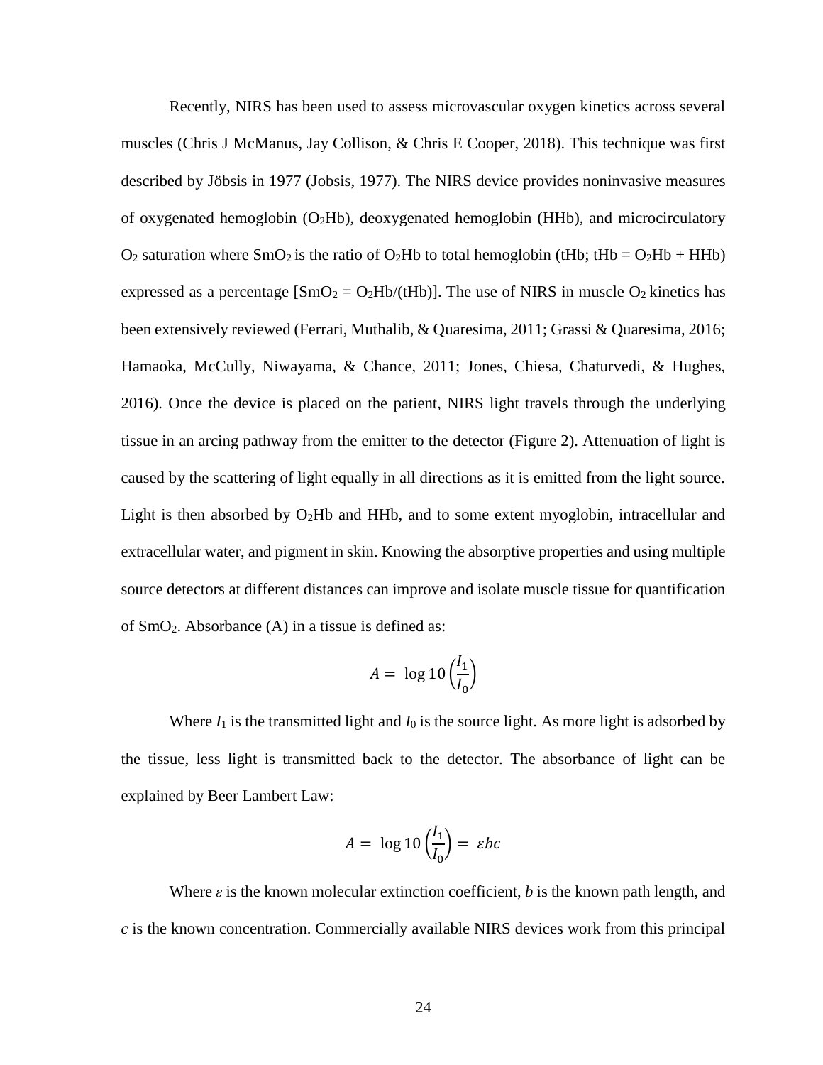Recently, NIRS has been used to assess microvascular oxygen kinetics across several muscles (Chris J McManus, Jay Collison, & Chris E Cooper, 2018). This technique was first described by Jöbsis in 1977 (Jobsis, 1977). The NIRS device provides noninvasive measures of oxygenated hemoglobin ($O_2$Hb), deoxygenated hemoglobin (HHb), and microcirculatory $O_2$ saturation where $SmO_2$ is the ratio of $O_2$Hb to total hemoglobin (tHb; tHb = $O_2$Hb + HHb) expressed as a percentage [$SmO_2$ = $O_2$Hb/(tHb)]. The use of NIRS in muscle $O_2$ kinetics has been extensively reviewed (Ferrari, Muthalib, & Quaresima, 2011; Grassi & Quaresima, 2016; Hamaoka, McCully, Niwayama, & Chance, 2011; Jones, Chiesa, Chaturvedi, & Hughes, 2016). Once the device is placed on the patient, NIRS light travels through the underlying tissue in an arcing pathway from the emitter to the detector (Figure 2). Attenuation of light is caused by the scattering of light equally in all directions as it is emitted from the light source. Light is then absorbed by $O_2$Hb and HHb, and to some extent myoglobin, intracellular and extracellular water, and pigment in skin. Knowing the absorptive properties and using multiple source detectors at different distances can improve and isolate muscle tissue for quantification of $SmO_2$. Absorbance (A) in a tissue is defined as:

$$A = \log 10 \left(\frac{I_1}{I_0}\right)$$

Where $I_1$ is the transmitted light and $I_0$ is the source light. As more light is adsorbed by the tissue, less light is transmitted back to the detector. The absorbance of light can be explained by Beer Lambert Law:

$$A = \log 10 \left(\frac{I_1}{I_0}\right) = \varepsilon bc$$

Where $\varepsilon$ is the known molecular extinction coefficient, $b$ is the known path length, and $c$ is the known concentration. Commercially available NIRS devices work from this principal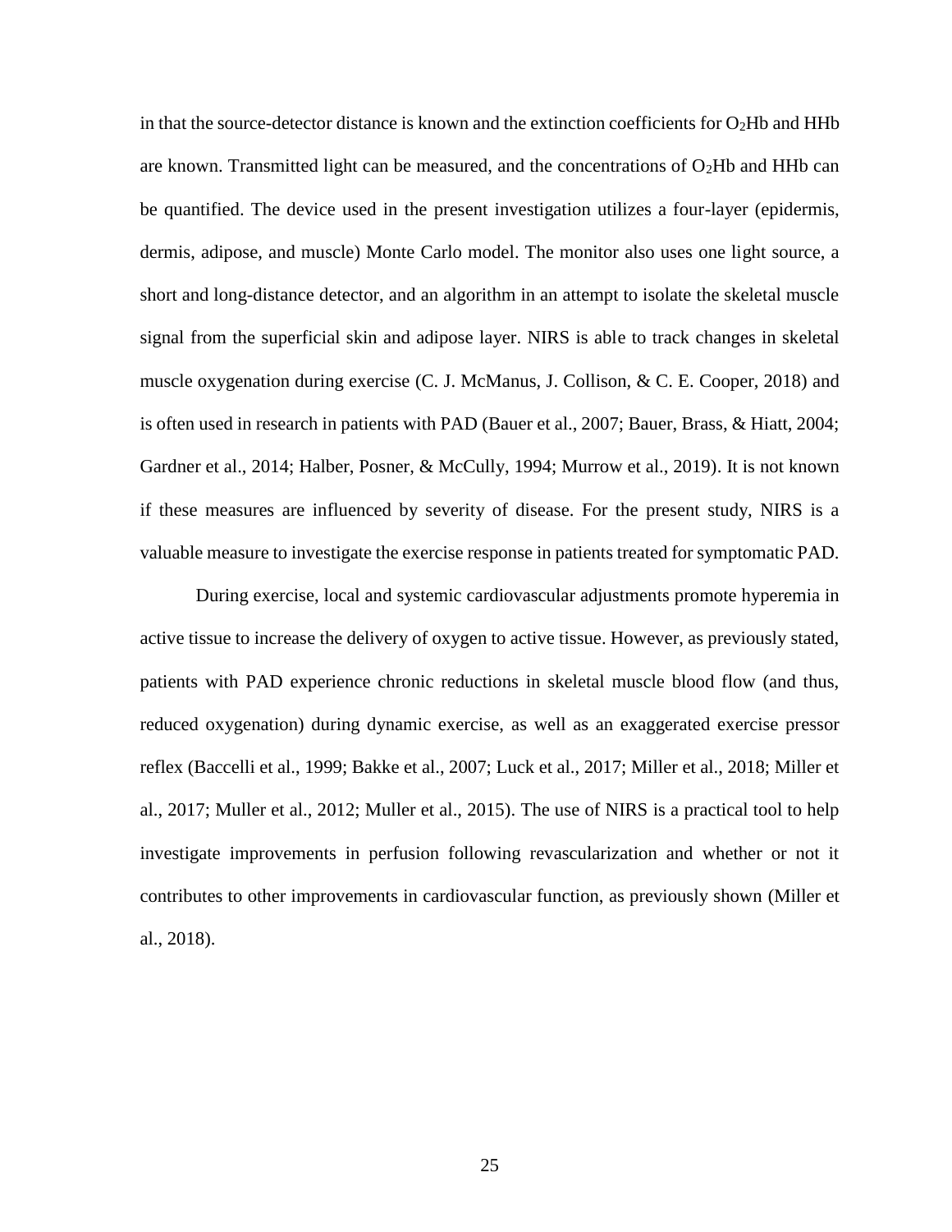in that the source-detector distance is known and the extinction coefficients for $O_2Hb$ and HHb are known. Transmitted light can be measured, and the concentrations of $O_2Hb$ and HHb can be quantified. The device used in the present investigation utilizes a four-layer (epidermis, dermis, adipose, and muscle) Monte Carlo model. The monitor also uses one light source, a short and long-distance detector, and an algorithm in an attempt to isolate the skeletal muscle signal from the superficial skin and adipose layer. NIRS is able to track changes in skeletal muscle oxygenation during exercise (C. J. McManus, J. Collison, & C. E. Cooper, 2018) and is often used in research in patients with PAD (Bauer et al., 2007; Bauer, Brass, & Hiatt, 2004; Gardner et al., 2014; Halber, Posner, & McCully, 1994; Murrow et al., 2019). It is not known if these measures are influenced by severity of disease. For the present study, NIRS is a valuable measure to investigate the exercise response in patients treated for symptomatic PAD.

During exercise, local and systemic cardiovascular adjustments promote hyperemia in active tissue to increase the delivery of oxygen to active tissue. However, as previously stated, patients with PAD experience chronic reductions in skeletal muscle blood flow (and thus, reduced oxygenation) during dynamic exercise, as well as an exaggerated exercise pressor reflex (Baccelli et al., 1999; Bakke et al., 2007; Luck et al., 2017; Miller et al., 2018; Miller et al., 2017; Muller et al., 2012; Muller et al., 2015). The use of NIRS is a practical tool to help investigate improvements in perfusion following revascularization and whether or not it contributes to other improvements in cardiovascular function, as previously shown (Miller et al., 2018).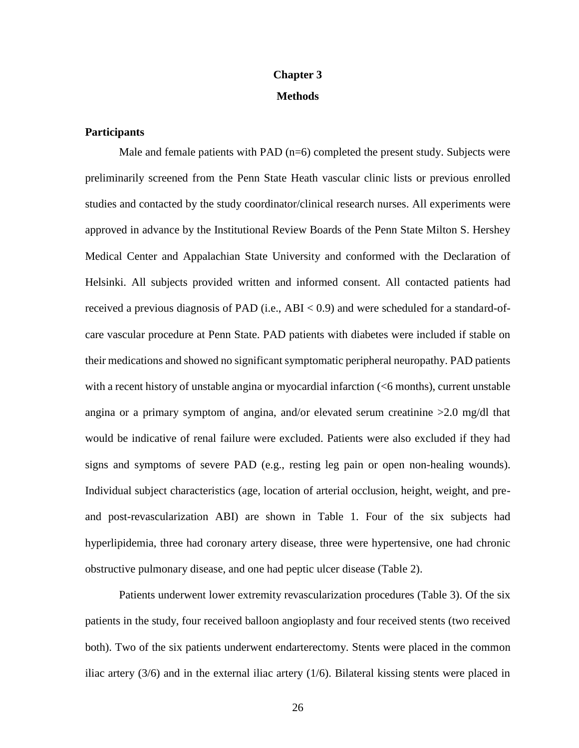# Chapter 3

# Methods

### Participants

Male and female patients with PAD (n=6) completed the present study. Subjects were preliminarily screened from the Penn State Heath vascular clinic lists or previous enrolled studies and contacted by the study coordinator/clinical research nurses. All experiments were approved in advance by the Institutional Review Boards of the Penn State Milton S. Hershey Medical Center and Appalachian State University and conformed with the Declaration of Helsinki. All subjects provided written and informed consent. All contacted patients had received a previous diagnosis of PAD (i.e., ABI < 0.9) and were scheduled for a standard-of-care vascular procedure at Penn State. PAD patients with diabetes were included if stable on their medications and showed no significant symptomatic peripheral neuropathy. PAD patients with a recent history of unstable angina or myocardial infarction (<6 months), current unstable angina or a primary symptom of angina, and/or elevated serum creatinine >2.0 mg/dl that would be indicative of renal failure were excluded. Patients were also excluded if they had signs and symptoms of severe PAD (e.g., resting leg pain or open non-healing wounds). Individual subject characteristics (age, location of arterial occlusion, height, weight, and pre- and post-revascularization ABI) are shown in Table 1. Four of the six subjects had hyperlipidemia, three had coronary artery disease, three were hypertensive, one had chronic obstructive pulmonary disease, and one had peptic ulcer disease (Table 2).

Patients underwent lower extremity revascularization procedures (Table 3). Of the six patients in the study, four received balloon angioplasty and four received stents (two received both). Two of the six patients underwent endarterectomy. Stents were placed in the common iliac artery (3/6) and in the external iliac artery (1/6). Bilateral kissing stents were placed in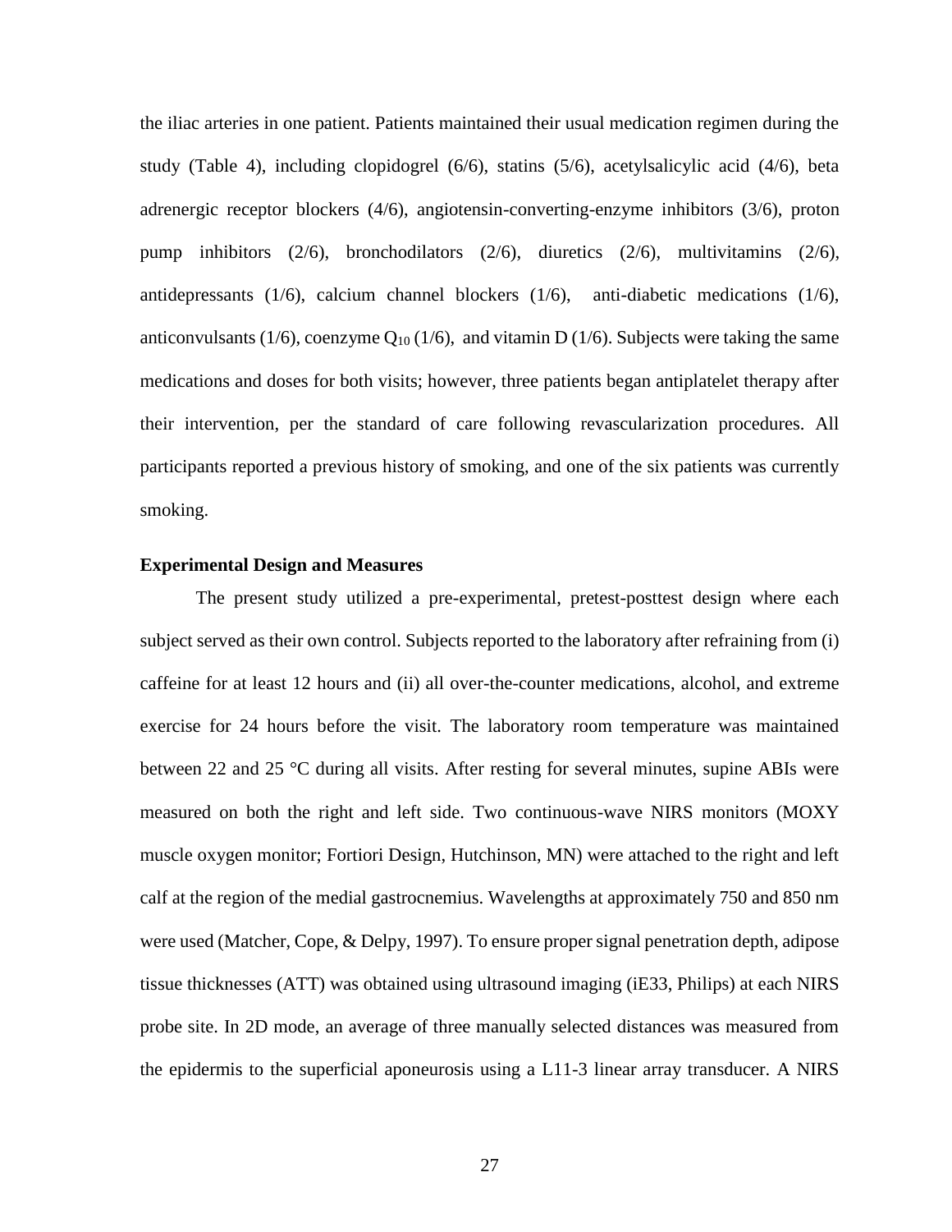the iliac arteries in one patient. Patients maintained their usual medication regimen during the study (Table 4), including clopidogrel (6/6), statins (5/6), acetylsalicylic acid (4/6), beta adrenergic receptor blockers (4/6), angiotensin-converting-enzyme inhibitors (3/6), proton pump inhibitors (2/6), bronchodilators (2/6), diuretics (2/6), multivitamins (2/6), antidepressants (1/6), calcium channel blockers (1/6), anti-diabetic medications (1/6), anticonvulsants (1/6), coenzyme $Q_{10}$ (1/6), and vitamin D (1/6). Subjects were taking the same medications and doses for both visits; however, three patients began antiplatelet therapy after their intervention, per the standard of care following revascularization procedures. All participants reported a previous history of smoking, and one of the six patients was currently smoking.

**Experimental Design and Measures**

The present study utilized a pre-experimental, pretest-posttest design where each subject served as their own control. Subjects reported to the laboratory after refraining from (i) caffeine for at least 12 hours and (ii) all over-the-counter medications, alcohol, and extreme exercise for 24 hours before the visit. The laboratory room temperature was maintained between 22 and 25 °C during all visits. After resting for several minutes, supine ABIs were measured on both the right and left side. Two continuous-wave NIRS monitors (MOXY muscle oxygen monitor; Fortiori Design, Hutchinson, MN) were attached to the right and left calf at the region of the medial gastrocnemius. Wavelengths at approximately 750 and 850 nm were used (Matcher, Cope, & Delpy, 1997). To ensure proper signal penetration depth, adipose tissue thicknesses (ATT) was obtained using ultrasound imaging (iE33, Philips) at each NIRS probe site. In 2D mode, an average of three manually selected distances was measured from the epidermis to the superficial aponeurosis using a L11-3 linear array transducer. A NIRS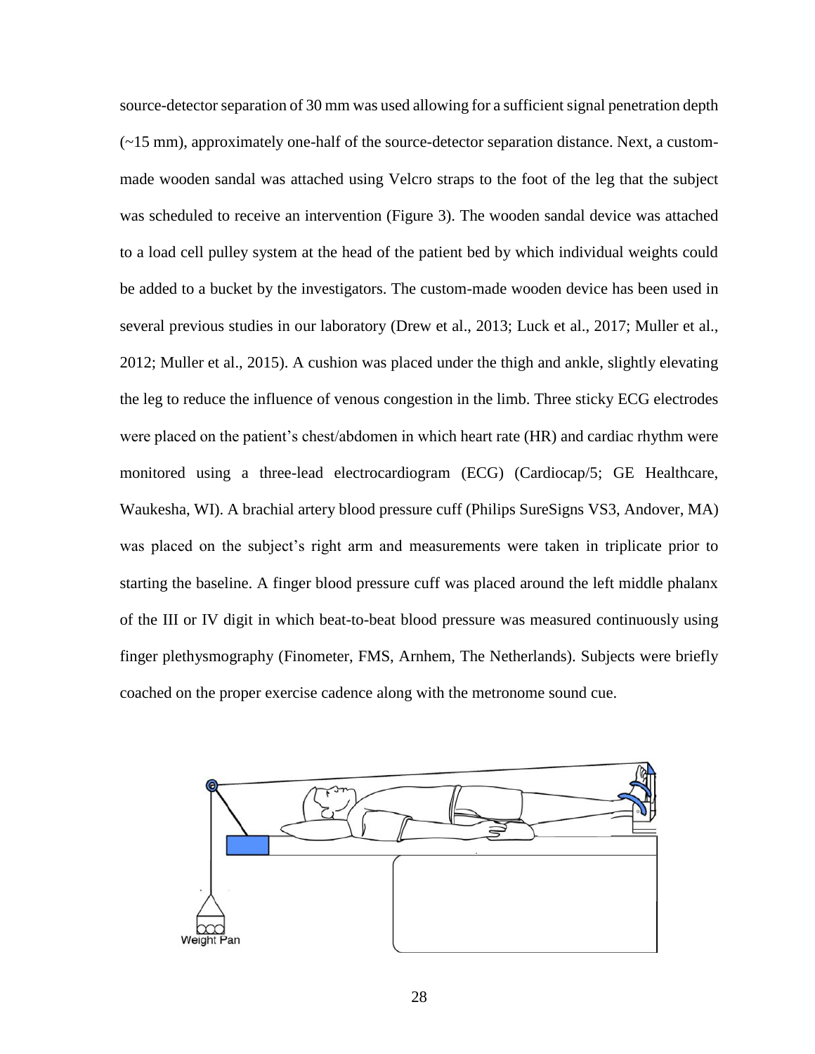source-detector separation of 30 mm was used allowing for a sufficient signal penetration depth (~15 mm), approximately one-half of the source-detector separation distance. Next, a custom-made wooden sandal was attached using Velcro straps to the foot of the leg that the subject was scheduled to receive an intervention (Figure 3). The wooden sandal device was attached to a load cell pulley system at the head of the patient bed by which individual weights could be added to a bucket by the investigators. The custom-made wooden device has been used in several previous studies in our laboratory (Drew et al., 2013; Luck et al., 2017; Muller et al., 2012; Muller et al., 2015). A cushion was placed under the thigh and ankle, slightly elevating the leg to reduce the influence of venous congestion in the limb. Three sticky ECG electrodes were placed on the patient's chest/abdomen in which heart rate (HR) and cardiac rhythm were monitored using a three-lead electrocardiogram (ECG) (Cardiocap/5; GE Healthcare, Waukesha, WI). A brachial artery blood pressure cuff (Philips SureSigns VS3, Andover, MA) was placed on the subject's right arm and measurements were taken in triplicate prior to starting the baseline. A finger blood pressure cuff was placed around the left middle phalanx of the III or IV digit in which beat-to-beat blood pressure was measured continuously using finger plethysmography (Finometer, FMS, Arnhem, The Netherlands). Subjects were briefly coached on the proper exercise cadence along with the metronome sound cue.

Weight Pan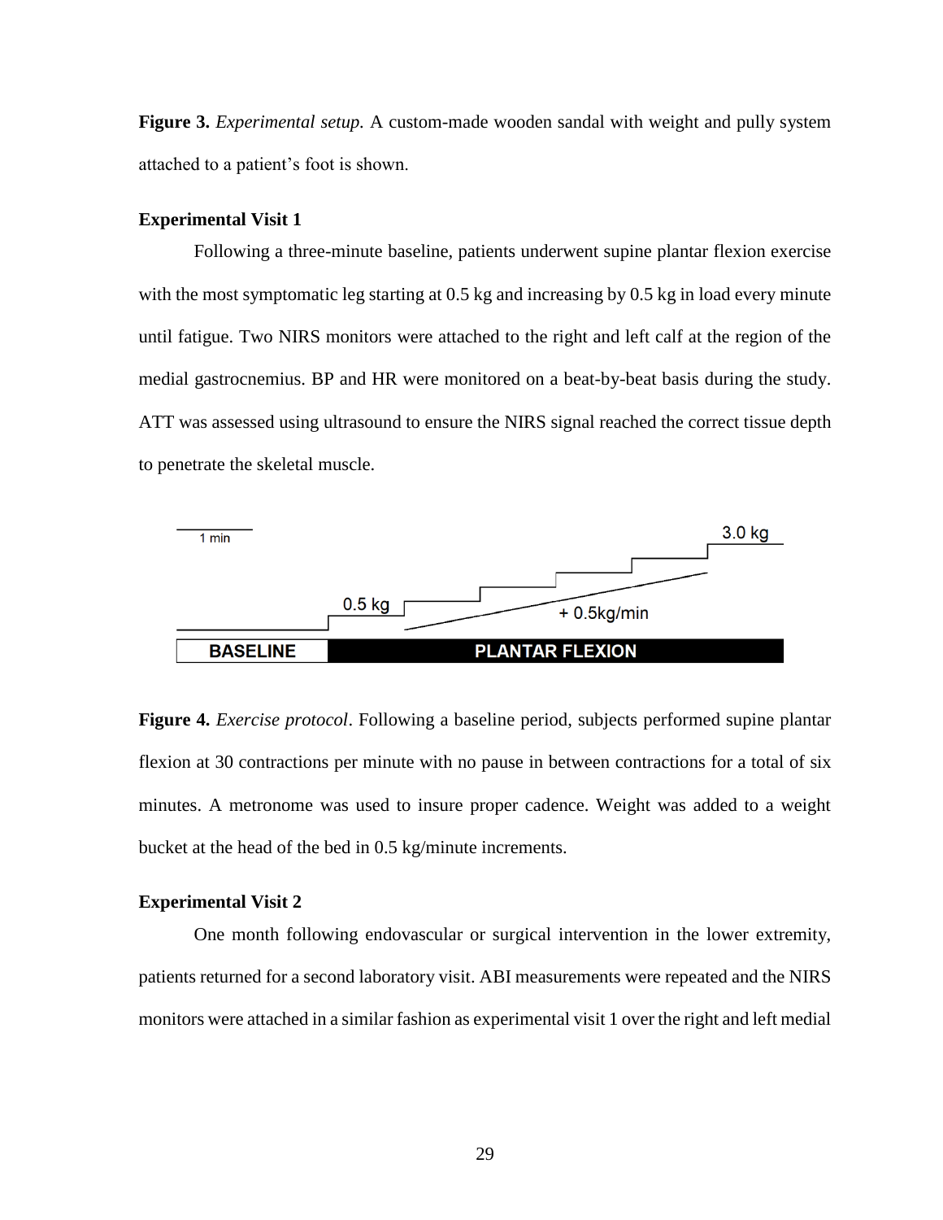**Figure 3.** *Experimental setup.* A custom-made wooden sandal with weight and pully system attached to a patient's foot is shown.

**Experimental Visit 1**

Following a three-minute baseline, patients underwent supine plantar flexion exercise with the most symptomatic leg starting at 0.5 kg and increasing by 0.5 kg in load every minute until fatigue. Two NIRS monitors were attached to the right and left calf at the region of the medial gastrocnemius. BP and HR were monitored on a beat-by-beat basis during the study. ATT was assessed using ultrasound to ensure the NIRS signal reached the correct tissue depth to penetrate the skeletal muscle.

**Figure 4.** *Exercise protocol*. Following a baseline period, subjects performed supine plantar flexion at 30 contractions per minute with no pause in between contractions for a total of six minutes. A metronome was used to insure proper cadence. Weight was added to a weight bucket at the head of the bed in 0.5 kg/minute increments.

**Experimental Visit 2**

One month following endovascular or surgical intervention in the lower extremity, patients returned for a second laboratory visit. ABI measurements were repeated and the NIRS monitors were attached in a similar fashion as experimental visit 1 over the right and left medial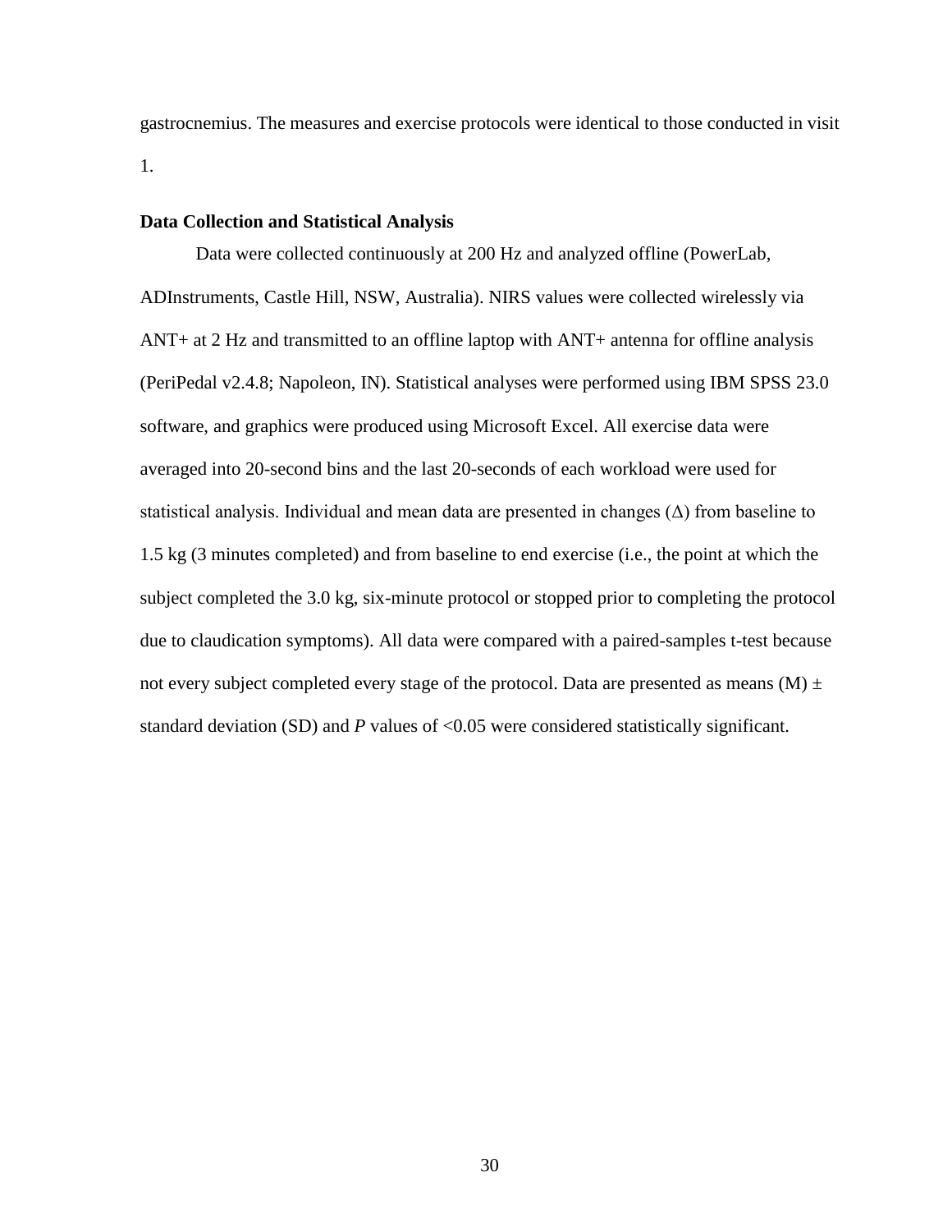gastrocnemius. The measures and exercise protocols were identical to those conducted in visit 1.

### Data Collection and Statistical Analysis

Data were collected continuously at 200 Hz and analyzed offline (PowerLab, ADInstruments, Castle Hill, NSW, Australia). NIRS values were collected wirelessly via ANT+ at 2 Hz and transmitted to an offline laptop with ANT+ antenna for offline analysis (PeriPedal v2.4.8; Napoleon, IN). Statistical analyses were performed using IBM SPSS 23.0 software, and graphics were produced using Microsoft Excel. All exercise data were averaged into 20-second bins and the last 20-seconds of each workload were used for statistical analysis. Individual and mean data are presented in changes ($\Delta$) from baseline to 1.5 kg (3 minutes completed) and from baseline to end exercise (i.e., the point at which the subject completed the 3.0 kg, six-minute protocol or stopped prior to completing the protocol due to claudication symptoms). All data were compared with a paired-samples t-test because not every subject completed every stage of the protocol. Data are presented as means (M) $\pm$ standard deviation (SD) and $P$ values of $<0.05$ were considered statistically significant.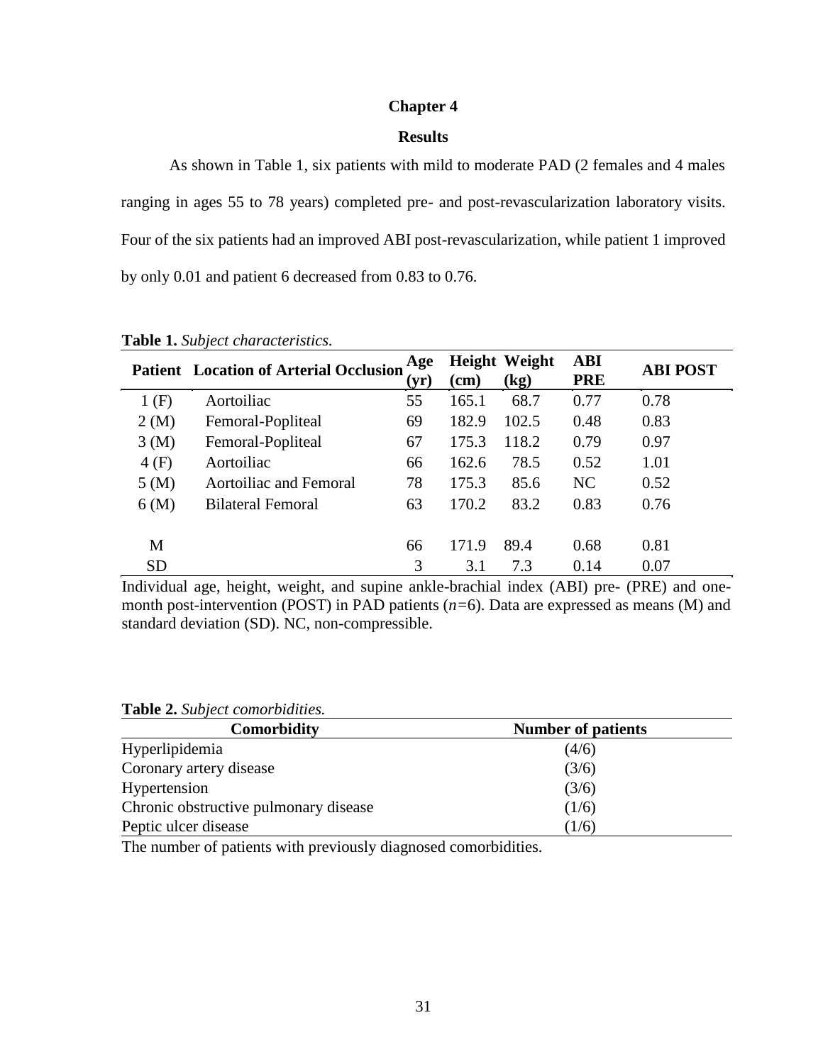# Chapter 4

## Results

As shown in Table 1, six patients with mild to moderate PAD (2 females and 4 males ranging in ages 55 to 78 years) completed pre- and post-revascularization laboratory visits. Four of the six patients had an improved ABI post-revascularization, while patient 1 improved by only 0.01 and patient 6 decreased from 0.83 to 0.76.

**Table 1.** *Subject characteristics.*

| Patient | Location of Arterial Occlusion | Age (yr) | Height (cm) | Weight (kg) | ABI PRE | ABI POST |
|---|---|---|---|---|---|---|
| 1 (F) | Aortoiliac | 55 | 165.1 | 68.7 | 0.77 | 0.78 |
| 2 (M) | Femoral-Popliteal | 69 | 182.9 | 102.5 | 0.48 | 0.83 |
| 3 (M) | Femoral-Popliteal | 67 | 175.3 | 118.2 | 0.79 | 0.97 |
| 4 (F) | Aortoiliac | 66 | 162.6 | 78.5 | 0.52 | 1.01 |
| 5 (M) | Aortoiliac and Femoral | 78 | 175.3 | 85.6 | NC | 0.52 |
| 6 (M) | Bilateral Femoral | 63 | 170.2 | 83.2 | 0.83 | 0.76 |
| M | | 66 | 171.9 | 89.4 | 0.68 | 0.81 |
| SD | | 3 | 3.1 | 7.3 | 0.14 | 0.07 |

Individual age, height, weight, and supine ankle-brachial index (ABI) pre- (PRE) and one-month post-intervention (POST) in PAD patients (*n*=6). Data are expressed as means (M) and standard deviation (SD). NC, non-compressible.

**Table 2.** *Subject comorbidities.*

| Comorbidity | Number of patients |
|---|---|
| Hyperlipidemia | (4/6) |
| Coronary artery disease | (3/6) |
| Hypertension | (3/6) |
| Chronic obstructive pulmonary disease | (1/6) |
| Peptic ulcer disease | (1/6) |

The number of patients with previously diagnosed comorbidities.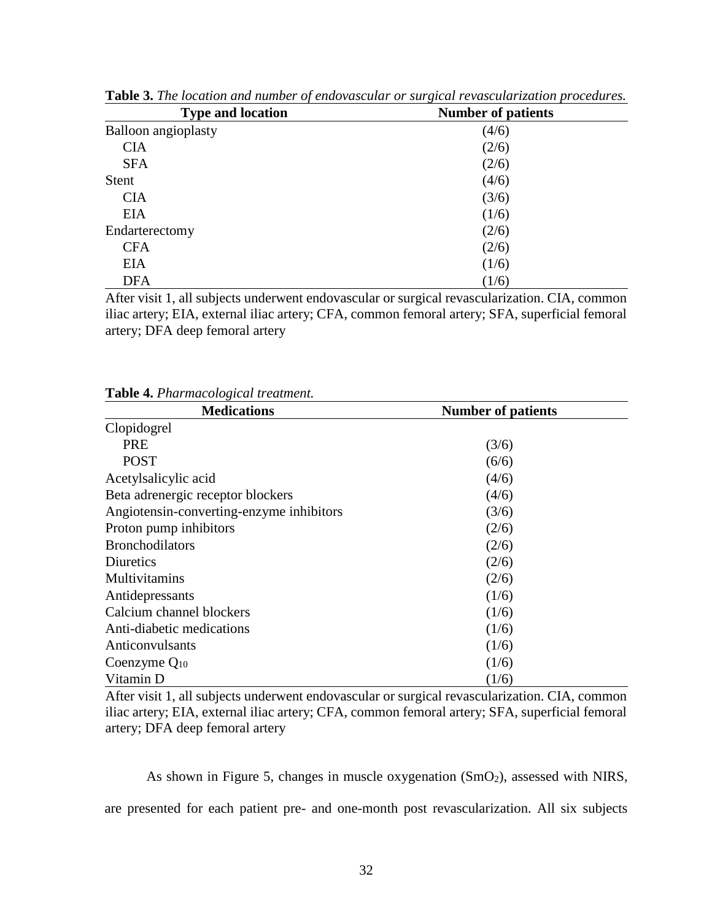**Table 3.** *The location and number of endovascular or surgical revascularization procedures.*

| Type and location | Number of patients |
|---|---|
| Balloon angioplasty | (4/6) |
| CIA | (2/6) |
| SFA | (2/6) |
| Stent | (4/6) |
| CIA | (3/6) |
| EIA | (1/6) |
| Endarterectomy | (2/6) |
| CFA | (2/6) |
| EIA | (1/6) |
| DFA | (1/6) |

After visit 1, all subjects underwent endovascular or surgical revascularization. CIA, common iliac artery; EIA, external iliac artery; CFA, common femoral artery; SFA, superficial femoral artery; DFA deep femoral artery

**Table 4.** *Pharmacological treatment.*

| Medications | Number of patients |
|---|---|
| Clopidogrel | |
| PRE | (3/6) |
| POST | (6/6) |
| Acetylsalicylic acid | (4/6) |
| Beta adrenergic receptor blockers | (4/6) |
| Angiotensin-converting-enzyme inhibitors | (3/6) |
| Proton pump inhibitors | (2/6) |
| Bronchodilators | (2/6) |
| Diuretics | (2/6) |
| Multivitamins | (2/6) |
| Antidepressants | (1/6) |
| Calcium channel blockers | (1/6) |
| Anti-diabetic medications | (1/6) |
| Anticonvulsants | (1/6) |
| Coenzyme $Q_{10}$ | (1/6) |
| Vitamin D | (1/6) |

After visit 1, all subjects underwent endovascular or surgical revascularization. CIA, common iliac artery; EIA, external iliac artery; CFA, common femoral artery; SFA, superficial femoral artery; DFA deep femoral artery

As shown in Figure 5, changes in muscle oxygenation ($SmO_2$), assessed with NIRS, are presented for each patient pre- and one-month post revascularization. All six subjects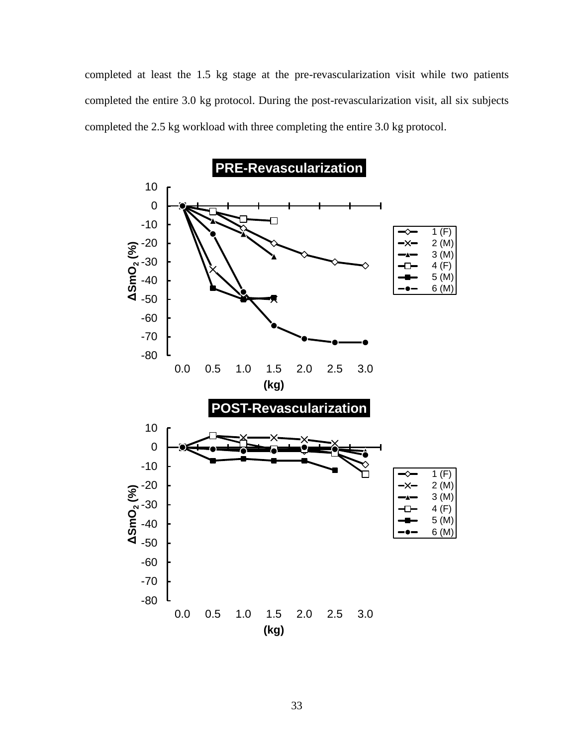completed at least the 1.5 kg stage at the pre-revascularization visit while two patients completed the entire 3.0 kg protocol. During the post-revascularization visit, all six subjects completed the 2.5 kg workload with three completing the entire 3.0 kg protocol.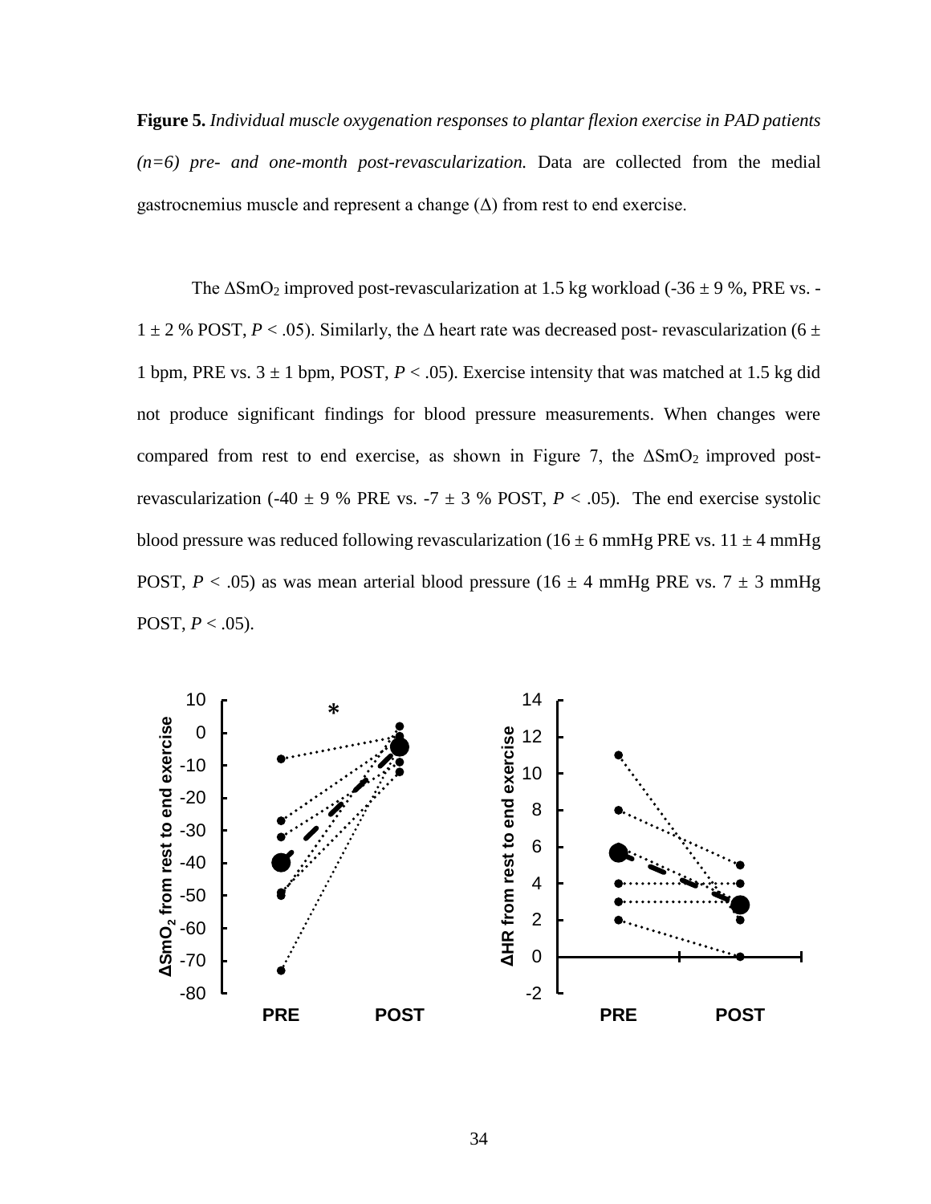**Figure 5.** *Individual muscle oxygenation responses to plantar flexion exercise in PAD patients (n=6) pre- and one-month post-revascularization.* Data are collected from the medial gastrocnemius muscle and represent a change (Δ) from rest to end exercise.

The $\Delta SmO_2$ improved post-revascularization at 1.5 kg workload (-36 ± 9 %, PRE vs. -1 ± 2 % POST, $P < .05$). Similarly, the Δ heart rate was decreased post- revascularization (6 ± 1 bpm, PRE vs. 3 ± 1 bpm, POST, $P < .05$). Exercise intensity that was matched at 1.5 kg did not produce significant findings for blood pressure measurements. When changes were compared from rest to end exercise, as shown in Figure 7, the $\Delta SmO_2$ improved post-revascularization (-40 ± 9 % PRE vs. -7 ± 3 % POST, $P < .05$). The end exercise systolic blood pressure was reduced following revascularization (16 ± 6 mmHg PRE vs. 11 ± 4 mmHg POST, $P < .05$) as was mean arterial blood pressure (16 ± 4 mmHg PRE vs. 7 ± 3 mmHg POST, $P < .05$).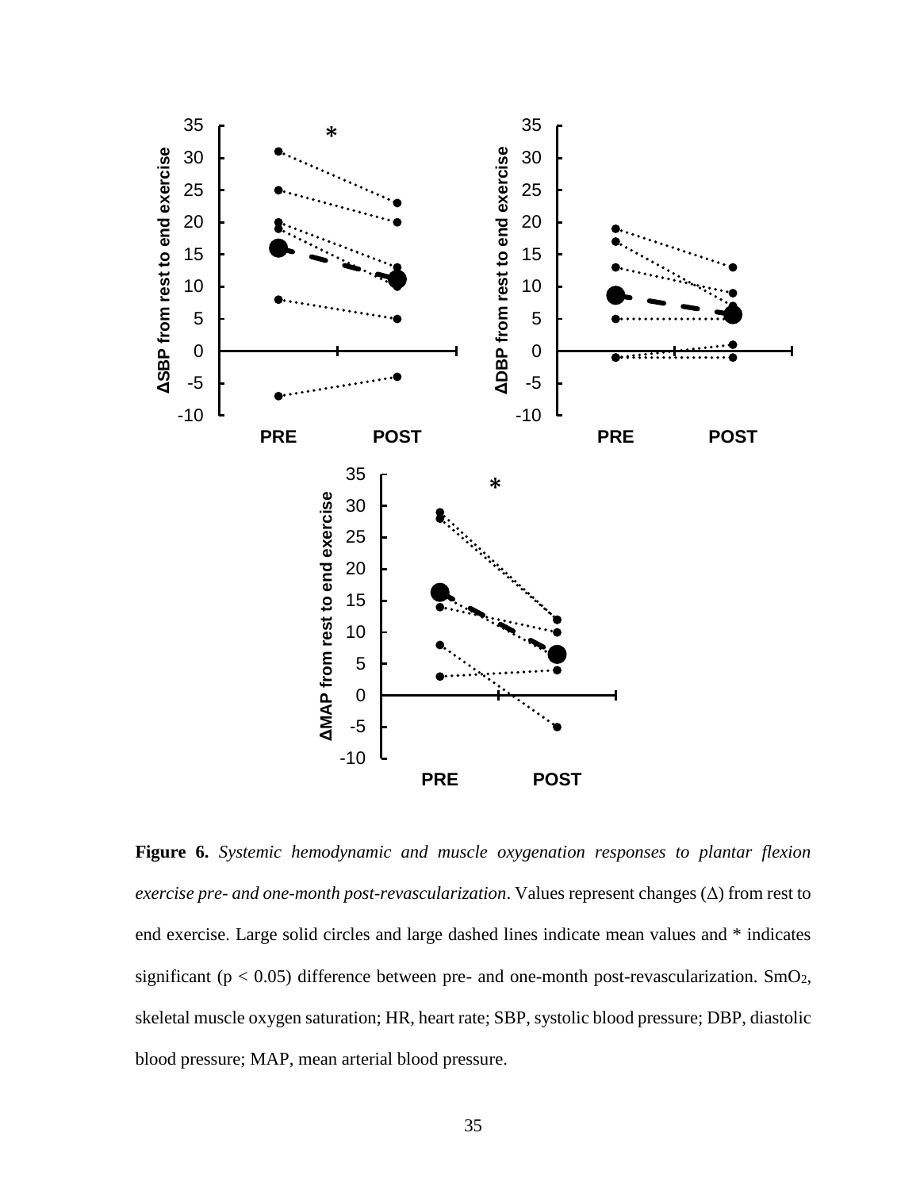**Figure 6.** *Systemic hemodynamic and muscle oxygenation responses to plantar flexion exercise pre- and one-month post-revascularization*. Values represent changes (Δ) from rest to end exercise. Large solid circles and large dashed lines indicate mean values and * indicates significant ($p < 0.05$) difference between pre- and one-month post-revascularization. $SmO_2$, skeletal muscle oxygen saturation; HR, heart rate; SBP, systolic blood pressure; DBP, diastolic blood pressure; MAP, mean arterial blood pressure.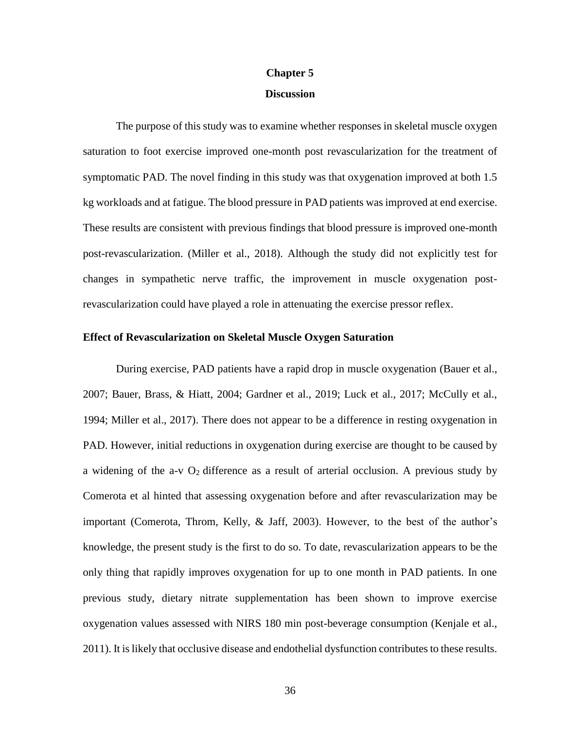# Chapter 5

# Discussion

The purpose of this study was to examine whether responses in skeletal muscle oxygen saturation to foot exercise improved one-month post revascularization for the treatment of symptomatic PAD. The novel finding in this study was that oxygenation improved at both 1.5 kg workloads and at fatigue. The blood pressure in PAD patients was improved at end exercise. These results are consistent with previous findings that blood pressure is improved one-month post-revascularization. (Miller et al., 2018). Although the study did not explicitly test for changes in sympathetic nerve traffic, the improvement in muscle oxygenation post-revascularization could have played a role in attenuating the exercise pressor reflex.

## Effect of Revascularization on Skeletal Muscle Oxygen Saturation

During exercise, PAD patients have a rapid drop in muscle oxygenation (Bauer et al., 2007; Bauer, Brass, & Hiatt, 2004; Gardner et al., 2019; Luck et al., 2017; McCully et al., 1994; Miller et al., 2017). There does not appear to be a difference in resting oxygenation in PAD. However, initial reductions in oxygenation during exercise are thought to be caused by a widening of the a-v $O_2$ difference as a result of arterial occlusion. A previous study by Comerota et al hinted that assessing oxygenation before and after revascularization may be important (Comerota, Throm, Kelly, & Jaff, 2003). However, to the best of the author's knowledge, the present study is the first to do so. To date, revascularization appears to be the only thing that rapidly improves oxygenation for up to one month in PAD patients. In one previous study, dietary nitrate supplementation has been shown to improve exercise oxygenation values assessed with NIRS 180 min post-beverage consumption (Kenjale et al., 2011). It is likely that occlusive disease and endothelial dysfunction contributes to these results.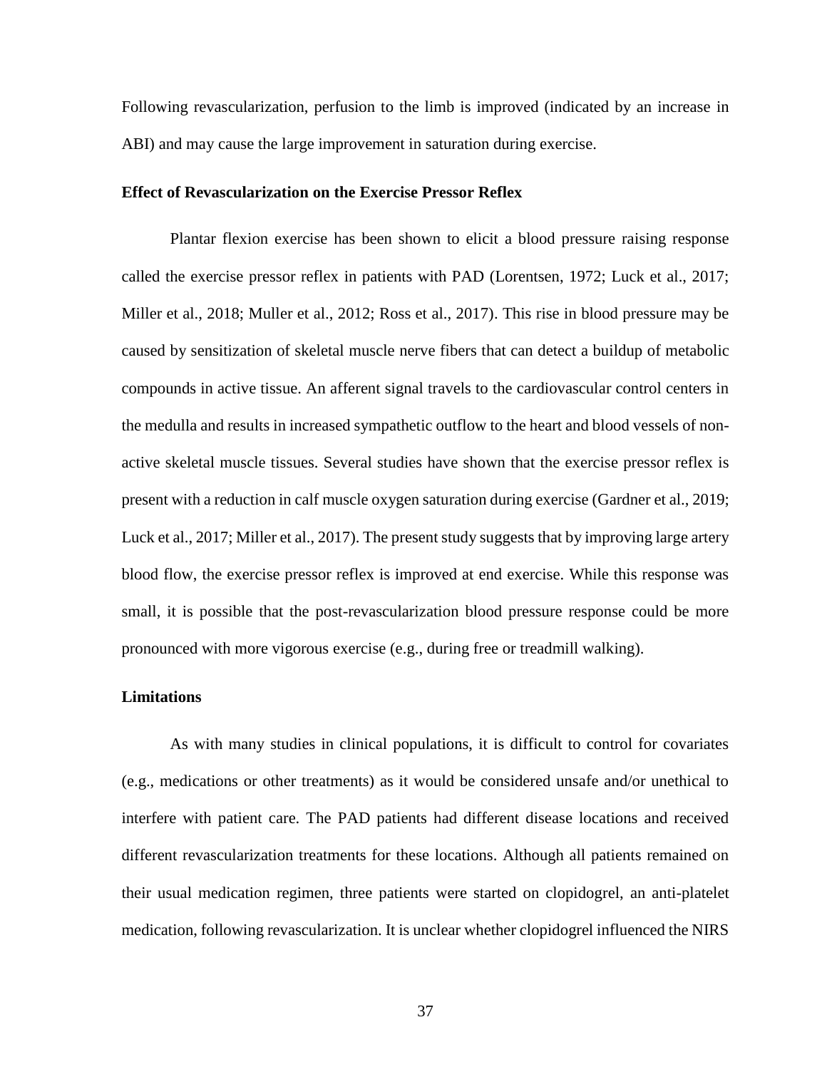Following revascularization, perfusion to the limb is improved (indicated by an increase in ABI) and may cause the large improvement in saturation during exercise.

### Effect of Revascularization on the Exercise Pressor Reflex

Plantar flexion exercise has been shown to elicit a blood pressure raising response called the exercise pressor reflex in patients with PAD (Lorentsen, 1972; Luck et al., 2017; Miller et al., 2018; Muller et al., 2012; Ross et al., 2017). This rise in blood pressure may be caused by sensitization of skeletal muscle nerve fibers that can detect a buildup of metabolic compounds in active tissue. An afferent signal travels to the cardiovascular control centers in the medulla and results in increased sympathetic outflow to the heart and blood vessels of non-active skeletal muscle tissues. Several studies have shown that the exercise pressor reflex is present with a reduction in calf muscle oxygen saturation during exercise (Gardner et al., 2019; Luck et al., 2017; Miller et al., 2017). The present study suggests that by improving large artery blood flow, the exercise pressor reflex is improved at end exercise. While this response was small, it is possible that the post-revascularization blood pressure response could be more pronounced with more vigorous exercise (e.g., during free or treadmill walking).

### Limitations

As with many studies in clinical populations, it is difficult to control for covariates (e.g., medications or other treatments) as it would be considered unsafe and/or unethical to interfere with patient care. The PAD patients had different disease locations and received different revascularization treatments for these locations. Although all patients remained on their usual medication regimen, three patients were started on clopidogrel, an anti-platelet medication, following revascularization. It is unclear whether clopidogrel influenced the NIRS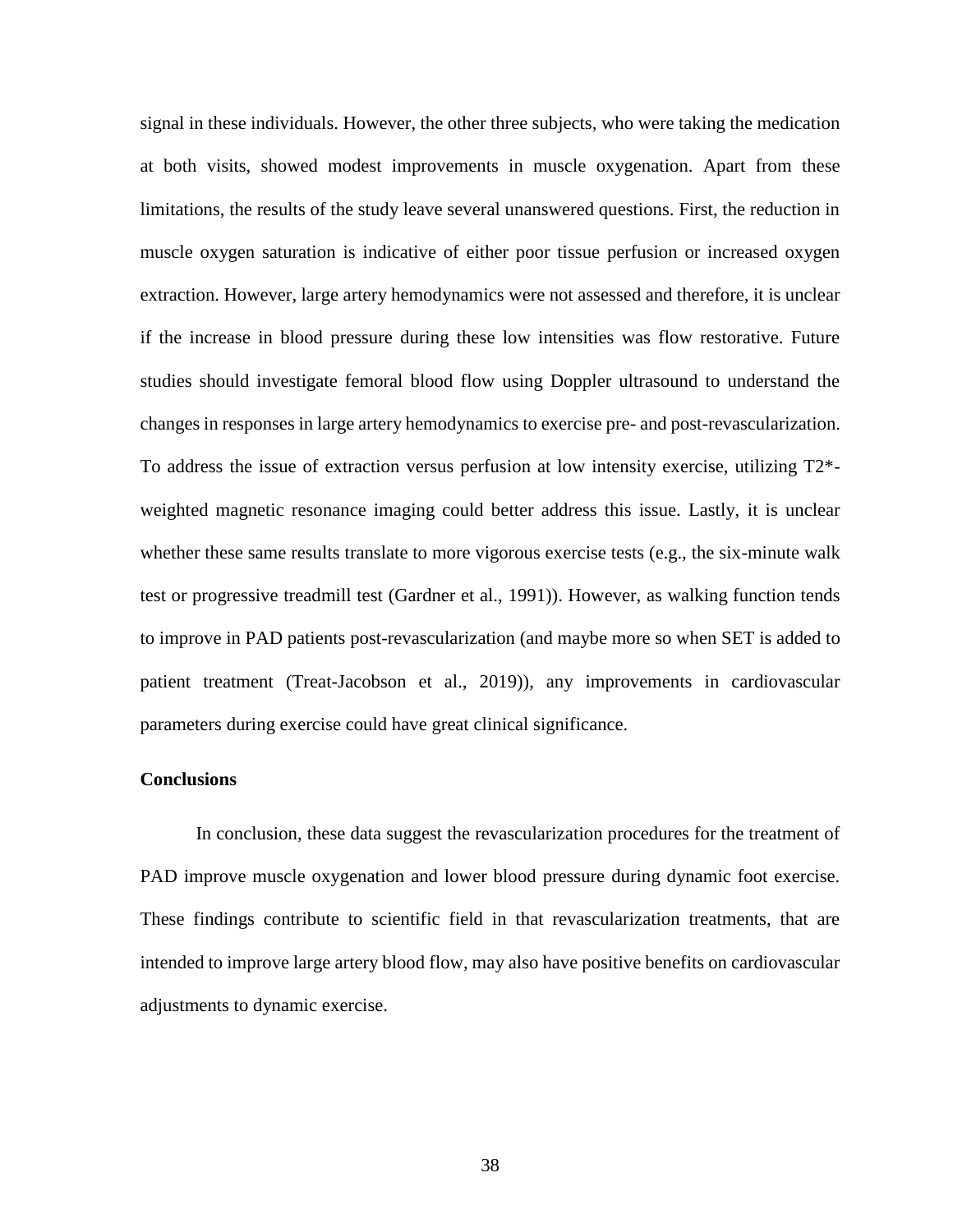signal in these individuals. However, the other three subjects, who were taking the medication at both visits, showed modest improvements in muscle oxygenation. Apart from these limitations, the results of the study leave several unanswered questions. First, the reduction in muscle oxygen saturation is indicative of either poor tissue perfusion or increased oxygen extraction. However, large artery hemodynamics were not assessed and therefore, it is unclear if the increase in blood pressure during these low intensities was flow restorative. Future studies should investigate femoral blood flow using Doppler ultrasound to understand the changes in responses in large artery hemodynamics to exercise pre- and post-revascularization. To address the issue of extraction versus perfusion at low intensity exercise, utilizing T2*-weighted magnetic resonance imaging could better address this issue. Lastly, it is unclear whether these same results translate to more vigorous exercise tests (e.g., the six-minute walk test or progressive treadmill test (Gardner et al., 1991)). However, as walking function tends to improve in PAD patients post-revascularization (and maybe more so when SET is added to patient treatment (Treat-Jacobson et al., 2019)), any improvements in cardiovascular parameters during exercise could have great clinical significance.

**Conclusions**

In conclusion, these data suggest the revascularization procedures for the treatment of PAD improve muscle oxygenation and lower blood pressure during dynamic foot exercise. These findings contribute to scientific field in that revascularization treatments, that are intended to improve large artery blood flow, may also have positive benefits on cardiovascular adjustments to dynamic exercise.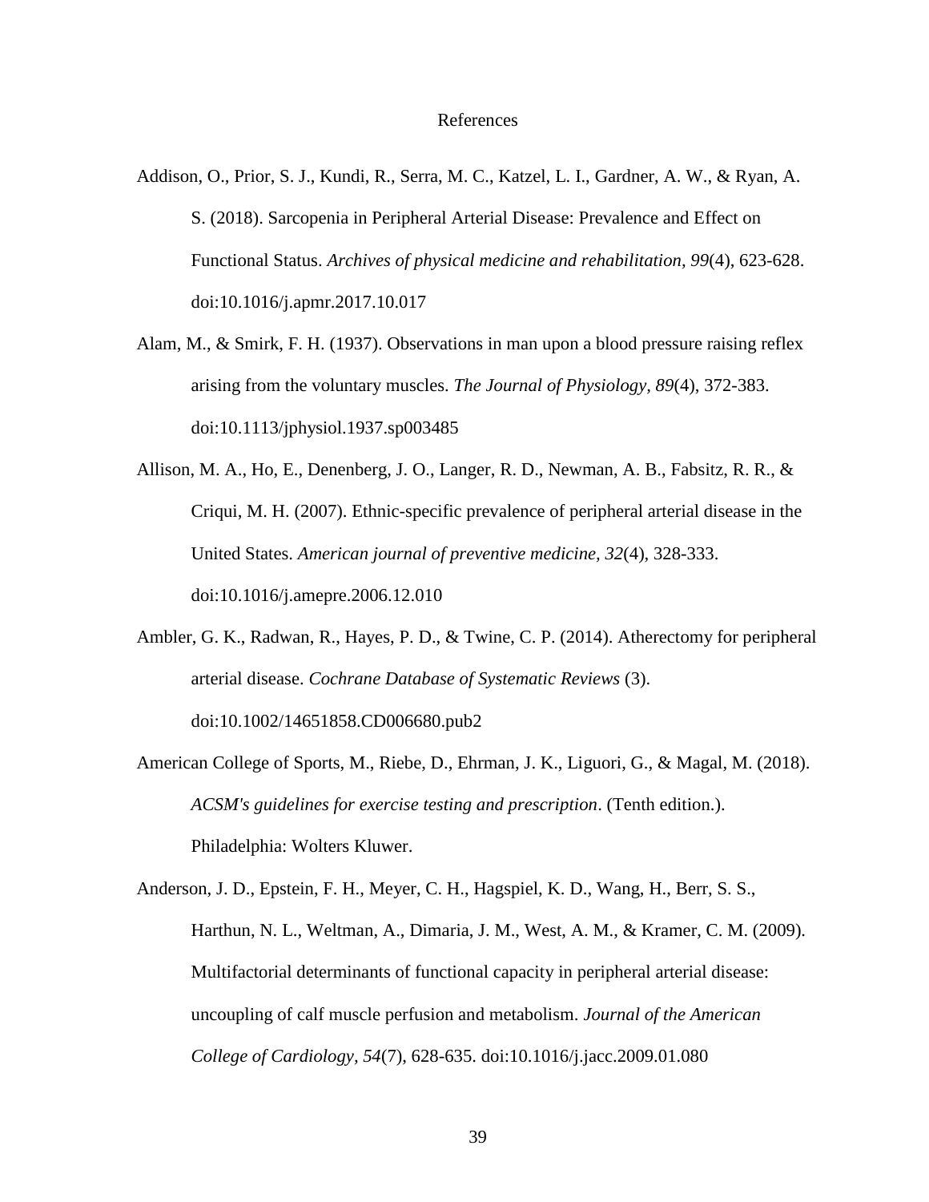# References

Addison, O., Prior, S. J., Kundi, R., Serra, M. C., Katzel, L. I., Gardner, A. W., & Ryan, A. S. (2018). Sarcopenia in Peripheral Arterial Disease: Prevalence and Effect on Functional Status. *Archives of physical medicine and rehabilitation, 99*(4), 623-628. doi:10.1016/j.apmr.2017.10.017

Alam, M., & Smirk, F. H. (1937). Observations in man upon a blood pressure raising reflex arising from the voluntary muscles. *The Journal of Physiology, 89*(4), 372-383. doi:10.1113/jphysiol.1937.sp003485

Allison, M. A., Ho, E., Denenberg, J. O., Langer, R. D., Newman, A. B., Fabsitz, R. R., & Criqui, M. H. (2007). Ethnic-specific prevalence of peripheral arterial disease in the United States. *American journal of preventive medicine, 32*(4), 328-333. doi:10.1016/j.amepre.2006.12.010

Ambler, G. K., Radwan, R., Hayes, P. D., & Twine, C. P. (2014). Atherectomy for peripheral arterial disease. *Cochrane Database of Systematic Reviews* (3). doi:10.1002/14651858.CD006680.pub2

American College of Sports, M., Riebe, D., Ehrman, J. K., Liguori, G., & Magal, M. (2018). *ACSM's guidelines for exercise testing and prescription*. (Tenth edition.). Philadelphia: Wolters Kluwer.

Anderson, J. D., Epstein, F. H., Meyer, C. H., Hagspiel, K. D., Wang, H., Berr, S. S., Harthun, N. L., Weltman, A., Dimaria, J. M., West, A. M., & Kramer, C. M. (2009). Multifactorial determinants of functional capacity in peripheral arterial disease: uncoupling of calf muscle perfusion and metabolism. *Journal of the American College of Cardiology, 54*(7), 628-635. doi:10.1016/j.jacc.2009.01.080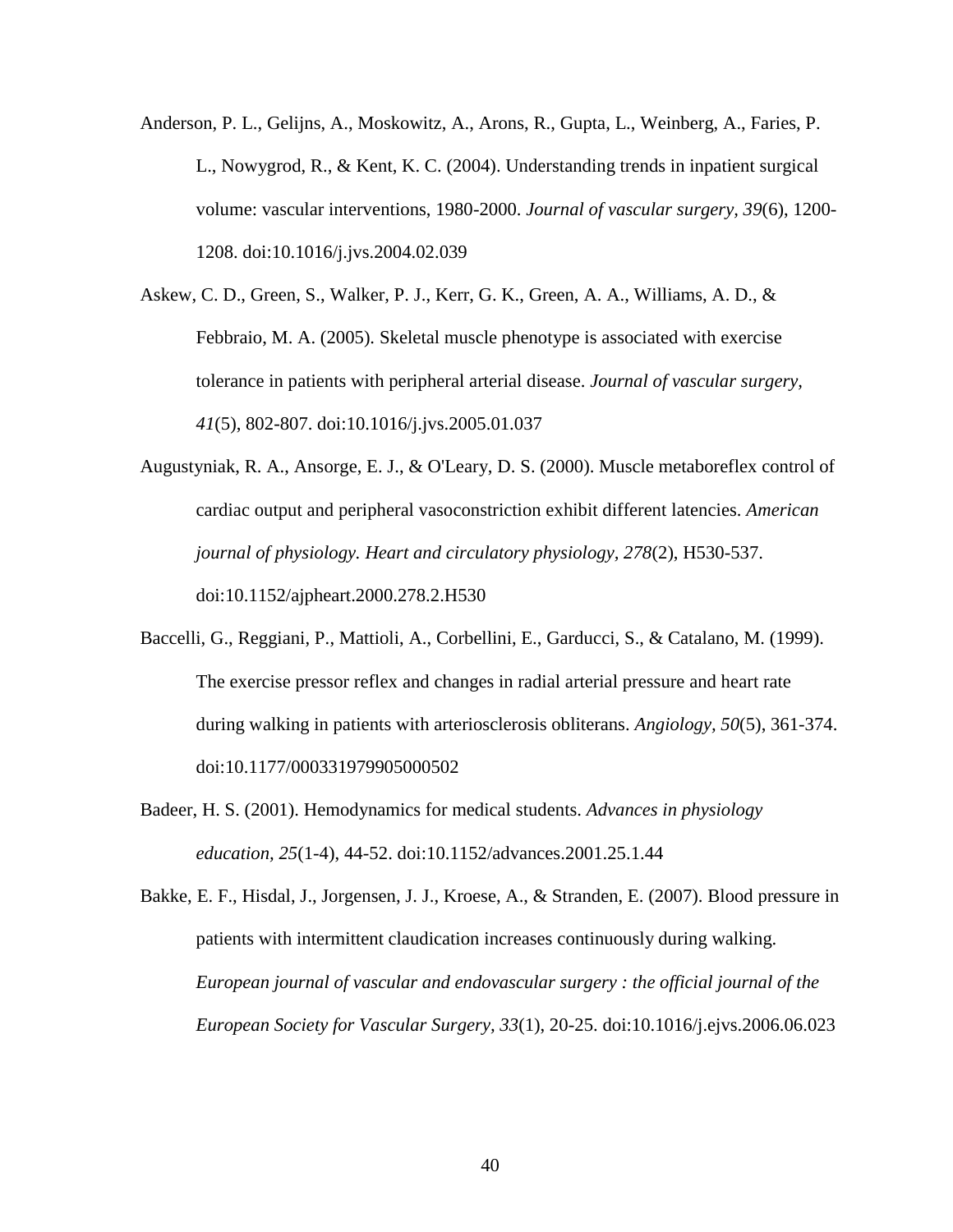Anderson, P. L., Gelijns, A., Moskowitz, A., Arons, R., Gupta, L., Weinberg, A., Faries, P. L., Nowygrod, R., & Kent, K. C. (2004). Understanding trends in inpatient surgical volume: vascular interventions, 1980-2000. *Journal of vascular surgery, 39*(6), 1200-1208. doi:10.1016/j.jvs.2004.02.039

Askew, C. D., Green, S., Walker, P. J., Kerr, G. K., Green, A. A., Williams, A. D., & Febbraio, M. A. (2005). Skeletal muscle phenotype is associated with exercise tolerance in patients with peripheral arterial disease. *Journal of vascular surgery, 41*(5), 802-807. doi:10.1016/j.jvs.2005.01.037

Augustyniak, R. A., Ansorge, E. J., & O'Leary, D. S. (2000). Muscle metaboreflex control of cardiac output and peripheral vasoconstriction exhibit different latencies. *American journal of physiology. Heart and circulatory physiology, 278*(2), H530-537. doi:10.1152/ajpheart.2000.278.2.H530

Baccelli, G., Reggiani, P., Mattioli, A., Corbellini, E., Garducci, S., & Catalano, M. (1999). The exercise pressor reflex and changes in radial arterial pressure and heart rate during walking in patients with arteriosclerosis obliterans. *Angiology, 50*(5), 361-374. doi:10.1177/000331979905000502

Badeer, H. S. (2001). Hemodynamics for medical students. *Advances in physiology education, 25*(1-4), 44-52. doi:10.1152/advances.2001.25.1.44

Bakke, E. F., Hisdal, J., Jorgensen, J. J., Kroese, A., & Stranden, E. (2007). Blood pressure in patients with intermittent claudication increases continuously during walking. *European journal of vascular and endovascular surgery : the official journal of the European Society for Vascular Surgery, 33*(1), 20-25. doi:10.1016/j.ejvs.2006.06.023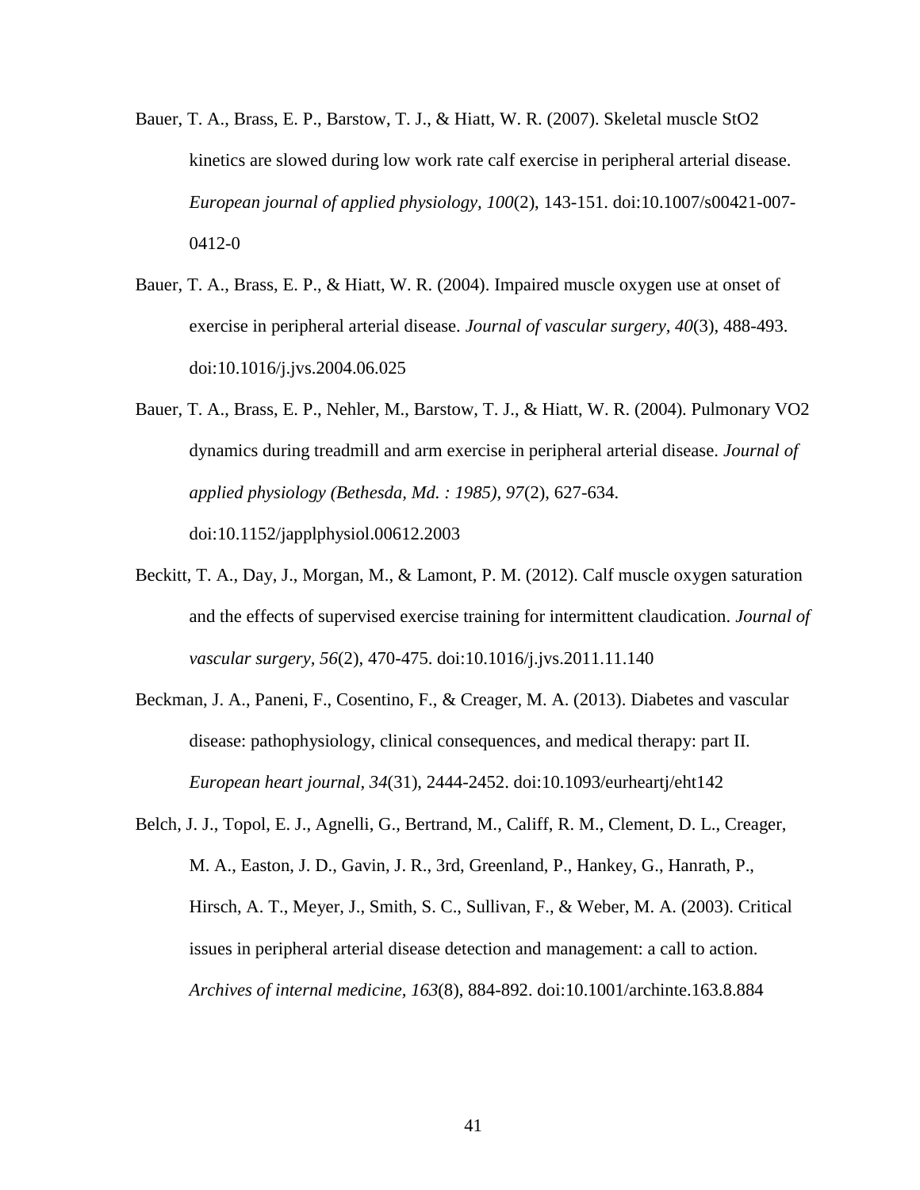Bauer, T. A., Brass, E. P., Barstow, T. J., & Hiatt, W. R. (2007). Skeletal muscle StO2 kinetics are slowed during low work rate calf exercise in peripheral arterial disease. *European journal of applied physiology, 100*(2), 143-151. doi:10.1007/s00421-007-0412-0

Bauer, T. A., Brass, E. P., & Hiatt, W. R. (2004). Impaired muscle oxygen use at onset of exercise in peripheral arterial disease. *Journal of vascular surgery, 40*(3), 488-493. doi:10.1016/j.jvs.2004.06.025

Bauer, T. A., Brass, E. P., Nehler, M., Barstow, T. J., & Hiatt, W. R. (2004). Pulmonary VO2 dynamics during treadmill and arm exercise in peripheral arterial disease. *Journal of applied physiology (Bethesda, Md. : 1985), 97*(2), 627-634. doi:10.1152/japplphysiol.00612.2003

Beckitt, T. A., Day, J., Morgan, M., & Lamont, P. M. (2012). Calf muscle oxygen saturation and the effects of supervised exercise training for intermittent claudication. *Journal of vascular surgery, 56*(2), 470-475. doi:10.1016/j.jvs.2011.11.140

Beckman, J. A., Paneni, F., Cosentino, F., & Creager, M. A. (2013). Diabetes and vascular disease: pathophysiology, clinical consequences, and medical therapy: part II. *European heart journal, 34*(31), 2444-2452. doi:10.1093/eurheartj/eht142

Belch, J. J., Topol, E. J., Agnelli, G., Bertrand, M., Califf, R. M., Clement, D. L., Creager, M. A., Easton, J. D., Gavin, J. R., 3rd, Greenland, P., Hankey, G., Hanrath, P., Hirsch, A. T., Meyer, J., Smith, S. C., Sullivan, F., & Weber, M. A. (2003). Critical issues in peripheral arterial disease detection and management: a call to action. *Archives of internal medicine, 163*(8), 884-892. doi:10.1001/archinte.163.8.884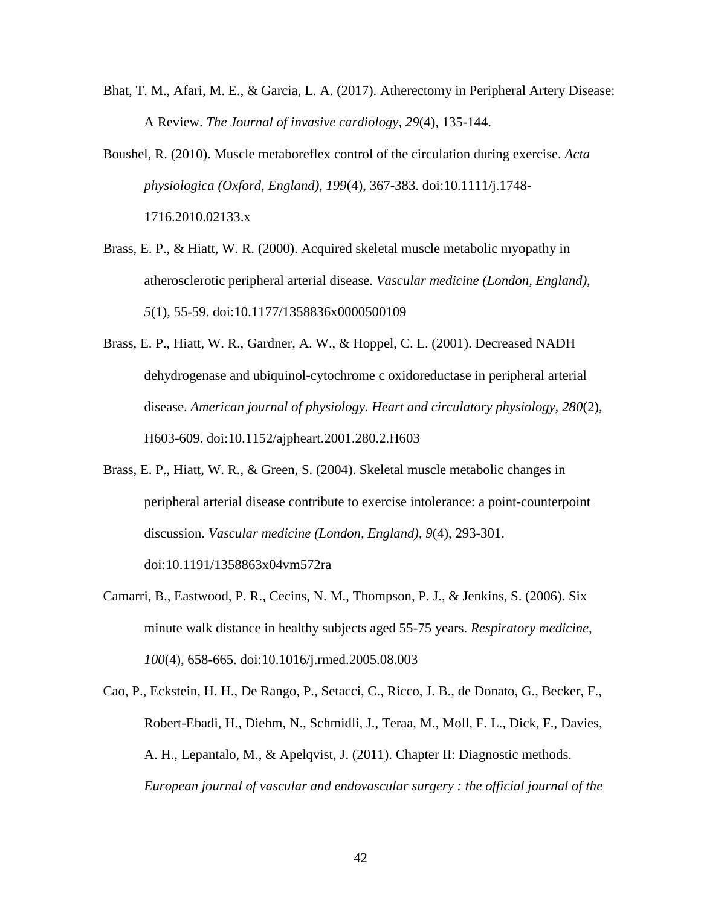Bhat, T. M., Afari, M. E., & Garcia, L. A. (2017). Atherectomy in Peripheral Artery Disease: A Review. *The Journal of invasive cardiology, 29*(4), 135-144.

Boushel, R. (2010). Muscle metaboreflex control of the circulation during exercise. *Acta physiologica (Oxford, England), 199*(4), 367-383. doi:10.1111/j.1748-1716.2010.02133.x

Brass, E. P., & Hiatt, W. R. (2000). Acquired skeletal muscle metabolic myopathy in atherosclerotic peripheral arterial disease. *Vascular medicine (London, England), 5*(1), 55-59. doi:10.1177/1358836x0000500109

Brass, E. P., Hiatt, W. R., Gardner, A. W., & Hoppel, C. L. (2001). Decreased NADH dehydrogenase and ubiquinol-cytochrome c oxidoreductase in peripheral arterial disease. *American journal of physiology. Heart and circulatory physiology, 280*(2), H603-609. doi:10.1152/ajpheart.2001.280.2.H603

Brass, E. P., Hiatt, W. R., & Green, S. (2004). Skeletal muscle metabolic changes in peripheral arterial disease contribute to exercise intolerance: a point-counterpoint discussion. *Vascular medicine (London, England), 9*(4), 293-301. doi:10.1191/1358863x04vm572ra

Camarri, B., Eastwood, P. R., Cecins, N. M., Thompson, P. J., & Jenkins, S. (2006). Six minute walk distance in healthy subjects aged 55-75 years. *Respiratory medicine, 100*(4), 658-665. doi:10.1016/j.rmed.2005.08.003

Cao, P., Eckstein, H. H., De Rango, P., Setacci, C., Ricco, J. B., de Donato, G., Becker, F., Robert-Ebadi, H., Diehm, N., Schmidli, J., Teraa, M., Moll, F. L., Dick, F., Davies, A. H., Lepantalo, M., & Apelqvist, J. (2011). Chapter II: Diagnostic methods. *European journal of vascular and endovascular surgery : the official journal of the*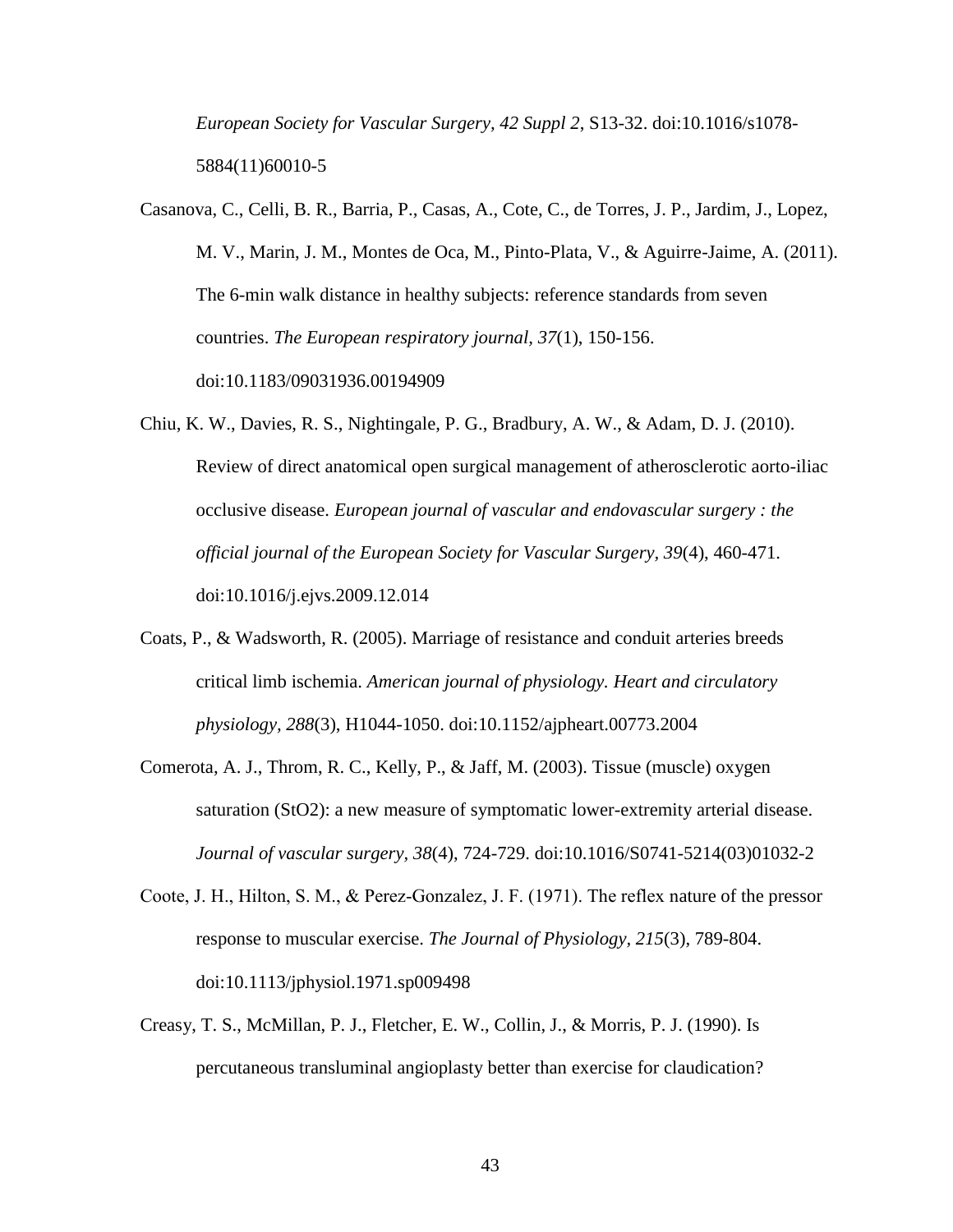*European Society for Vascular Surgery, 42 Suppl 2*, S13-32. doi:10.1016/s1078-5884(11)60010-5

Casanova, C., Celli, B. R., Barria, P., Casas, A., Cote, C., de Torres, J. P., Jardim, J., Lopez, M. V., Marin, J. M., Montes de Oca, M., Pinto-Plata, V., & Aguirre-Jaime, A. (2011). The 6-min walk distance in healthy subjects: reference standards from seven countries. *The European respiratory journal, 37*(1), 150-156. doi:10.1183/09031936.00194909

Chiu, K. W., Davies, R. S., Nightingale, P. G., Bradbury, A. W., & Adam, D. J. (2010). Review of direct anatomical open surgical management of atherosclerotic aorto-iliac occlusive disease. *European journal of vascular and endovascular surgery : the official journal of the European Society for Vascular Surgery, 39*(4), 460-471. doi:10.1016/j.ejvs.2009.12.014

Coats, P., & Wadsworth, R. (2005). Marriage of resistance and conduit arteries breeds critical limb ischemia. *American journal of physiology. Heart and circulatory physiology, 288*(3), H1044-1050. doi:10.1152/ajpheart.00773.2004

Comerota, A. J., Throm, R. C., Kelly, P., & Jaff, M. (2003). Tissue (muscle) oxygen saturation (StO2): a new measure of symptomatic lower-extremity arterial disease. *Journal of vascular surgery, 38*(4), 724-729. doi:10.1016/S0741-5214(03)01032-2

Coote, J. H., Hilton, S. M., & Perez-Gonzalez, J. F. (1971). The reflex nature of the pressor response to muscular exercise. *The Journal of Physiology, 215*(3), 789-804. doi:10.1113/jphysiol.1971.sp009498

Creasy, T. S., McMillan, P. J., Fletcher, E. W., Collin, J., & Morris, P. J. (1990). Is percutaneous transluminal angioplasty better than exercise for claudication?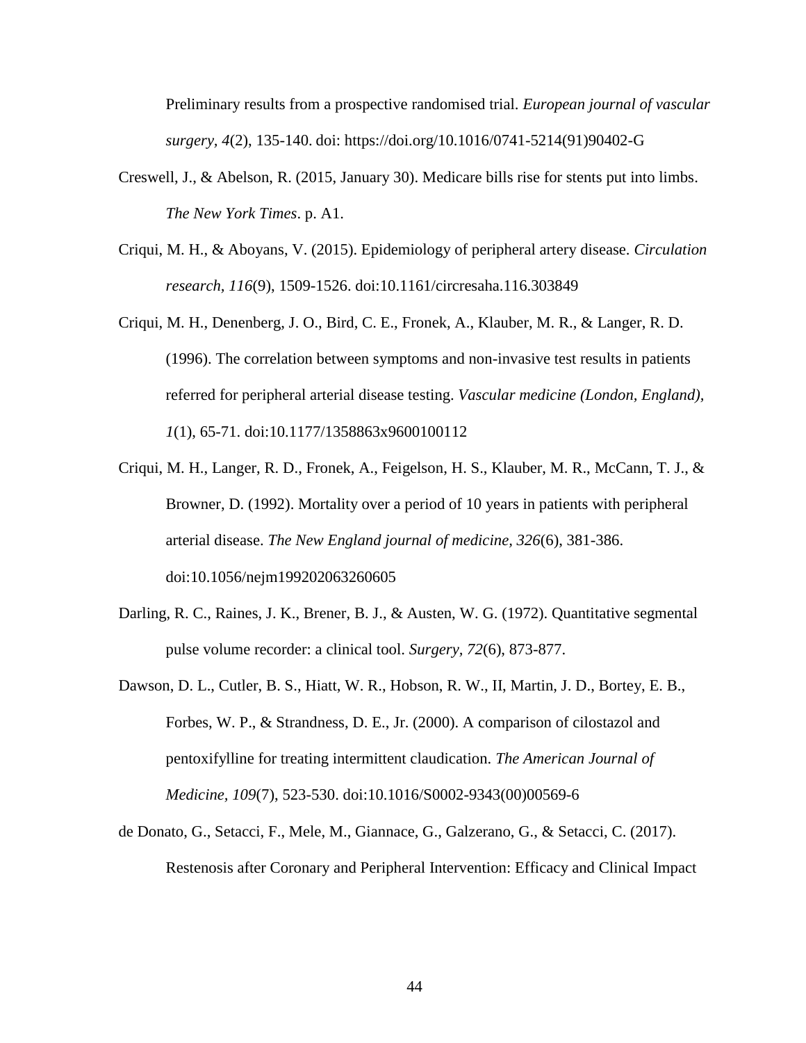Preliminary results from a prospective randomised trial. *European journal of vascular surgery, 4*(2), 135-140. doi: https://doi.org/10.1016/0741-5214(91)90402-G

Creswell, J., & Abelson, R. (2015, January 30). Medicare bills rise for stents put into limbs. *The New York Times*. p. A1.

Criqui, M. H., & Aboyans, V. (2015). Epidemiology of peripheral artery disease. *Circulation research, 116*(9), 1509-1526. doi:10.1161/circresaha.116.303849

Criqui, M. H., Denenberg, J. O., Bird, C. E., Fronek, A., Klauber, M. R., & Langer, R. D. (1996). The correlation between symptoms and non-invasive test results in patients referred for peripheral arterial disease testing. *Vascular medicine (London, England), 1*(1), 65-71. doi:10.1177/1358863x9600100112

Criqui, M. H., Langer, R. D., Fronek, A., Feigelson, H. S., Klauber, M. R., McCann, T. J., & Browner, D. (1992). Mortality over a period of 10 years in patients with peripheral arterial disease. *The New England journal of medicine, 326*(6), 381-386. doi:10.1056/nejm199202063260605

Darling, R. C., Raines, J. K., Brener, B. J., & Austen, W. G. (1972). Quantitative segmental pulse volume recorder: a clinical tool. *Surgery, 72*(6), 873-877.

Dawson, D. L., Cutler, B. S., Hiatt, W. R., Hobson, R. W., II, Martin, J. D., Bortey, E. B., Forbes, W. P., & Strandness, D. E., Jr. (2000). A comparison of cilostazol and pentoxifylline for treating intermittent claudication. *The American Journal of Medicine, 109*(7), 523-530. doi:10.1016/S0002-9343(00)00569-6

de Donato, G., Setacci, F., Mele, M., Giannace, G., Galzerano, G., & Setacci, C. (2017). Restenosis after Coronary and Peripheral Intervention: Efficacy and Clinical Impact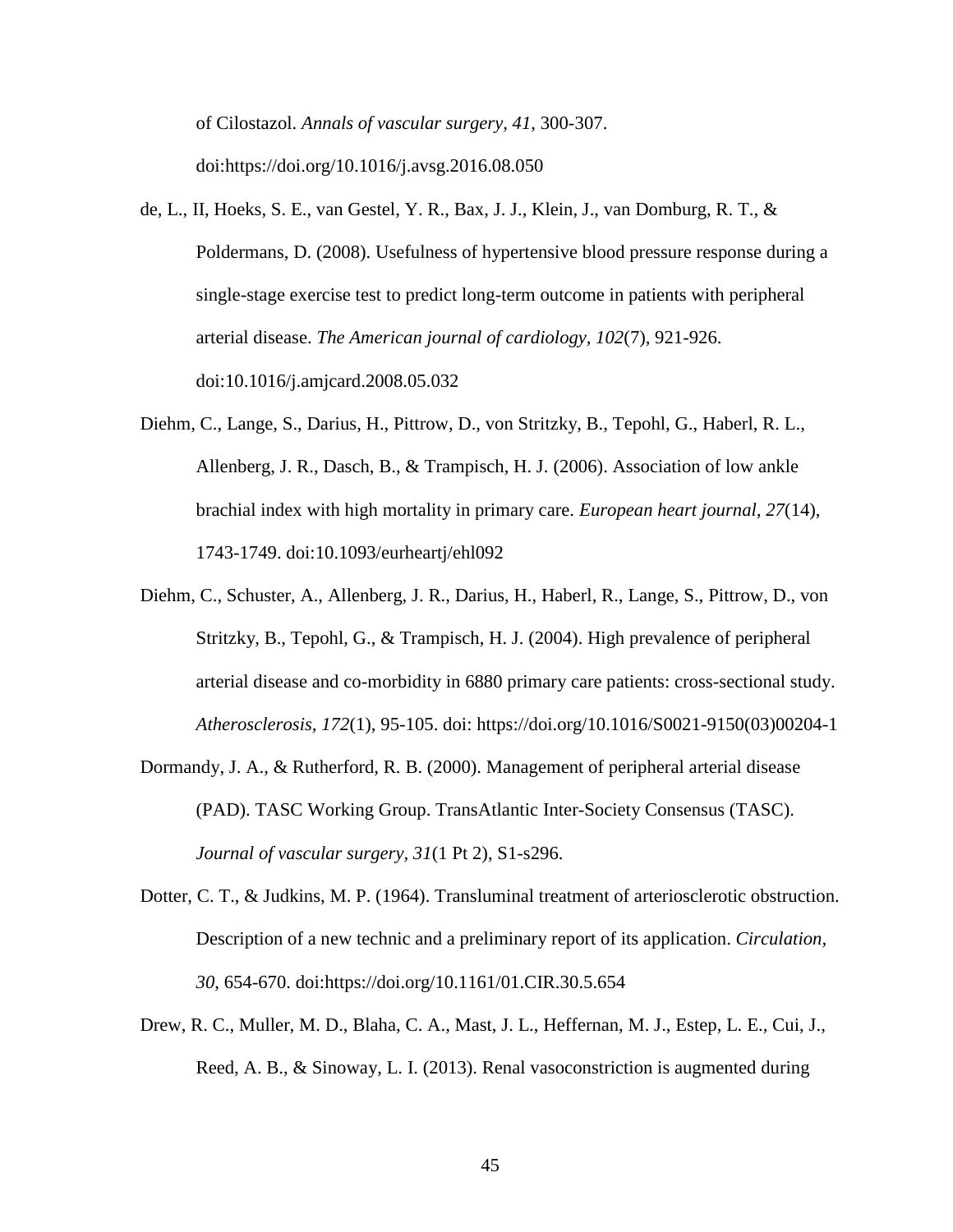of Cilostazol. *Annals of vascular surgery, 41*, 300-307. doi:https://doi.org/10.1016/j.avsg.2016.08.050

de, L., II, Hoeks, S. E., van Gestel, Y. R., Bax, J. J., Klein, J., van Domburg, R. T., & Poldermans, D. (2008). Usefulness of hypertensive blood pressure response during a single-stage exercise test to predict long-term outcome in patients with peripheral arterial disease. *The American journal of cardiology, 102*(7), 921-926. doi:10.1016/j.amjcard.2008.05.032

Diehm, C., Lange, S., Darius, H., Pittrow, D., von Stritzky, B., Tepohl, G., Haberl, R. L., Allenberg, J. R., Dasch, B., & Trampisch, H. J. (2006). Association of low ankle brachial index with high mortality in primary care. *European heart journal, 27*(14), 1743-1749. doi:10.1093/eurheartj/ehl092

Diehm, C., Schuster, A., Allenberg, J. R., Darius, H., Haberl, R., Lange, S., Pittrow, D., von Stritzky, B., Tepohl, G., & Trampisch, H. J. (2004). High prevalence of peripheral arterial disease and co-morbidity in 6880 primary care patients: cross-sectional study. *Atherosclerosis, 172*(1), 95-105. doi: https://doi.org/10.1016/S0021-9150(03)00204-1

Dormandy, J. A., & Rutherford, R. B. (2000). Management of peripheral arterial disease (PAD). TASC Working Group. TransAtlantic Inter-Society Consensus (TASC). *Journal of vascular surgery, 31*(1 Pt 2), S1-s296.

Dotter, C. T., & Judkins, M. P. (1964). Transluminal treatment of arteriosclerotic obstruction. Description of a new technic and a preliminary report of its application. *Circulation, 30*, 654-670. doi:https://doi.org/10.1161/01.CIR.30.5.654

Drew, R. C., Muller, M. D., Blaha, C. A., Mast, J. L., Heffernan, M. J., Estep, L. E., Cui, J., Reed, A. B., & Sinoway, L. I. (2013). Renal vasoconstriction is augmented during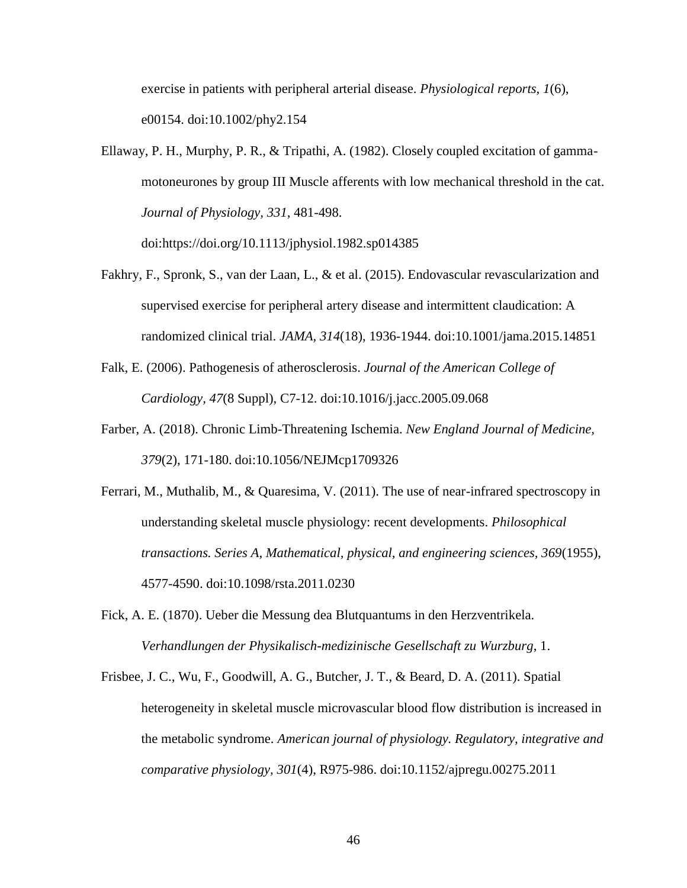exercise in patients with peripheral arterial disease. *Physiological reports, 1*(6), e00154. doi:10.1002/phy2.154

Ellaway, P. H., Murphy, P. R., & Tripathi, A. (1982). Closely coupled excitation of gamma-motoneurones by group III Muscle afferents with low mechanical threshold in the cat. *Journal of Physiology, 331*, 481-498. doi:https://doi.org/10.1113/jphysiol.1982.sp014385

Fakhry, F., Spronk, S., van der Laan, L., & et al. (2015). Endovascular revascularization and supervised exercise for peripheral artery disease and intermittent claudication: A randomized clinical trial. *JAMA, 314*(18), 1936-1944. doi:10.1001/jama.2015.14851

Falk, E. (2006). Pathogenesis of atherosclerosis. *Journal of the American College of Cardiology, 47*(8 Suppl), C7-12. doi:10.1016/j.jacc.2005.09.068

Farber, A. (2018). Chronic Limb-Threatening Ischemia. *New England Journal of Medicine, 379*(2), 171-180. doi:10.1056/NEJMcp1709326

Ferrari, M., Muthalib, M., & Quaresima, V. (2011). The use of near-infrared spectroscopy in understanding skeletal muscle physiology: recent developments. *Philosophical transactions. Series A, Mathematical, physical, and engineering sciences, 369*(1955), 4577-4590. doi:10.1098/rsta.2011.0230

Fick, A. E. (1870). Ueber die Messung dea Blutquantums in den Herzventrikela. *Verhandlungen der Physikalisch-medizinische Gesellschaft zu Wurzburg*, 1.

Frisbee, J. C., Wu, F., Goodwill, A. G., Butcher, J. T., & Beard, D. A. (2011). Spatial heterogeneity in skeletal muscle microvascular blood flow distribution is increased in the metabolic syndrome. *American journal of physiology. Regulatory, integrative and comparative physiology, 301*(4), R975-986. doi:10.1152/ajpregu.00275.2011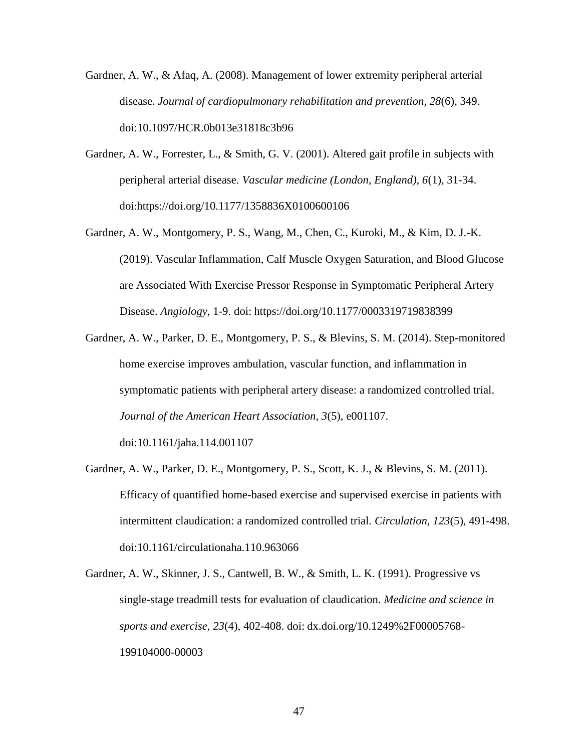Gardner, A. W., & Afaq, A. (2008). Management of lower extremity peripheral arterial disease. *Journal of cardiopulmonary rehabilitation and prevention, 28*(6), 349. doi:10.1097/HCR.0b013e31818c3b96

Gardner, A. W., Forrester, L., & Smith, G. V. (2001). Altered gait profile in subjects with peripheral arterial disease. *Vascular medicine (London, England), 6*(1), 31-34. doi:https://doi.org/10.1177/1358836X0100600106

Gardner, A. W., Montgomery, P. S., Wang, M., Chen, C., Kuroki, M., & Kim, D. J.-K. (2019). Vascular Inflammation, Calf Muscle Oxygen Saturation, and Blood Glucose are Associated With Exercise Pressor Response in Symptomatic Peripheral Artery Disease. *Angiology*, 1-9. doi: https://doi.org/10.1177/0003319719838399

Gardner, A. W., Parker, D. E., Montgomery, P. S., & Blevins, S. M. (2014). Step-monitored home exercise improves ambulation, vascular function, and inflammation in symptomatic patients with peripheral artery disease: a randomized controlled trial. *Journal of the American Heart Association, 3*(5), e001107. doi:10.1161/jaha.114.001107

Gardner, A. W., Parker, D. E., Montgomery, P. S., Scott, K. J., & Blevins, S. M. (2011). Efficacy of quantified home-based exercise and supervised exercise in patients with intermittent claudication: a randomized controlled trial. *Circulation, 123*(5), 491-498. doi:10.1161/circulationaha.110.963066

Gardner, A. W., Skinner, J. S., Cantwell, B. W., & Smith, L. K. (1991). Progressive vs single-stage treadmill tests for evaluation of claudication. *Medicine and science in sports and exercise, 23*(4), 402-408. doi: dx.doi.org/10.1249%2F00005768-199104000-00003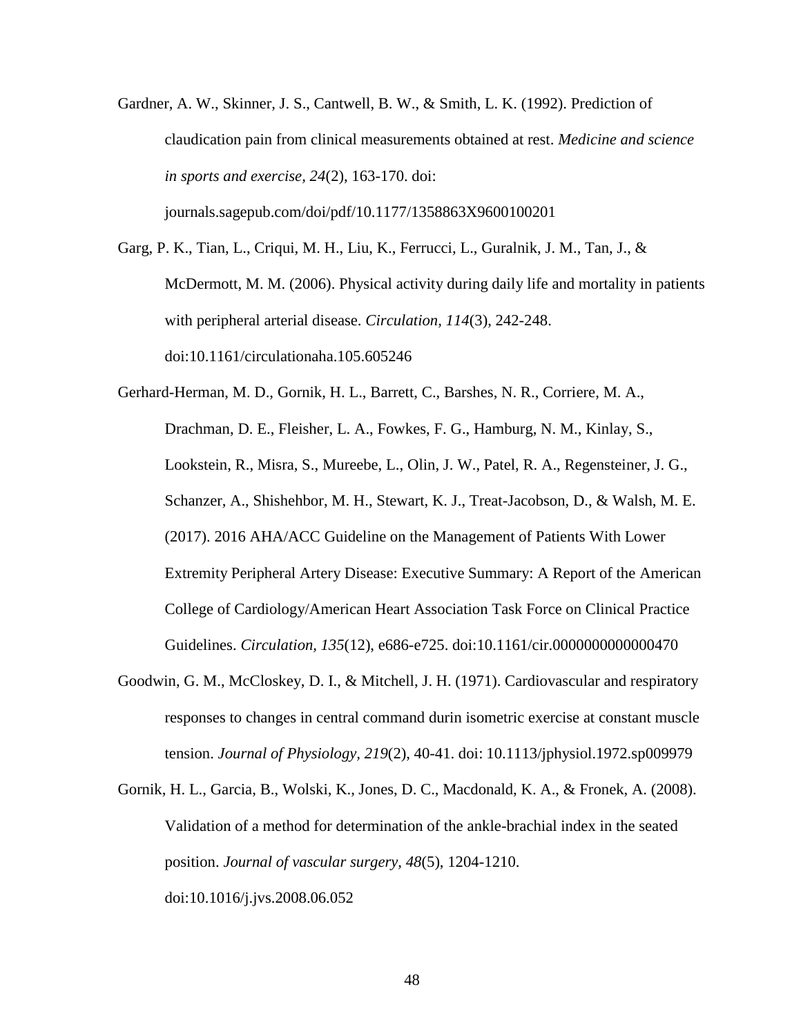Gardner, A. W., Skinner, J. S., Cantwell, B. W., & Smith, L. K. (1992). Prediction of claudication pain from clinical measurements obtained at rest. *Medicine and science in sports and exercise, 24*(2), 163-170. doi: journals.sagepub.com/doi/pdf/10.1177/1358863X9600100201

Garg, P. K., Tian, L., Criqui, M. H., Liu, K., Ferrucci, L., Guralnik, J. M., Tan, J., & McDermott, M. M. (2006). Physical activity during daily life and mortality in patients with peripheral arterial disease. *Circulation, 114*(3), 242-248. doi:10.1161/circulationaha.105.605246

Gerhard-Herman, M. D., Gornik, H. L., Barrett, C., Barshes, N. R., Corriere, M. A., Drachman, D. E., Fleisher, L. A., Fowkes, F. G., Hamburg, N. M., Kinlay, S., Lookstein, R., Misra, S., Mureebe, L., Olin, J. W., Patel, R. A., Regensteiner, J. G., Schanzer, A., Shishehbor, M. H., Stewart, K. J., Treat-Jacobson, D., & Walsh, M. E. (2017). 2016 AHA/ACC Guideline on the Management of Patients With Lower Extremity Peripheral Artery Disease: Executive Summary: A Report of the American College of Cardiology/American Heart Association Task Force on Clinical Practice Guidelines. *Circulation, 135*(12), e686-e725. doi:10.1161/cir.0000000000000470

Goodwin, G. M., McCloskey, D. I., & Mitchell, J. H. (1971). Cardiovascular and respiratory responses to changes in central command durin isometric exercise at constant muscle tension. *Journal of Physiology, 219*(2), 40-41. doi: 10.1113/jphysiol.1972.sp009979

Gornik, H. L., Garcia, B., Wolski, K., Jones, D. C., Macdonald, K. A., & Fronek, A. (2008). Validation of a method for determination of the ankle-brachial index in the seated position. *Journal of vascular surgery, 48*(5), 1204-1210. doi:10.1016/j.jvs.2008.06.052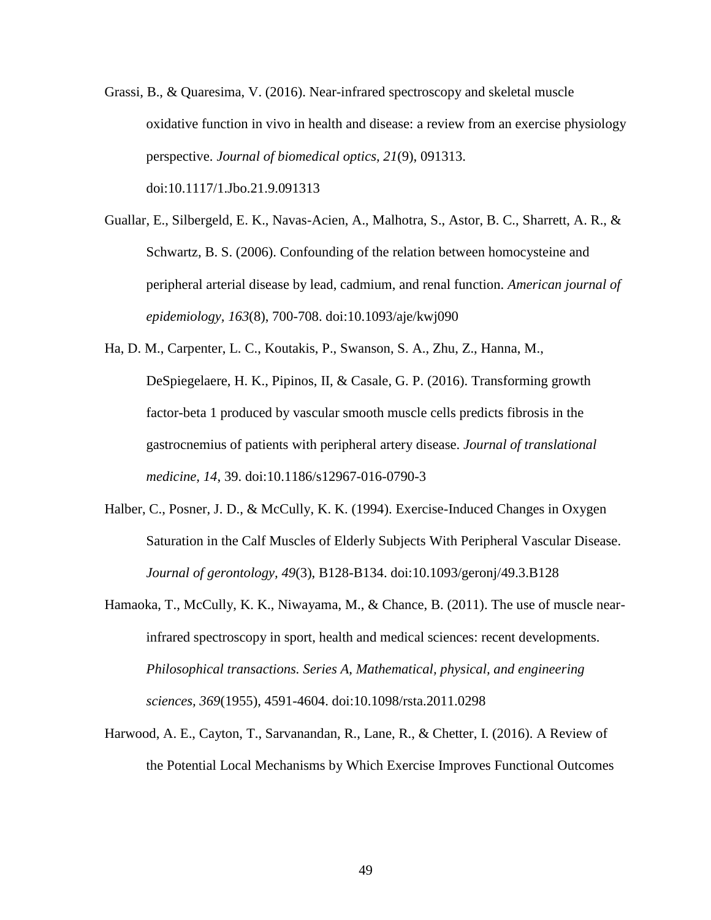Grassi, B., & Quaresima, V. (2016). Near-infrared spectroscopy and skeletal muscle oxidative function in vivo in health and disease: a review from an exercise physiology perspective. *Journal of biomedical optics, 21*(9), 091313. doi:10.1117/1.Jbo.21.9.091313

Guallar, E., Silbergeld, E. K., Navas-Acien, A., Malhotra, S., Astor, B. C., Sharrett, A. R., & Schwartz, B. S. (2006). Confounding of the relation between homocysteine and peripheral arterial disease by lead, cadmium, and renal function. *American journal of epidemiology, 163*(8), 700-708. doi:10.1093/aje/kwj090

Ha, D. M., Carpenter, L. C., Koutakis, P., Swanson, S. A., Zhu, Z., Hanna, M., DeSpiegelaere, H. K., Pipinos, II, & Casale, G. P. (2016). Transforming growth factor-beta 1 produced by vascular smooth muscle cells predicts fibrosis in the gastrocnemius of patients with peripheral artery disease. *Journal of translational medicine, 14*, 39. doi:10.1186/s12967-016-0790-3

Halber, C., Posner, J. D., & McCully, K. K. (1994). Exercise-Induced Changes in Oxygen Saturation in the Calf Muscles of Elderly Subjects With Peripheral Vascular Disease. *Journal of gerontology, 49*(3), B128-B134. doi:10.1093/geronj/49.3.B128

Hamaoka, T., McCully, K. K., Niwayama, M., & Chance, B. (2011). The use of muscle near-infrared spectroscopy in sport, health and medical sciences: recent developments. *Philosophical transactions. Series A, Mathematical, physical, and engineering sciences, 369*(1955), 4591-4604. doi:10.1098/rsta.2011.0298

Harwood, A. E., Cayton, T., Sarvanandan, R., Lane, R., & Chetter, I. (2016). A Review of the Potential Local Mechanisms by Which Exercise Improves Functional Outcomes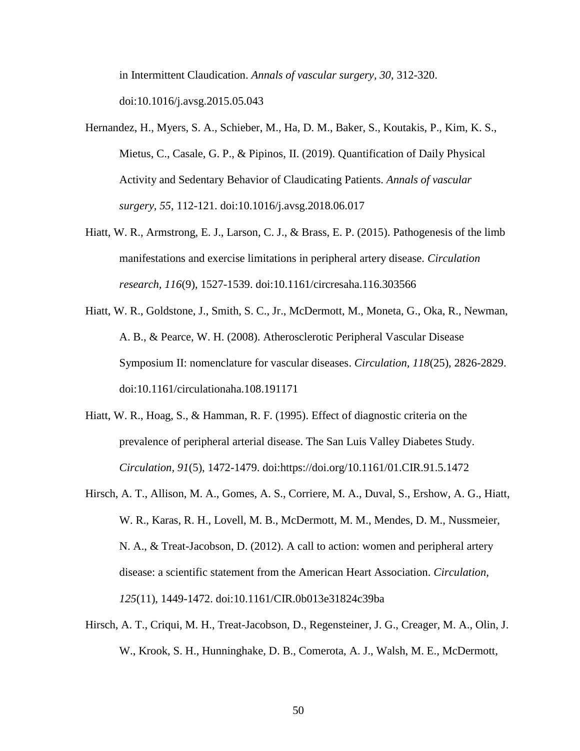in Intermittent Claudication. *Annals of vascular surgery, 30*, 312-320. doi:10.1016/j.avsg.2015.05.043

Hernandez, H., Myers, S. A., Schieber, M., Ha, D. M., Baker, S., Koutakis, P., Kim, K. S., Mietus, C., Casale, G. P., & Pipinos, II. (2019). Quantification of Daily Physical Activity and Sedentary Behavior of Claudicating Patients. *Annals of vascular surgery, 55*, 112-121. doi:10.1016/j.avsg.2018.06.017

Hiatt, W. R., Armstrong, E. J., Larson, C. J., & Brass, E. P. (2015). Pathogenesis of the limb manifestations and exercise limitations in peripheral artery disease. *Circulation research, 116*(9), 1527-1539. doi:10.1161/circresaha.116.303566

Hiatt, W. R., Goldstone, J., Smith, S. C., Jr., McDermott, M., Moneta, G., Oka, R., Newman, A. B., & Pearce, W. H. (2008). Atherosclerotic Peripheral Vascular Disease Symposium II: nomenclature for vascular diseases. *Circulation, 118*(25), 2826-2829. doi:10.1161/circulationaha.108.191171

Hiatt, W. R., Hoag, S., & Hamman, R. F. (1995). Effect of diagnostic criteria on the prevalence of peripheral arterial disease. The San Luis Valley Diabetes Study. *Circulation, 91*(5), 1472-1479. doi:https://doi.org/10.1161/01.CIR.91.5.1472

Hirsch, A. T., Allison, M. A., Gomes, A. S., Corriere, M. A., Duval, S., Ershow, A. G., Hiatt, W. R., Karas, R. H., Lovell, M. B., McDermott, M. M., Mendes, D. M., Nussmeier, N. A., & Treat-Jacobson, D. (2012). A call to action: women and peripheral artery disease: a scientific statement from the American Heart Association. *Circulation, 125*(11), 1449-1472. doi:10.1161/CIR.0b013e31824c39ba

Hirsch, A. T., Criqui, M. H., Treat-Jacobson, D., Regensteiner, J. G., Creager, M. A., Olin, J. W., Krook, S. H., Hunninghake, D. B., Comerota, A. J., Walsh, M. E., McDermott,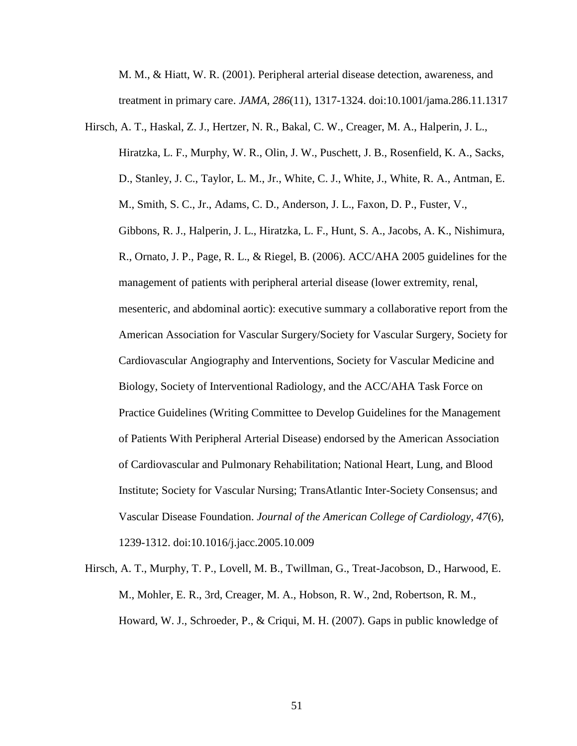M. M., & Hiatt, W. R. (2001). Peripheral arterial disease detection, awareness, and treatment in primary care. *JAMA, 286*(11), 1317-1324. doi:10.1001/jama.286.11.1317

Hirsch, A. T., Haskal, Z. J., Hertzer, N. R., Bakal, C. W., Creager, M. A., Halperin, J. L., Hiratzka, L. F., Murphy, W. R., Olin, J. W., Puschett, J. B., Rosenfield, K. A., Sacks, D., Stanley, J. C., Taylor, L. M., Jr., White, C. J., White, J., White, R. A., Antman, E. M., Smith, S. C., Jr., Adams, C. D., Anderson, J. L., Faxon, D. P., Fuster, V., Gibbons, R. J., Halperin, J. L., Hiratzka, L. F., Hunt, S. A., Jacobs, A. K., Nishimura, R., Ornato, J. P., Page, R. L., & Riegel, B. (2006). ACC/AHA 2005 guidelines for the management of patients with peripheral arterial disease (lower extremity, renal, mesenteric, and abdominal aortic): executive summary a collaborative report from the American Association for Vascular Surgery/Society for Vascular Surgery, Society for Cardiovascular Angiography and Interventions, Society for Vascular Medicine and Biology, Society of Interventional Radiology, and the ACC/AHA Task Force on Practice Guidelines (Writing Committee to Develop Guidelines for the Management of Patients With Peripheral Arterial Disease) endorsed by the American Association of Cardiovascular and Pulmonary Rehabilitation; National Heart, Lung, and Blood Institute; Society for Vascular Nursing; TransAtlantic Inter-Society Consensus; and Vascular Disease Foundation. *Journal of the American College of Cardiology, 47*(6), 1239-1312. doi:10.1016/j.jacc.2005.10.009

Hirsch, A. T., Murphy, T. P., Lovell, M. B., Twillman, G., Treat-Jacobson, D., Harwood, E. M., Mohler, E. R., 3rd, Creager, M. A., Hobson, R. W., 2nd, Robertson, R. M., Howard, W. J., Schroeder, P., & Criqui, M. H. (2007). Gaps in public knowledge of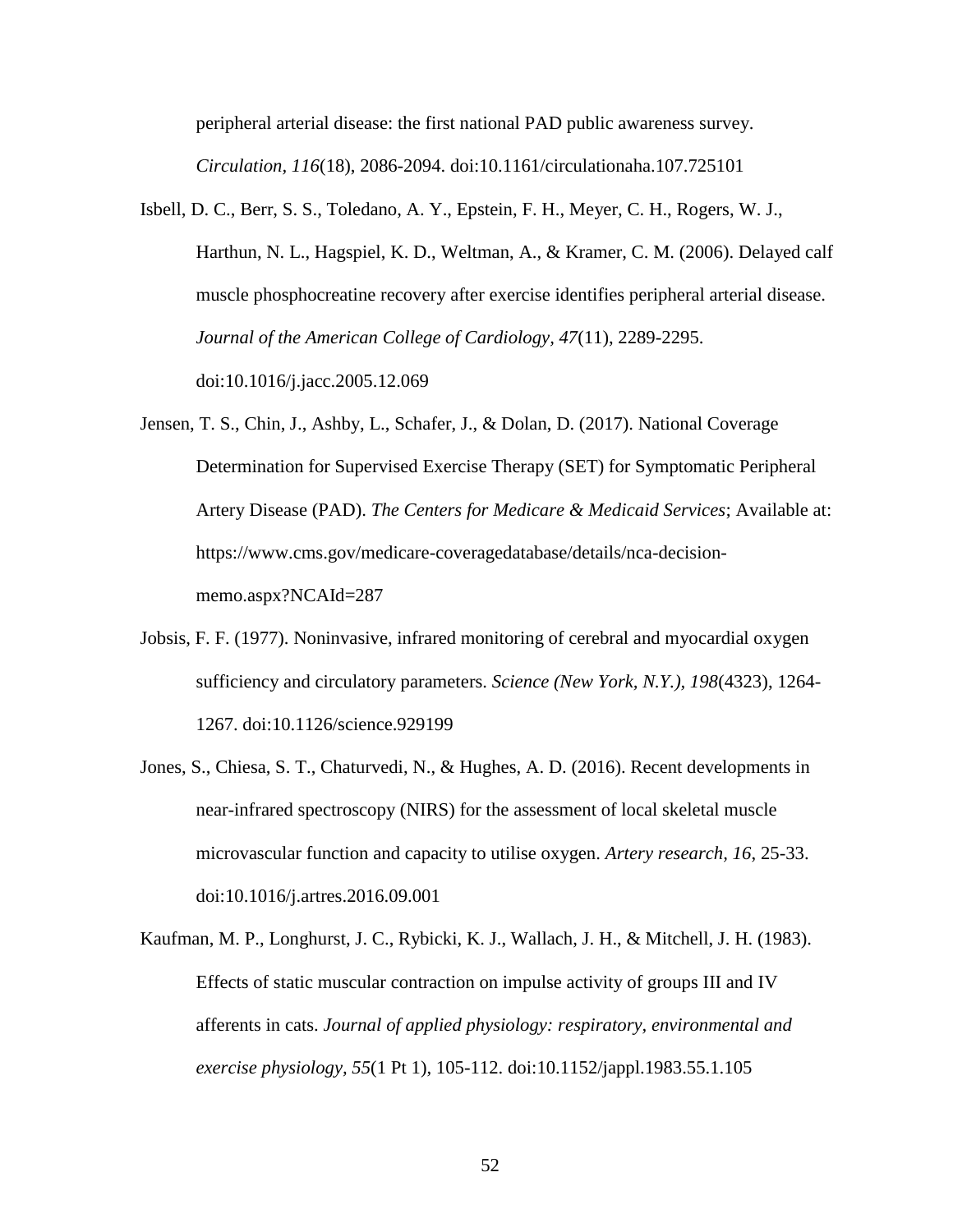peripheral arterial disease: the first national PAD public awareness survey. *Circulation, 116*(18), 2086-2094. doi:10.1161/circulationaha.107.725101

Isbell, D. C., Berr, S. S., Toledano, A. Y., Epstein, F. H., Meyer, C. H., Rogers, W. J., Harthun, N. L., Hagspiel, K. D., Weltman, A., & Kramer, C. M. (2006). Delayed calf muscle phosphocreatine recovery after exercise identifies peripheral arterial disease. *Journal of the American College of Cardiology, 47*(11), 2289-2295. doi:10.1016/j.jacc.2005.12.069

Jensen, T. S., Chin, J., Ashby, L., Schafer, J., & Dolan, D. (2017). National Coverage Determination for Supervised Exercise Therapy (SET) for Symptomatic Peripheral Artery Disease (PAD). *The Centers for Medicare & Medicaid Services*; Available at: https://www.cms.gov/medicare-coveragedatabase/details/nca-decision-memo.aspx?NCAId=287

Jobsis, F. F. (1977). Noninvasive, infrared monitoring of cerebral and myocardial oxygen sufficiency and circulatory parameters. *Science (New York, N.Y.), 198*(4323), 1264-1267. doi:10.1126/science.929199

Jones, S., Chiesa, S. T., Chaturvedi, N., & Hughes, A. D. (2016). Recent developments in near-infrared spectroscopy (NIRS) for the assessment of local skeletal muscle microvascular function and capacity to utilise oxygen. *Artery research, 16*, 25-33. doi:10.1016/j.artres.2016.09.001

Kaufman, M. P., Longhurst, J. C., Rybicki, K. J., Wallach, J. H., & Mitchell, J. H. (1983). Effects of static muscular contraction on impulse activity of groups III and IV afferents in cats. *Journal of applied physiology: respiratory, environmental and exercise physiology, 55*(1 Pt 1), 105-112. doi:10.1152/jappl.1983.55.1.105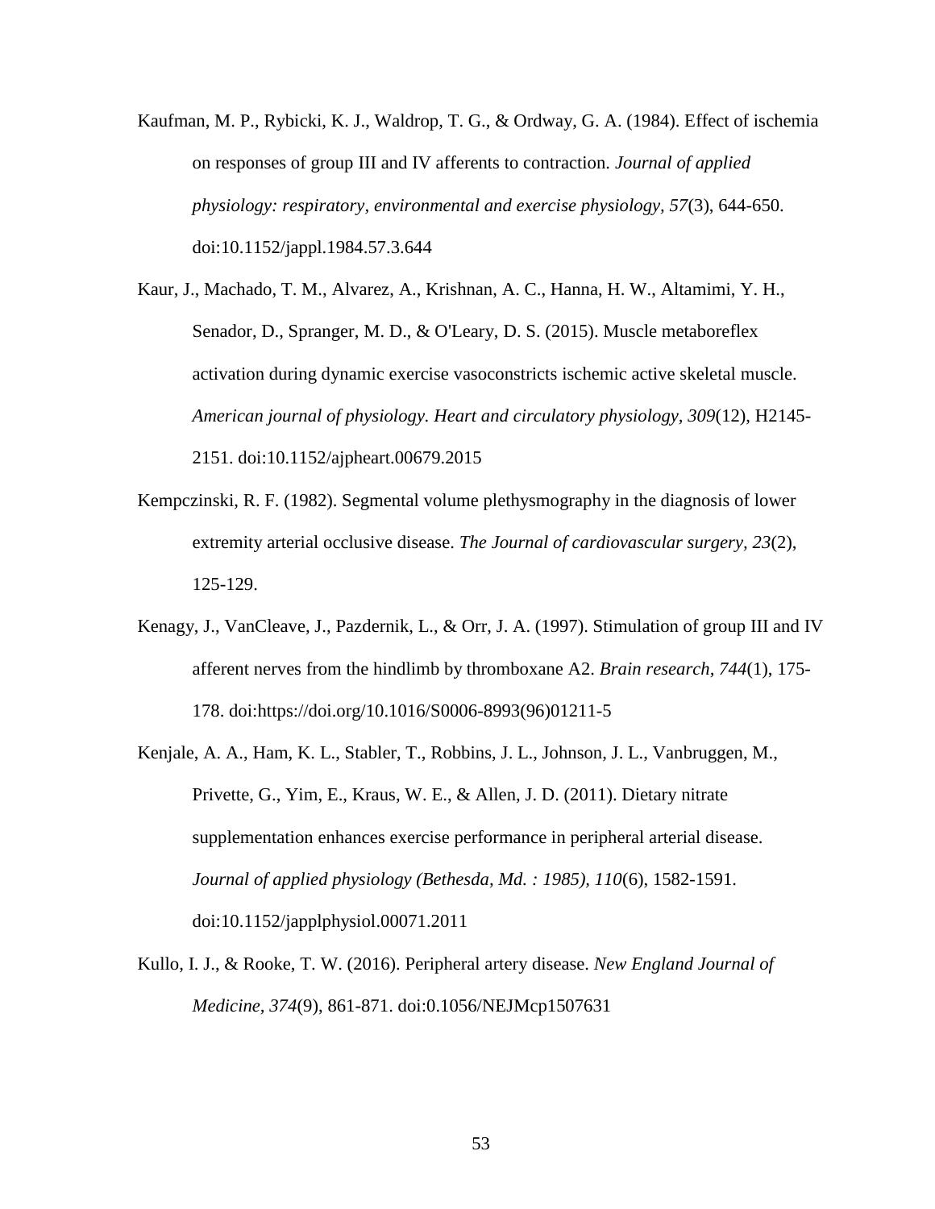Kaufman, M. P., Rybicki, K. J., Waldrop, T. G., & Ordway, G. A. (1984). Effect of ischemia on responses of group III and IV afferents to contraction. *Journal of applied physiology: respiratory, environmental and exercise physiology, 57*(3), 644-650. doi:10.1152/jappl.1984.57.3.644

Kaur, J., Machado, T. M., Alvarez, A., Krishnan, A. C., Hanna, H. W., Altamimi, Y. H., Senador, D., Spranger, M. D., & O'Leary, D. S. (2015). Muscle metaboreflex activation during dynamic exercise vasoconstricts ischemic active skeletal muscle. *American journal of physiology. Heart and circulatory physiology, 309*(12), H2145-2151. doi:10.1152/ajpheart.00679.2015

Kempczinski, R. F. (1982). Segmental volume plethysmography in the diagnosis of lower extremity arterial occlusive disease. *The Journal of cardiovascular surgery, 23*(2), 125-129.

Kenagy, J., VanCleave, J., Pazdernik, L., & Orr, J. A. (1997). Stimulation of group III and IV afferent nerves from the hindlimb by thromboxane A2. *Brain research, 744*(1), 175-178. doi:https://doi.org/10.1016/S0006-8993(96)01211-5

Kenjale, A. A., Ham, K. L., Stabler, T., Robbins, J. L., Johnson, J. L., Vanbruggen, M., Privette, G., Yim, E., Kraus, W. E., & Allen, J. D. (2011). Dietary nitrate supplementation enhances exercise performance in peripheral arterial disease. *Journal of applied physiology (Bethesda, Md. : 1985), 110*(6), 1582-1591. doi:10.1152/japplphysiol.00071.2011

Kullo, I. J., & Rooke, T. W. (2016). Peripheral artery disease. *New England Journal of Medicine, 374*(9), 861-871. doi:0.1056/NEJMcp1507631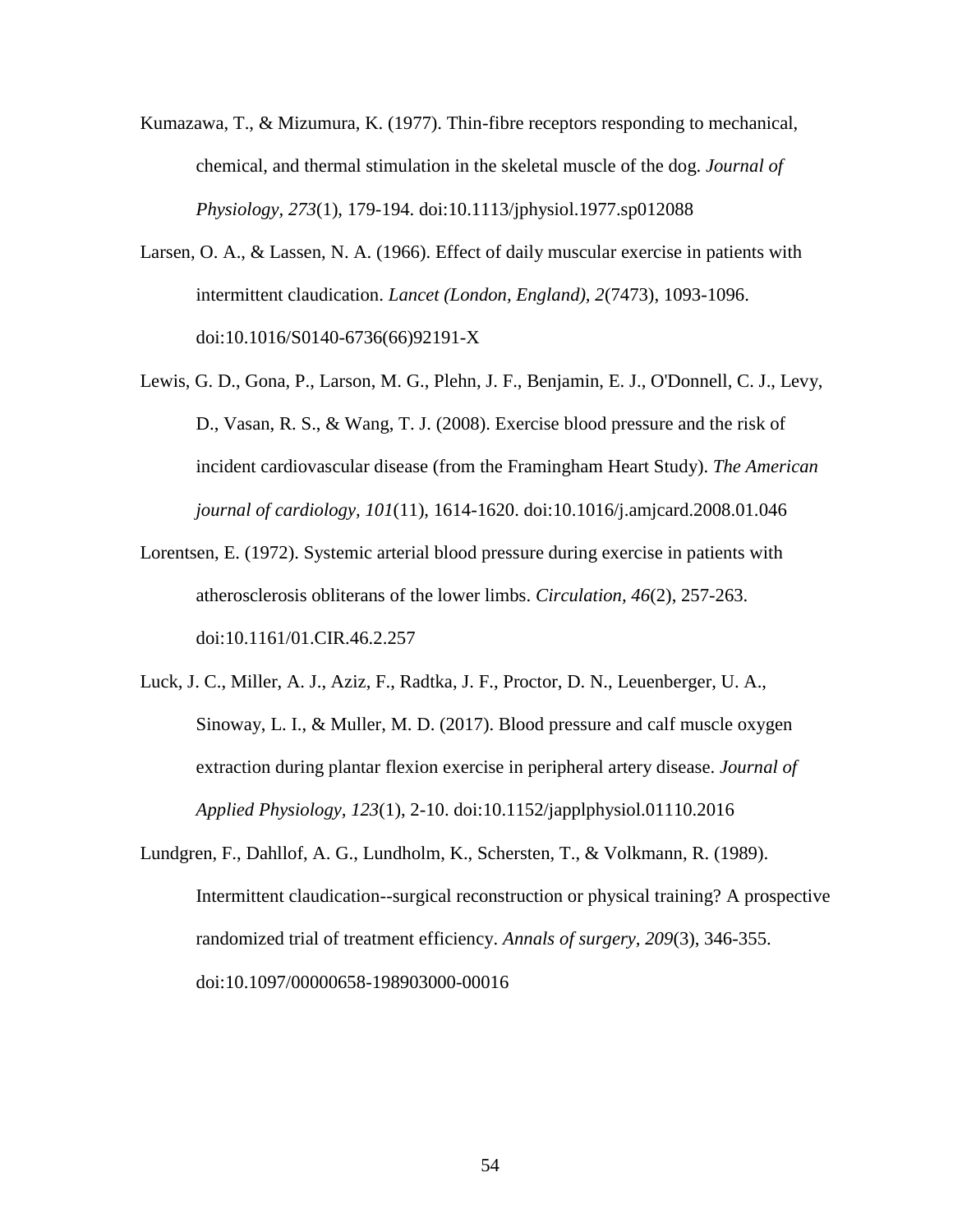Kumazawa, T., & Mizumura, K. (1977). Thin-fibre receptors responding to mechanical, chemical, and thermal stimulation in the skeletal muscle of the dog. *Journal of Physiology, 273*(1), 179-194. doi:10.1113/jphysiol.1977.sp012088

Larsen, O. A., & Lassen, N. A. (1966). Effect of daily muscular exercise in patients with intermittent claudication. *Lancet (London, England), 2*(7473), 1093-1096. doi:10.1016/S0140-6736(66)92191-X

Lewis, G. D., Gona, P., Larson, M. G., Plehn, J. F., Benjamin, E. J., O'Donnell, C. J., Levy, D., Vasan, R. S., & Wang, T. J. (2008). Exercise blood pressure and the risk of incident cardiovascular disease (from the Framingham Heart Study). *The American journal of cardiology, 101*(11), 1614-1620. doi:10.1016/j.amjcard.2008.01.046

Lorentsen, E. (1972). Systemic arterial blood pressure during exercise in patients with atherosclerosis obliterans of the lower limbs. *Circulation, 46*(2), 257-263. doi:10.1161/01.CIR.46.2.257

Luck, J. C., Miller, A. J., Aziz, F., Radtka, J. F., Proctor, D. N., Leuenberger, U. A., Sinoway, L. I., & Muller, M. D. (2017). Blood pressure and calf muscle oxygen extraction during plantar flexion exercise in peripheral artery disease. *Journal of Applied Physiology, 123*(1), 2-10. doi:10.1152/japplphysiol.01110.2016

Lundgren, F., Dahllof, A. G., Lundholm, K., Schersten, T., & Volkmann, R. (1989). Intermittent claudication--surgical reconstruction or physical training? A prospective randomized trial of treatment efficiency. *Annals of surgery, 209*(3), 346-355. doi:10.1097/00000658-198903000-00016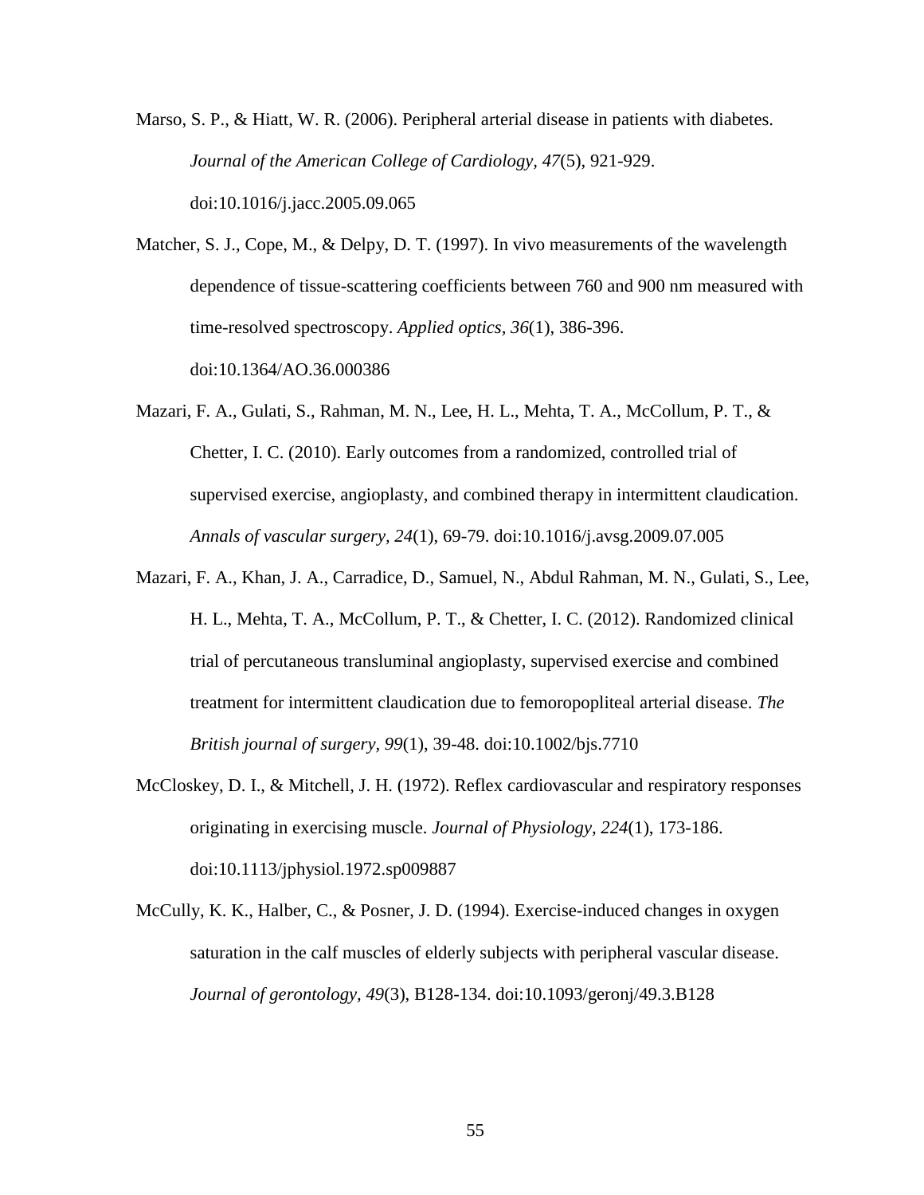Marso, S. P., & Hiatt, W. R. (2006). Peripheral arterial disease in patients with diabetes. *Journal of the American College of Cardiology, 47*(5), 921-929. doi:10.1016/j.jacc.2005.09.065

Matcher, S. J., Cope, M., & Delpy, D. T. (1997). In vivo measurements of the wavelength dependence of tissue-scattering coefficients between 760 and 900 nm measured with time-resolved spectroscopy. *Applied optics*, *36*(1), 386-396. doi:10.1364/AO.36.000386

Mazari, F. A., Gulati, S., Rahman, M. N., Lee, H. L., Mehta, T. A., McCollum, P. T., & Chetter, I. C. (2010). Early outcomes from a randomized, controlled trial of supervised exercise, angioplasty, and combined therapy in intermittent claudication. *Annals of vascular surgery, 24*(1), 69-79. doi:10.1016/j.avsg.2009.07.005

Mazari, F. A., Khan, J. A., Carradice, D., Samuel, N., Abdul Rahman, M. N., Gulati, S., Lee, H. L., Mehta, T. A., McCollum, P. T., & Chetter, I. C. (2012). Randomized clinical trial of percutaneous transluminal angioplasty, supervised exercise and combined treatment for intermittent claudication due to femoropopliteal arterial disease. *The British journal of surgery, 99*(1), 39-48. doi:10.1002/bjs.7710

McCloskey, D. I., & Mitchell, J. H. (1972). Reflex cardiovascular and respiratory responses originating in exercising muscle. *Journal of Physiology, 224*(1), 173-186. doi:10.1113/jphysiol.1972.sp009887

McCully, K. K., Halber, C., & Posner, J. D. (1994). Exercise-induced changes in oxygen saturation in the calf muscles of elderly subjects with peripheral vascular disease. *Journal of gerontology, 49*(3), B128-134. doi:10.1093/geronj/49.3.B128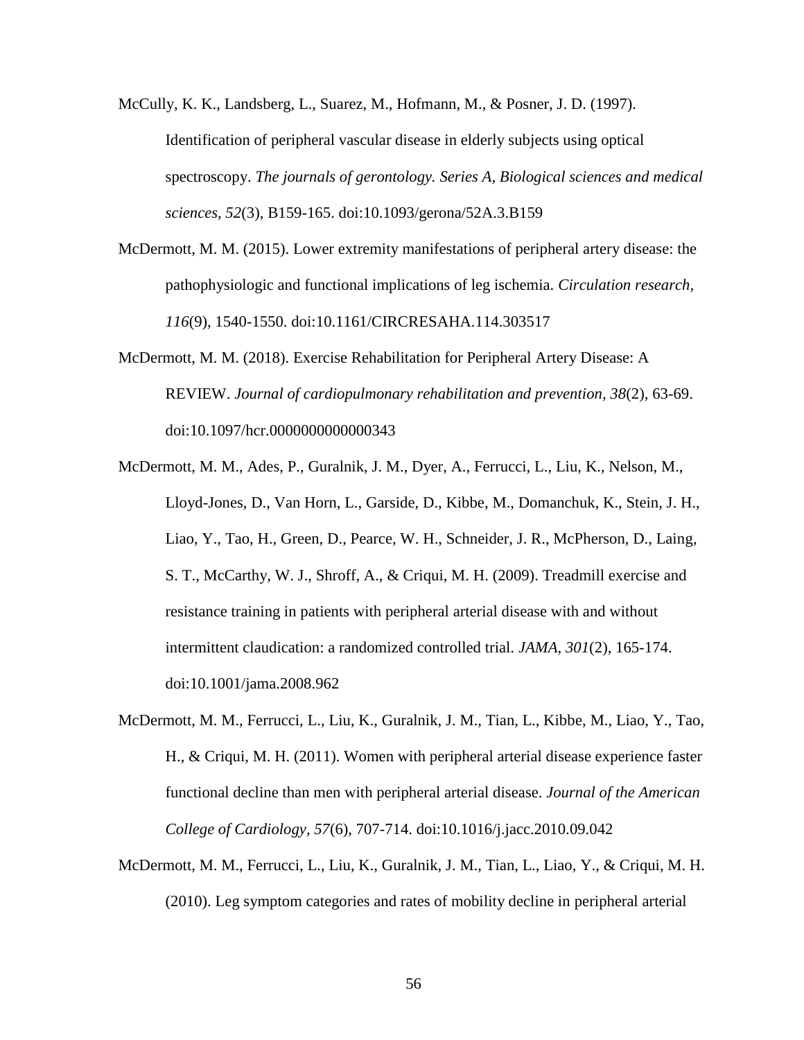McCully, K. K., Landsberg, L., Suarez, M., Hofmann, M., & Posner, J. D. (1997). Identification of peripheral vascular disease in elderly subjects using optical spectroscopy. *The journals of gerontology. Series A, Biological sciences and medical sciences, 52*(3), B159-165. doi:10.1093/gerona/52A.3.B159

McDermott, M. M. (2015). Lower extremity manifestations of peripheral artery disease: the pathophysiologic and functional implications of leg ischemia. *Circulation research, 116*(9), 1540-1550. doi:10.1161/CIRCRESAHA.114.303517

McDermott, M. M. (2018). Exercise Rehabilitation for Peripheral Artery Disease: A REVIEW. *Journal of cardiopulmonary rehabilitation and prevention, 38*(2), 63-69. doi:10.1097/hcr.0000000000000343

McDermott, M. M., Ades, P., Guralnik, J. M., Dyer, A., Ferrucci, L., Liu, K., Nelson, M., Lloyd-Jones, D., Van Horn, L., Garside, D., Kibbe, M., Domanchuk, K., Stein, J. H., Liao, Y., Tao, H., Green, D., Pearce, W. H., Schneider, J. R., McPherson, D., Laing, S. T., McCarthy, W. J., Shroff, A., & Criqui, M. H. (2009). Treadmill exercise and resistance training in patients with peripheral arterial disease with and without intermittent claudication: a randomized controlled trial. *JAMA, 301*(2), 165-174. doi:10.1001/jama.2008.962

McDermott, M. M., Ferrucci, L., Liu, K., Guralnik, J. M., Tian, L., Kibbe, M., Liao, Y., Tao, H., & Criqui, M. H. (2011). Women with peripheral arterial disease experience faster functional decline than men with peripheral arterial disease. *Journal of the American College of Cardiology, 57*(6), 707-714. doi:10.1016/j.jacc.2010.09.042

McDermott, M. M., Ferrucci, L., Liu, K., Guralnik, J. M., Tian, L., Liao, Y., & Criqui, M. H. (2010). Leg symptom categories and rates of mobility decline in peripheral arterial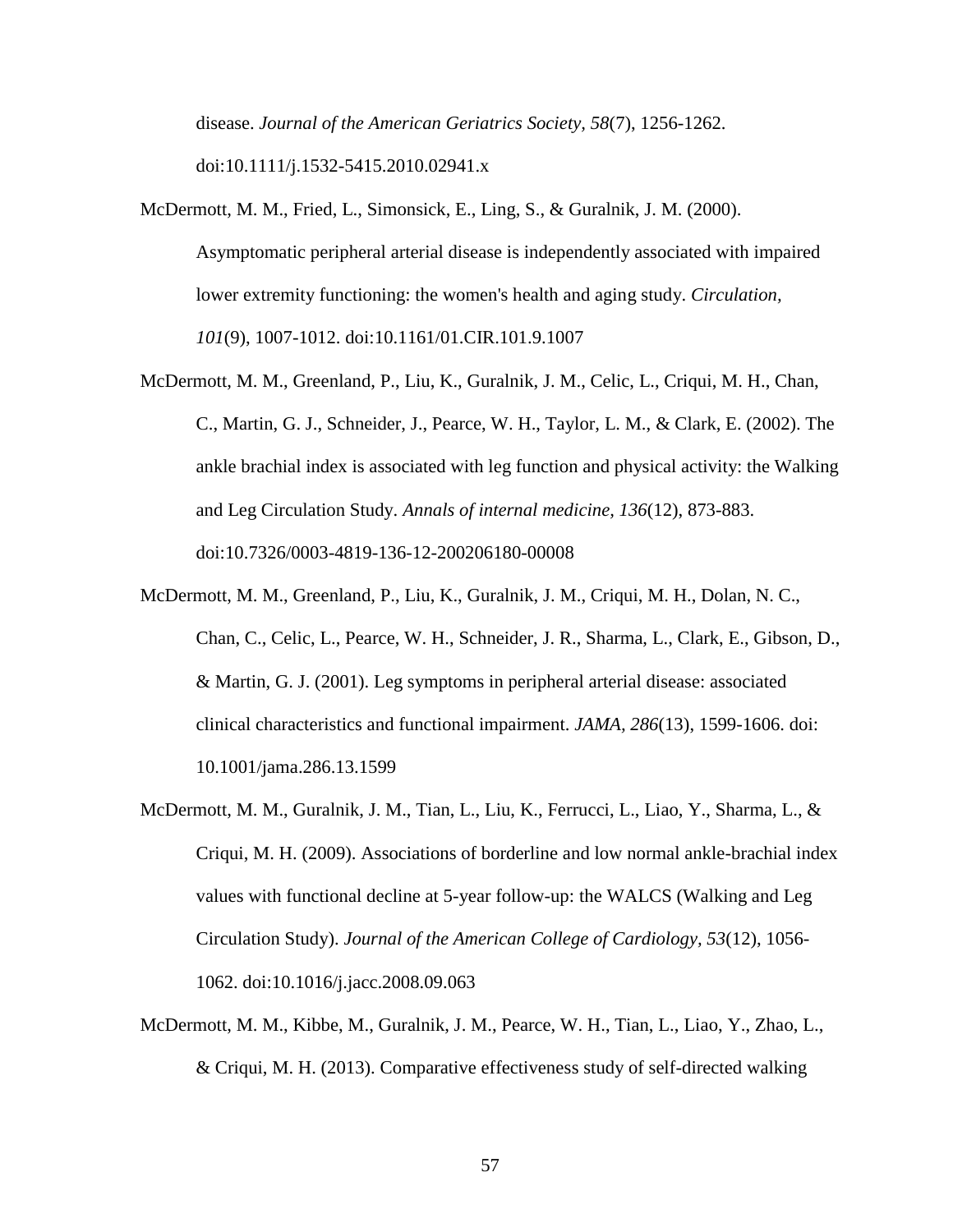disease. *Journal of the American Geriatrics Society, 58*(7), 1256-1262. doi:10.1111/j.1532-5415.2010.02941.x

McDermott, M. M., Fried, L., Simonsick, E., Ling, S., & Guralnik, J. M. (2000). Asymptomatic peripheral arterial disease is independently associated with impaired lower extremity functioning: the women's health and aging study. *Circulation, 101*(9), 1007-1012. doi:10.1161/01.CIR.101.9.1007

McDermott, M. M., Greenland, P., Liu, K., Guralnik, J. M., Celic, L., Criqui, M. H., Chan, C., Martin, G. J., Schneider, J., Pearce, W. H., Taylor, L. M., & Clark, E. (2002). The ankle brachial index is associated with leg function and physical activity: the Walking and Leg Circulation Study. *Annals of internal medicine, 136*(12), 873-883. doi:10.7326/0003-4819-136-12-200206180-00008

McDermott, M. M., Greenland, P., Liu, K., Guralnik, J. M., Criqui, M. H., Dolan, N. C., Chan, C., Celic, L., Pearce, W. H., Schneider, J. R., Sharma, L., Clark, E., Gibson, D., & Martin, G. J. (2001). Leg symptoms in peripheral arterial disease: associated clinical characteristics and functional impairment. *JAMA, 286*(13), 1599-1606. doi: 10.1001/jama.286.13.1599

McDermott, M. M., Guralnik, J. M., Tian, L., Liu, K., Ferrucci, L., Liao, Y., Sharma, L., & Criqui, M. H. (2009). Associations of borderline and low normal ankle-brachial index values with functional decline at 5-year follow-up: the WALCS (Walking and Leg Circulation Study). *Journal of the American College of Cardiology, 53*(12), 1056-1062. doi:10.1016/j.jacc.2008.09.063

McDermott, M. M., Kibbe, M., Guralnik, J. M., Pearce, W. H., Tian, L., Liao, Y., Zhao, L., & Criqui, M. H. (2013). Comparative effectiveness study of self-directed walking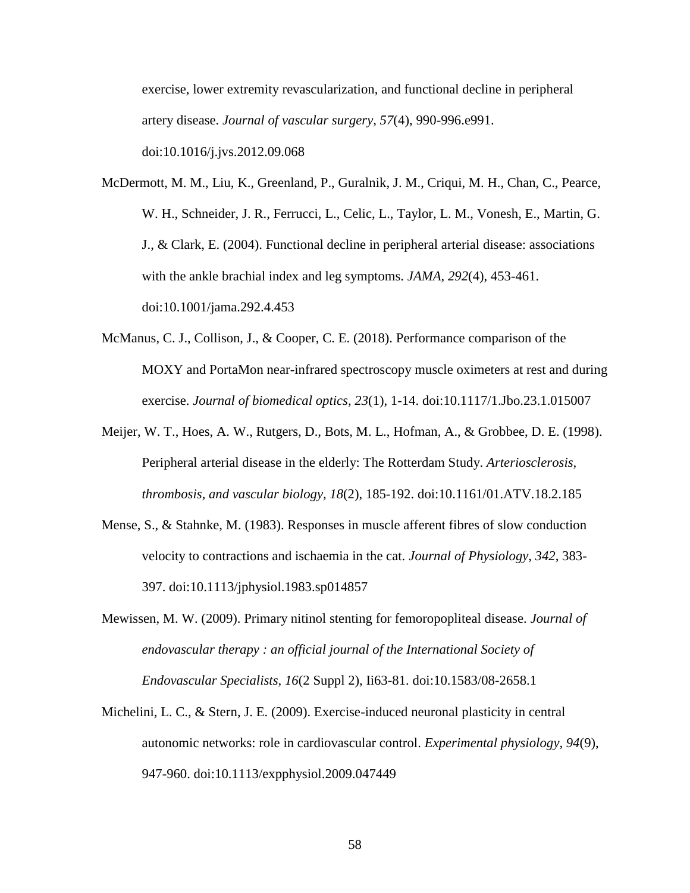exercise, lower extremity revascularization, and functional decline in peripheral artery disease. *Journal of vascular surgery, 57*(4), 990-996.e991. doi:10.1016/j.jvs.2012.09.068

McDermott, M. M., Liu, K., Greenland, P., Guralnik, J. M., Criqui, M. H., Chan, C., Pearce, W. H., Schneider, J. R., Ferrucci, L., Celic, L., Taylor, L. M., Vonesh, E., Martin, G. J., & Clark, E. (2004). Functional decline in peripheral arterial disease: associations with the ankle brachial index and leg symptoms. *JAMA, 292*(4), 453-461. doi:10.1001/jama.292.4.453

McManus, C. J., Collison, J., & Cooper, C. E. (2018). Performance comparison of the MOXY and PortaMon near-infrared spectroscopy muscle oximeters at rest and during exercise. *Journal of biomedical optics, 23*(1), 1-14. doi:10.1117/1.Jbo.23.1.015007

Meijer, W. T., Hoes, A. W., Rutgers, D., Bots, M. L., Hofman, A., & Grobbee, D. E. (1998). Peripheral arterial disease in the elderly: The Rotterdam Study. *Arteriosclerosis, thrombosis, and vascular biology, 18*(2), 185-192. doi:10.1161/01.ATV.18.2.185

Mense, S., & Stahnke, M. (1983). Responses in muscle afferent fibres of slow conduction velocity to contractions and ischaemia in the cat. *Journal of Physiology, 342*, 383-397. doi:10.1113/jphysiol.1983.sp014857

Mewissen, M. W. (2009). Primary nitinol stenting for femoropopliteal disease. *Journal of endovascular therapy : an official journal of the International Society of Endovascular Specialists, 16*(2 Suppl 2), Ii63-81. doi:10.1583/08-2658.1

Michelini, L. C., & Stern, J. E. (2009). Exercise-induced neuronal plasticity in central autonomic networks: role in cardiovascular control. *Experimental physiology, 94*(9), 947-960. doi:10.1113/expphysiol.2009.047449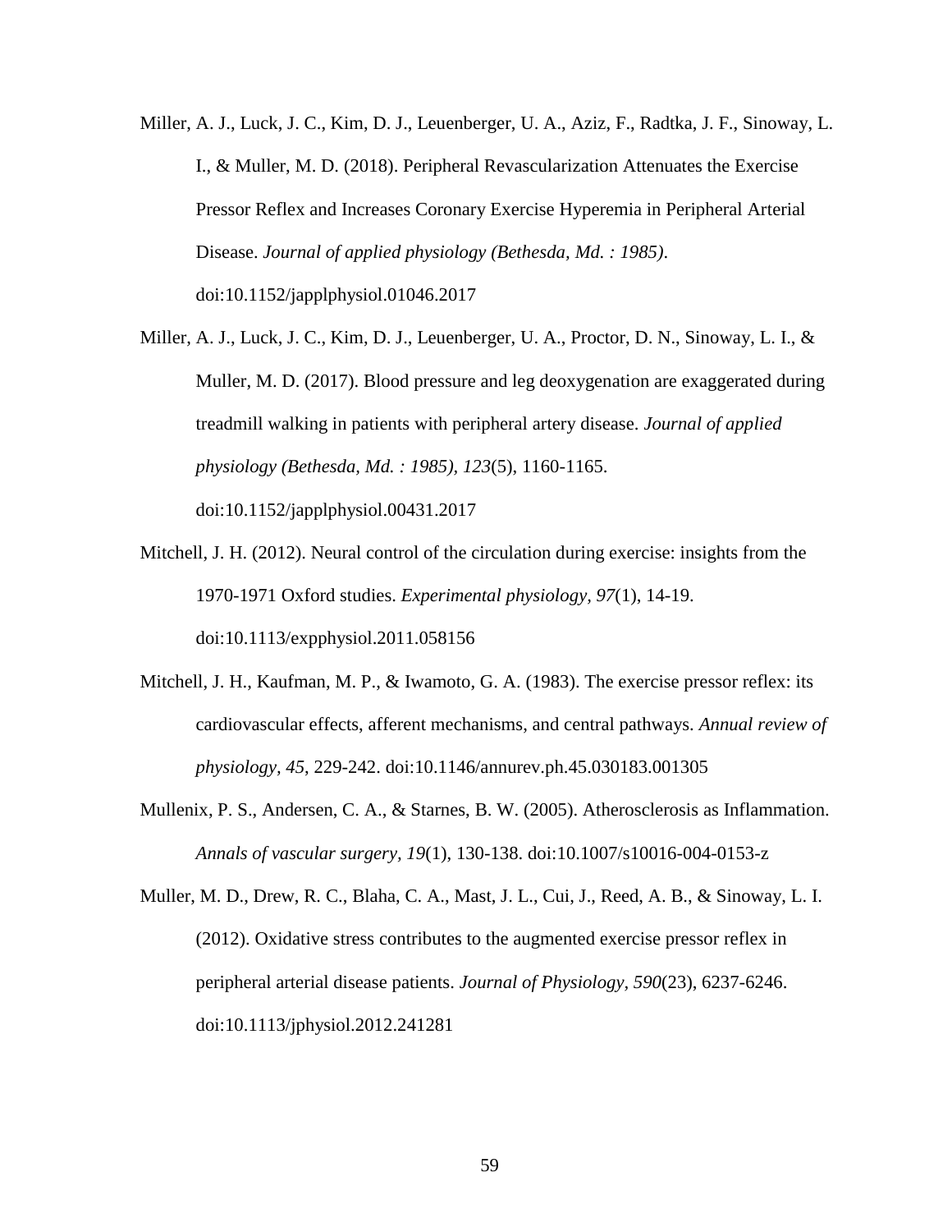Miller, A. J., Luck, J. C., Kim, D. J., Leuenberger, U. A., Aziz, F., Radtka, J. F., Sinoway, L. I., & Muller, M. D. (2018). Peripheral Revascularization Attenuates the Exercise Pressor Reflex and Increases Coronary Exercise Hyperemia in Peripheral Arterial Disease. *Journal of applied physiology (Bethesda, Md. : 1985)*. doi:10.1152/japplphysiol.01046.2017

Miller, A. J., Luck, J. C., Kim, D. J., Leuenberger, U. A., Proctor, D. N., Sinoway, L. I., & Muller, M. D. (2017). Blood pressure and leg deoxygenation are exaggerated during treadmill walking in patients with peripheral artery disease. *Journal of applied physiology (Bethesda, Md. : 1985), 123*(5), 1160-1165. doi:10.1152/japplphysiol.00431.2017

Mitchell, J. H. (2012). Neural control of the circulation during exercise: insights from the 1970-1971 Oxford studies. *Experimental physiology, 97*(1), 14-19. doi:10.1113/expphysiol.2011.058156

Mitchell, J. H., Kaufman, M. P., & Iwamoto, G. A. (1983). The exercise pressor reflex: its cardiovascular effects, afferent mechanisms, and central pathways. *Annual review of physiology, 45*, 229-242. doi:10.1146/annurev.ph.45.030183.001305

Mullenix, P. S., Andersen, C. A., & Starnes, B. W. (2005). Atherosclerosis as Inflammation. *Annals of vascular surgery, 19*(1), 130-138. doi:10.1007/s10016-004-0153-z

Muller, M. D., Drew, R. C., Blaha, C. A., Mast, J. L., Cui, J., Reed, A. B., & Sinoway, L. I. (2012). Oxidative stress contributes to the augmented exercise pressor reflex in peripheral arterial disease patients. *Journal of Physiology, 590*(23), 6237-6246. doi:10.1113/jphysiol.2012.241281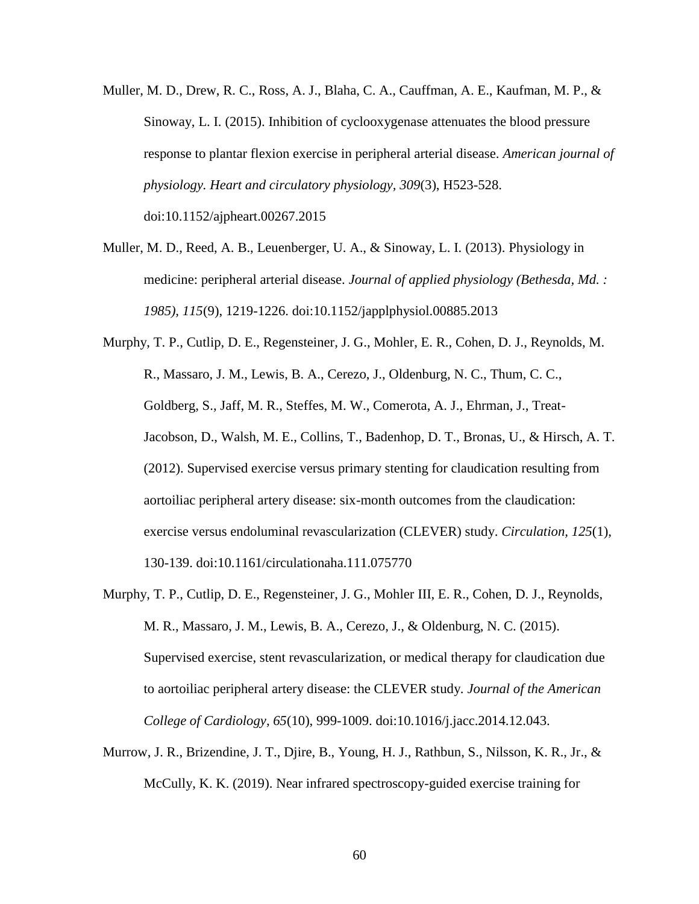Muller, M. D., Drew, R. C., Ross, A. J., Blaha, C. A., Cauffman, A. E., Kaufman, M. P., & Sinoway, L. I. (2015). Inhibition of cyclooxygenase attenuates the blood pressure response to plantar flexion exercise in peripheral arterial disease. *American journal of physiology. Heart and circulatory physiology, 309*(3), H523-528. doi:10.1152/ajpheart.00267.2015

Muller, M. D., Reed, A. B., Leuenberger, U. A., & Sinoway, L. I. (2013). Physiology in medicine: peripheral arterial disease. *Journal of applied physiology (Bethesda, Md. : 1985), 115*(9), 1219-1226. doi:10.1152/japplphysiol.00885.2013

Murphy, T. P., Cutlip, D. E., Regensteiner, J. G., Mohler, E. R., Cohen, D. J., Reynolds, M. R., Massaro, J. M., Lewis, B. A., Cerezo, J., Oldenburg, N. C., Thum, C. C., Goldberg, S., Jaff, M. R., Steffes, M. W., Comerota, A. J., Ehrman, J., Treat-Jacobson, D., Walsh, M. E., Collins, T., Badenhop, D. T., Bronas, U., & Hirsch, A. T. (2012). Supervised exercise versus primary stenting for claudication resulting from aortoiliac peripheral artery disease: six-month outcomes from the claudication: exercise versus endoluminal revascularization (CLEVER) study. *Circulation, 125*(1), 130-139. doi:10.1161/circulationaha.111.075770

Murphy, T. P., Cutlip, D. E., Regensteiner, J. G., Mohler III, E. R., Cohen, D. J., Reynolds, M. R., Massaro, J. M., Lewis, B. A., Cerezo, J., & Oldenburg, N. C. (2015). Supervised exercise, stent revascularization, or medical therapy for claudication due to aortoiliac peripheral artery disease: the CLEVER study. *Journal of the American College of Cardiology, 65*(10), 999-1009. doi:10.1016/j.jacc.2014.12.043.

Murrow, J. R., Brizendine, J. T., Djire, B., Young, H. J., Rathbun, S., Nilsson, K. R., Jr., & McCully, K. K. (2019). Near infrared spectroscopy-guided exercise training for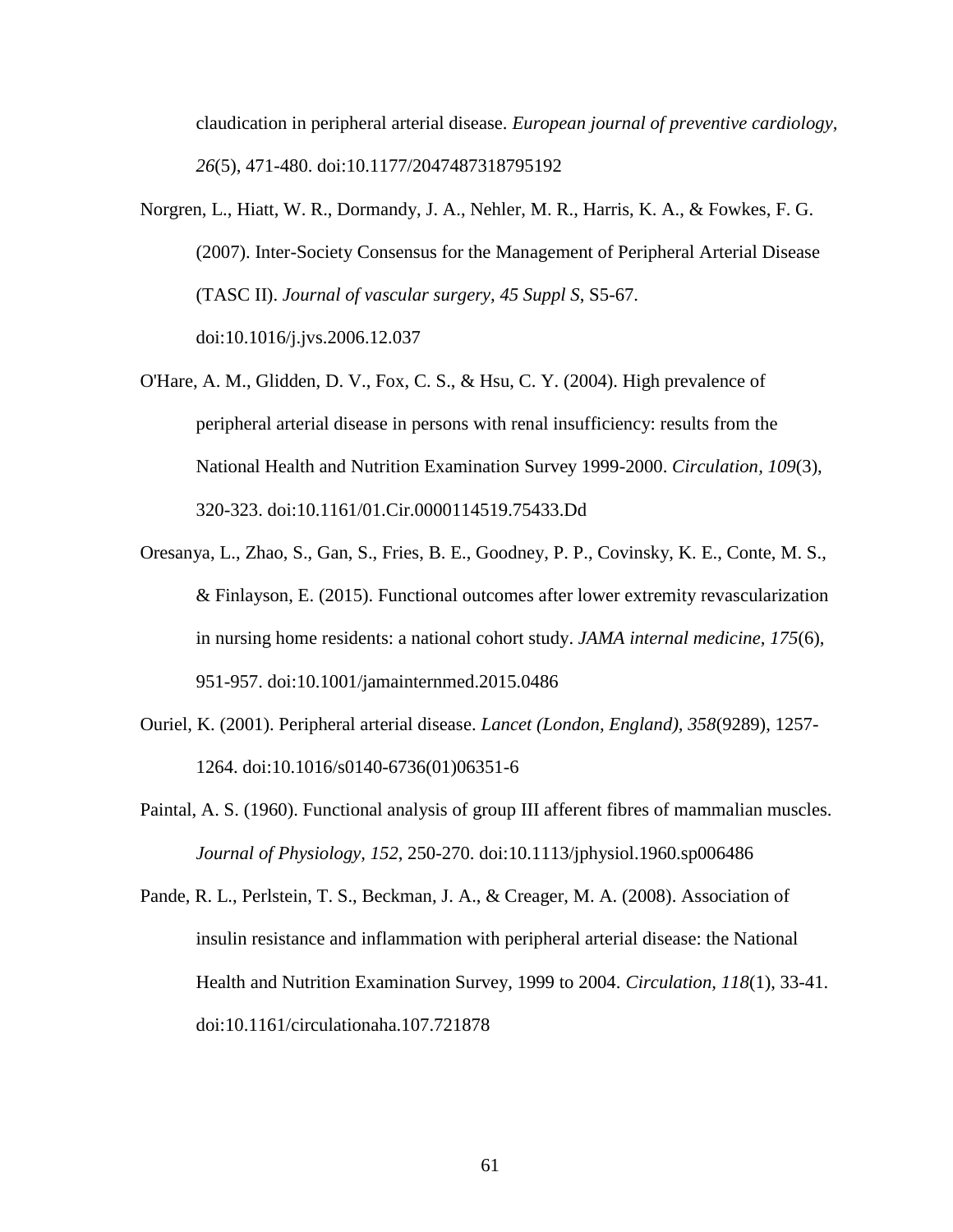claudication in peripheral arterial disease. *European journal of preventive cardiology, 26*(5), 471-480. doi:10.1177/2047487318795192

Norgren, L., Hiatt, W. R., Dormandy, J. A., Nehler, M. R., Harris, K. A., & Fowkes, F. G. (2007). Inter-Society Consensus for the Management of Peripheral Arterial Disease (TASC II). *Journal of vascular surgery, 45 Suppl S*, S5-67. doi:10.1016/j.jvs.2006.12.037

O'Hare, A. M., Glidden, D. V., Fox, C. S., & Hsu, C. Y. (2004). High prevalence of peripheral arterial disease in persons with renal insufficiency: results from the National Health and Nutrition Examination Survey 1999-2000. *Circulation, 109*(3), 320-323. doi:10.1161/01.Cir.0000114519.75433.Dd

Oresanya, L., Zhao, S., Gan, S., Fries, B. E., Goodney, P. P., Covinsky, K. E., Conte, M. S., & Finlayson, E. (2015). Functional outcomes after lower extremity revascularization in nursing home residents: a national cohort study. *JAMA internal medicine, 175*(6), 951-957. doi:10.1001/jamainternmed.2015.0486

Ouriel, K. (2001). Peripheral arterial disease. *Lancet (London, England), 358*(9289), 1257-1264. doi:10.1016/s0140-6736(01)06351-6

Paintal, A. S. (1960). Functional analysis of group III afferent fibres of mammalian muscles. *Journal of Physiology, 152*, 250-270. doi:10.1113/jphysiol.1960.sp006486

Pande, R. L., Perlstein, T. S., Beckman, J. A., & Creager, M. A. (2008). Association of insulin resistance and inflammation with peripheral arterial disease: the National Health and Nutrition Examination Survey, 1999 to 2004. *Circulation, 118*(1), 33-41. doi:10.1161/circulationaha.107.721878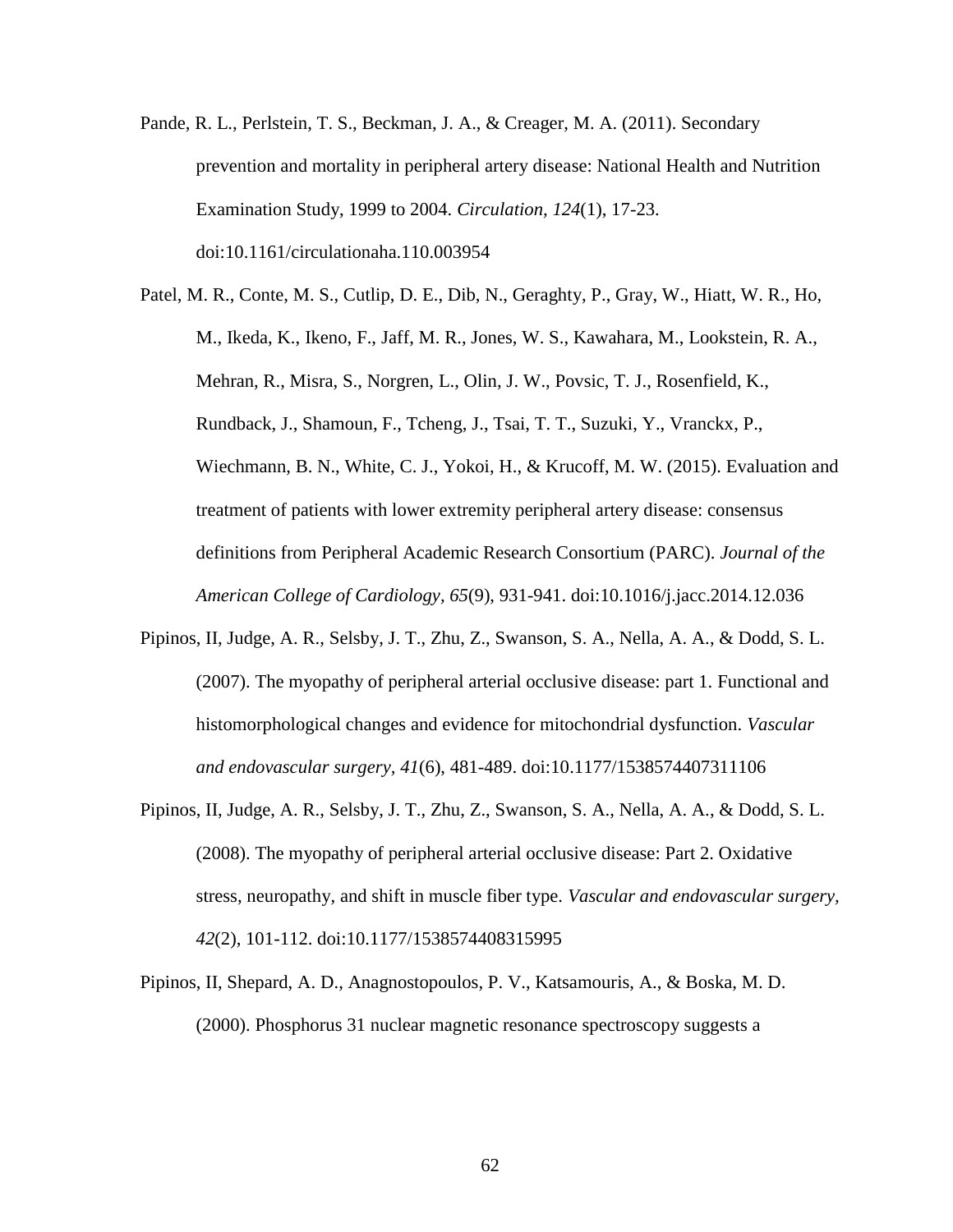Pande, R. L., Perlstein, T. S., Beckman, J. A., & Creager, M. A. (2011). Secondary prevention and mortality in peripheral artery disease: National Health and Nutrition Examination Study, 1999 to 2004. *Circulation, 124*(1), 17-23. doi:10.1161/circulationaha.110.003954

Patel, M. R., Conte, M. S., Cutlip, D. E., Dib, N., Geraghty, P., Gray, W., Hiatt, W. R., Ho, M., Ikeda, K., Ikeno, F., Jaff, M. R., Jones, W. S., Kawahara, M., Lookstein, R. A., Mehran, R., Misra, S., Norgren, L., Olin, J. W., Povsic, T. J., Rosenfield, K., Rundback, J., Shamoun, F., Tcheng, J., Tsai, T. T., Suzuki, Y., Vranckx, P., Wiechmann, B. N., White, C. J., Yokoi, H., & Krucoff, M. W. (2015). Evaluation and treatment of patients with lower extremity peripheral artery disease: consensus definitions from Peripheral Academic Research Consortium (PARC). *Journal of the American College of Cardiology, 65*(9), 931-941. doi:10.1016/j.jacc.2014.12.036

Pipinos, II, Judge, A. R., Selsby, J. T., Zhu, Z., Swanson, S. A., Nella, A. A., & Dodd, S. L. (2007). The myopathy of peripheral arterial occlusive disease: part 1. Functional and histomorphological changes and evidence for mitochondrial dysfunction. *Vascular and endovascular surgery, 41*(6), 481-489. doi:10.1177/1538574407311106

Pipinos, II, Judge, A. R., Selsby, J. T., Zhu, Z., Swanson, S. A., Nella, A. A., & Dodd, S. L. (2008). The myopathy of peripheral arterial occlusive disease: Part 2. Oxidative stress, neuropathy, and shift in muscle fiber type. *Vascular and endovascular surgery, 42*(2), 101-112. doi:10.1177/1538574408315995

Pipinos, II, Shepard, A. D., Anagnostopoulos, P. V., Katsamouris, A., & Boska, M. D. (2000). Phosphorus 31 nuclear magnetic resonance spectroscopy suggests a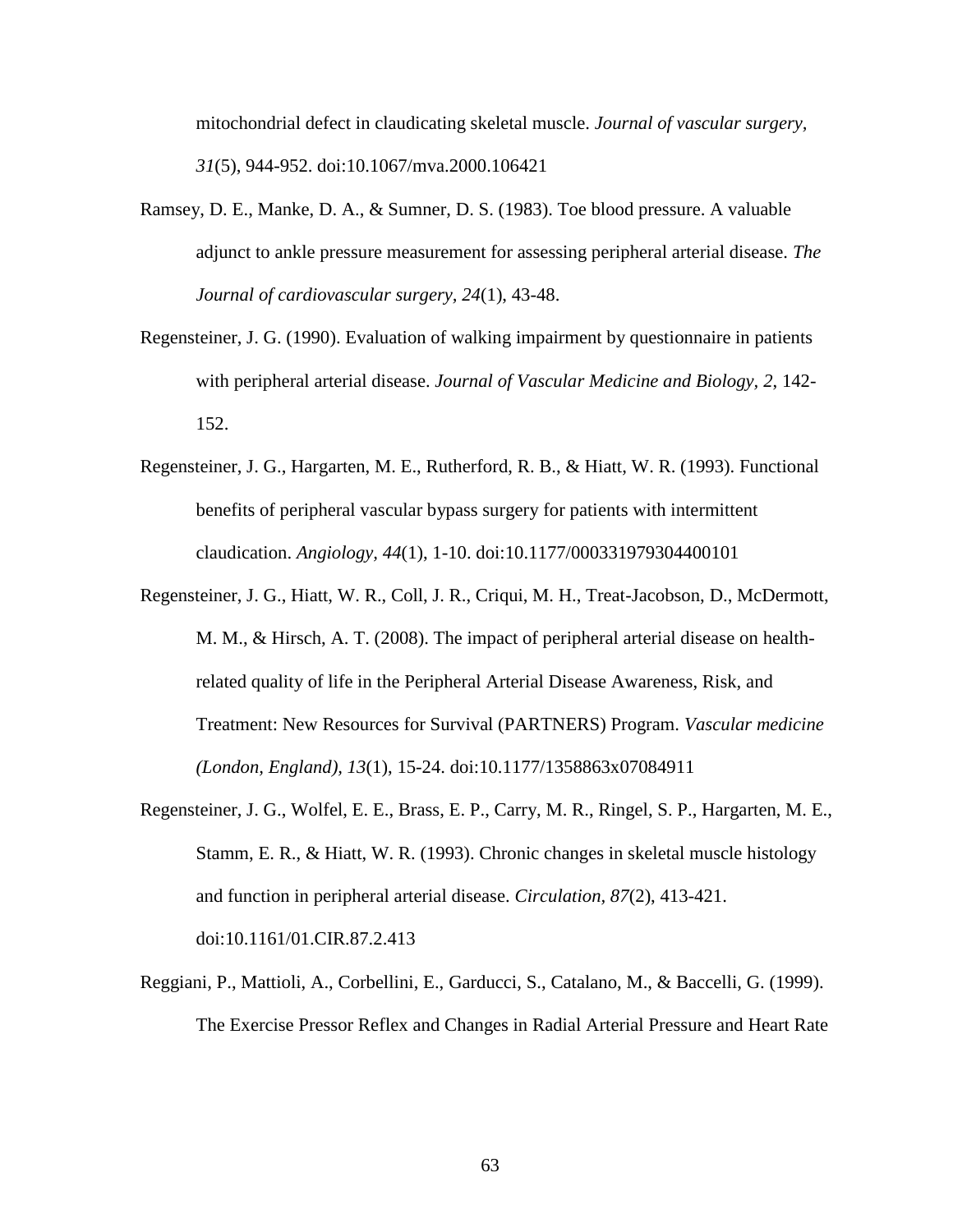mitochondrial defect in claudicating skeletal muscle. *Journal of vascular surgery, 31*(5), 944-952. doi:10.1067/mva.2000.106421

Ramsey, D. E., Manke, D. A., & Sumner, D. S. (1983). Toe blood pressure. A valuable adjunct to ankle pressure measurement for assessing peripheral arterial disease. *The Journal of cardiovascular surgery, 24*(1), 43-48.

Regensteiner, J. G. (1990). Evaluation of walking impairment by questionnaire in patients with peripheral arterial disease. *Journal of Vascular Medicine and Biology, 2*, 142-152.

Regensteiner, J. G., Hargarten, M. E., Rutherford, R. B., & Hiatt, W. R. (1993). Functional benefits of peripheral vascular bypass surgery for patients with intermittent claudication. *Angiology, 44*(1), 1-10. doi:10.1177/000331979304400101

Regensteiner, J. G., Hiatt, W. R., Coll, J. R., Criqui, M. H., Treat-Jacobson, D., McDermott, M. M., & Hirsch, A. T. (2008). The impact of peripheral arterial disease on health-related quality of life in the Peripheral Arterial Disease Awareness, Risk, and Treatment: New Resources for Survival (PARTNERS) Program. *Vascular medicine (London, England), 13*(1), 15-24. doi:10.1177/1358863x07084911

Regensteiner, J. G., Wolfel, E. E., Brass, E. P., Carry, M. R., Ringel, S. P., Hargarten, M. E., Stamm, E. R., & Hiatt, W. R. (1993). Chronic changes in skeletal muscle histology and function in peripheral arterial disease. *Circulation, 87*(2), 413-421. doi:10.1161/01.CIR.87.2.413

Reggiani, P., Mattioli, A., Corbellini, E., Garducci, S., Catalano, M., & Baccelli, G. (1999). The Exercise Pressor Reflex and Changes in Radial Arterial Pressure and Heart Rate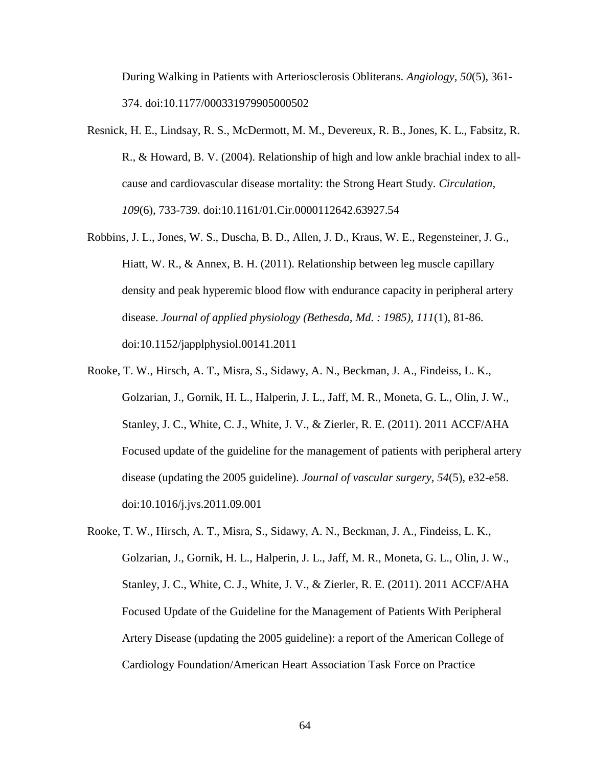During Walking in Patients with Arteriosclerosis Obliterans. *Angiology, 50*(5), 361-374. doi:10.1177/000331979905000502

Resnick, H. E., Lindsay, R. S., McDermott, M. M., Devereux, R. B., Jones, K. L., Fabsitz, R. R., & Howard, B. V. (2004). Relationship of high and low ankle brachial index to all-cause and cardiovascular disease mortality: the Strong Heart Study. *Circulation, 109*(6), 733-739. doi:10.1161/01.Cir.0000112642.63927.54

Robbins, J. L., Jones, W. S., Duscha, B. D., Allen, J. D., Kraus, W. E., Regensteiner, J. G., Hiatt, W. R., & Annex, B. H. (2011). Relationship between leg muscle capillary density and peak hyperemic blood flow with endurance capacity in peripheral artery disease. *Journal of applied physiology (Bethesda, Md. : 1985), 111*(1), 81-86. doi:10.1152/japplphysiol.00141.2011

Rooke, T. W., Hirsch, A. T., Misra, S., Sidawy, A. N., Beckman, J. A., Findeiss, L. K., Golzarian, J., Gornik, H. L., Halperin, J. L., Jaff, M. R., Moneta, G. L., Olin, J. W., Stanley, J. C., White, C. J., White, J. V., & Zierler, R. E. (2011). 2011 ACCF/AHA Focused update of the guideline for the management of patients with peripheral artery disease (updating the 2005 guideline). *Journal of vascular surgery, 54*(5), e32-e58. doi:10.1016/j.jvs.2011.09.001

Rooke, T. W., Hirsch, A. T., Misra, S., Sidawy, A. N., Beckman, J. A., Findeiss, L. K., Golzarian, J., Gornik, H. L., Halperin, J. L., Jaff, M. R., Moneta, G. L., Olin, J. W., Stanley, J. C., White, C. J., White, J. V., & Zierler, R. E. (2011). 2011 ACCF/AHA Focused Update of the Guideline for the Management of Patients With Peripheral Artery Disease (updating the 2005 guideline): a report of the American College of Cardiology Foundation/American Heart Association Task Force on Practice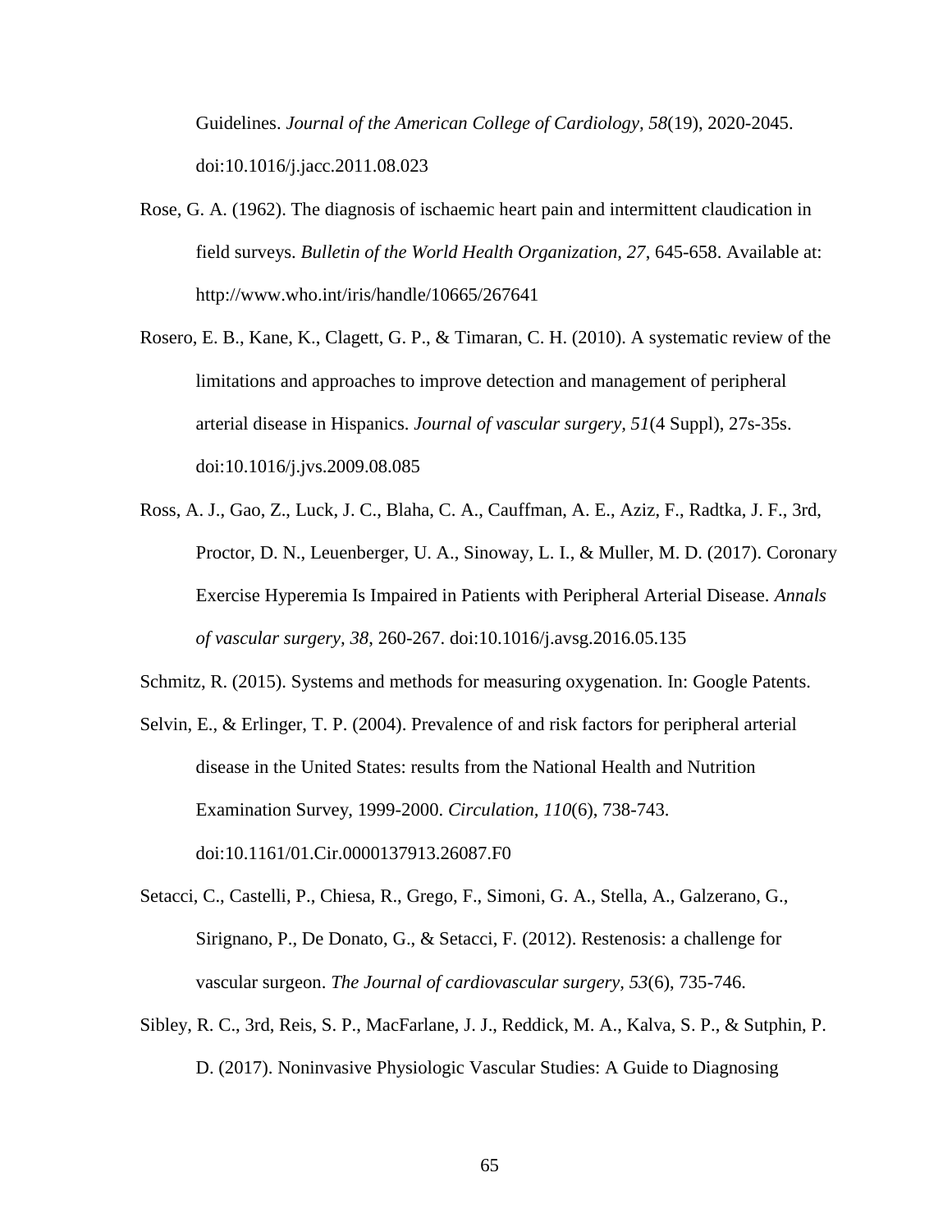Guidelines. *Journal of the American College of Cardiology, 58*(19), 2020-2045. doi:10.1016/j.jacc.2011.08.023

Rose, G. A. (1962). The diagnosis of ischaemic heart pain and intermittent claudication in field surveys. *Bulletin of the World Health Organization, 27*, 645-658. Available at: http://www.who.int/iris/handle/10665/267641

Rosero, E. B., Kane, K., Clagett, G. P., & Timaran, C. H. (2010). A systematic review of the limitations and approaches to improve detection and management of peripheral arterial disease in Hispanics. *Journal of vascular surgery, 51*(4 Suppl), 27s-35s. doi:10.1016/j.jvs.2009.08.085

Ross, A. J., Gao, Z., Luck, J. C., Blaha, C. A., Cauffman, A. E., Aziz, F., Radtka, J. F., 3rd, Proctor, D. N., Leuenberger, U. A., Sinoway, L. I., & Muller, M. D. (2017). Coronary Exercise Hyperemia Is Impaired in Patients with Peripheral Arterial Disease. *Annals of vascular surgery, 38*, 260-267. doi:10.1016/j.avsg.2016.05.135

Schmitz, R. (2015). Systems and methods for measuring oxygenation. In: Google Patents.

Selvin, E., & Erlinger, T. P. (2004). Prevalence of and risk factors for peripheral arterial disease in the United States: results from the National Health and Nutrition Examination Survey, 1999-2000. *Circulation, 110*(6), 738-743. doi:10.1161/01.Cir.0000137913.26087.F0

Setacci, C., Castelli, P., Chiesa, R., Grego, F., Simoni, G. A., Stella, A., Galzerano, G., Sirignano, P., De Donato, G., & Setacci, F. (2012). Restenosis: a challenge for vascular surgeon. *The Journal of cardiovascular surgery, 53*(6), 735-746.

Sibley, R. C., 3rd, Reis, S. P., MacFarlane, J. J., Reddick, M. A., Kalva, S. P., & Sutphin, P. D. (2017). Noninvasive Physiologic Vascular Studies: A Guide to Diagnosing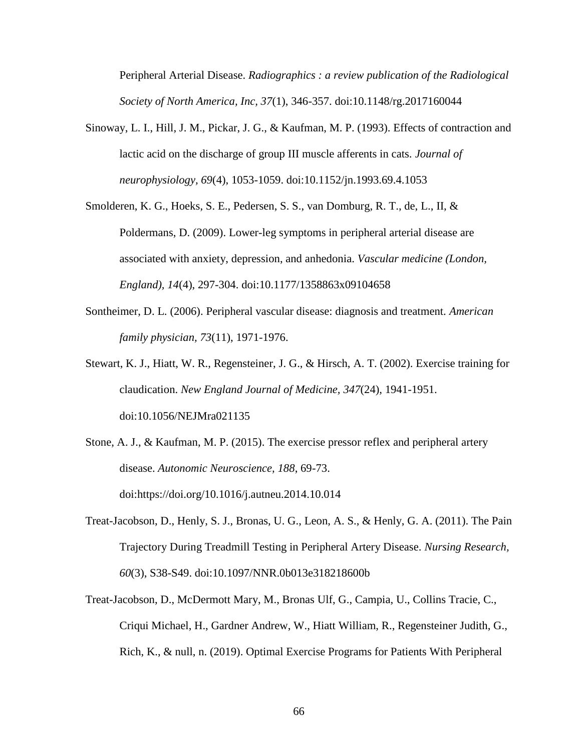Peripheral Arterial Disease. *Radiographics : a review publication of the Radiological Society of North America, Inc, 37*(1), 346-357. doi:10.1148/rg.2017160044

Sinoway, L. I., Hill, J. M., Pickar, J. G., & Kaufman, M. P. (1993). Effects of contraction and lactic acid on the discharge of group III muscle afferents in cats. *Journal of neurophysiology, 69*(4), 1053-1059. doi:10.1152/jn.1993.69.4.1053

Smolderen, K. G., Hoeks, S. E., Pedersen, S. S., van Domburg, R. T., de, L., II, & Poldermans, D. (2009). Lower-leg symptoms in peripheral arterial disease are associated with anxiety, depression, and anhedonia. *Vascular medicine (London, England), 14*(4), 297-304. doi:10.1177/1358863x09104658

Sontheimer, D. L. (2006). Peripheral vascular disease: diagnosis and treatment. *American family physician, 73*(11), 1971-1976.

Stewart, K. J., Hiatt, W. R., Regensteiner, J. G., & Hirsch, A. T. (2002). Exercise training for claudication. *New England Journal of Medicine, 347*(24), 1941-1951. doi:10.1056/NEJMra021135

Stone, A. J., & Kaufman, M. P. (2015). The exercise pressor reflex and peripheral artery disease. *Autonomic Neuroscience, 188*, 69-73. doi:https://doi.org/10.1016/j.autneu.2014.10.014

Treat-Jacobson, D., Henly, S. J., Bronas, U. G., Leon, A. S., & Henly, G. A. (2011). The Pain Trajectory During Treadmill Testing in Peripheral Artery Disease. *Nursing Research, 60*(3), S38-S49. doi:10.1097/NNR.0b013e318218600b

Treat-Jacobson, D., McDermott Mary, M., Bronas Ulf, G., Campia, U., Collins Tracie, C., Criqui Michael, H., Gardner Andrew, W., Hiatt William, R., Regensteiner Judith, G., Rich, K., & null, n. (2019). Optimal Exercise Programs for Patients With Peripheral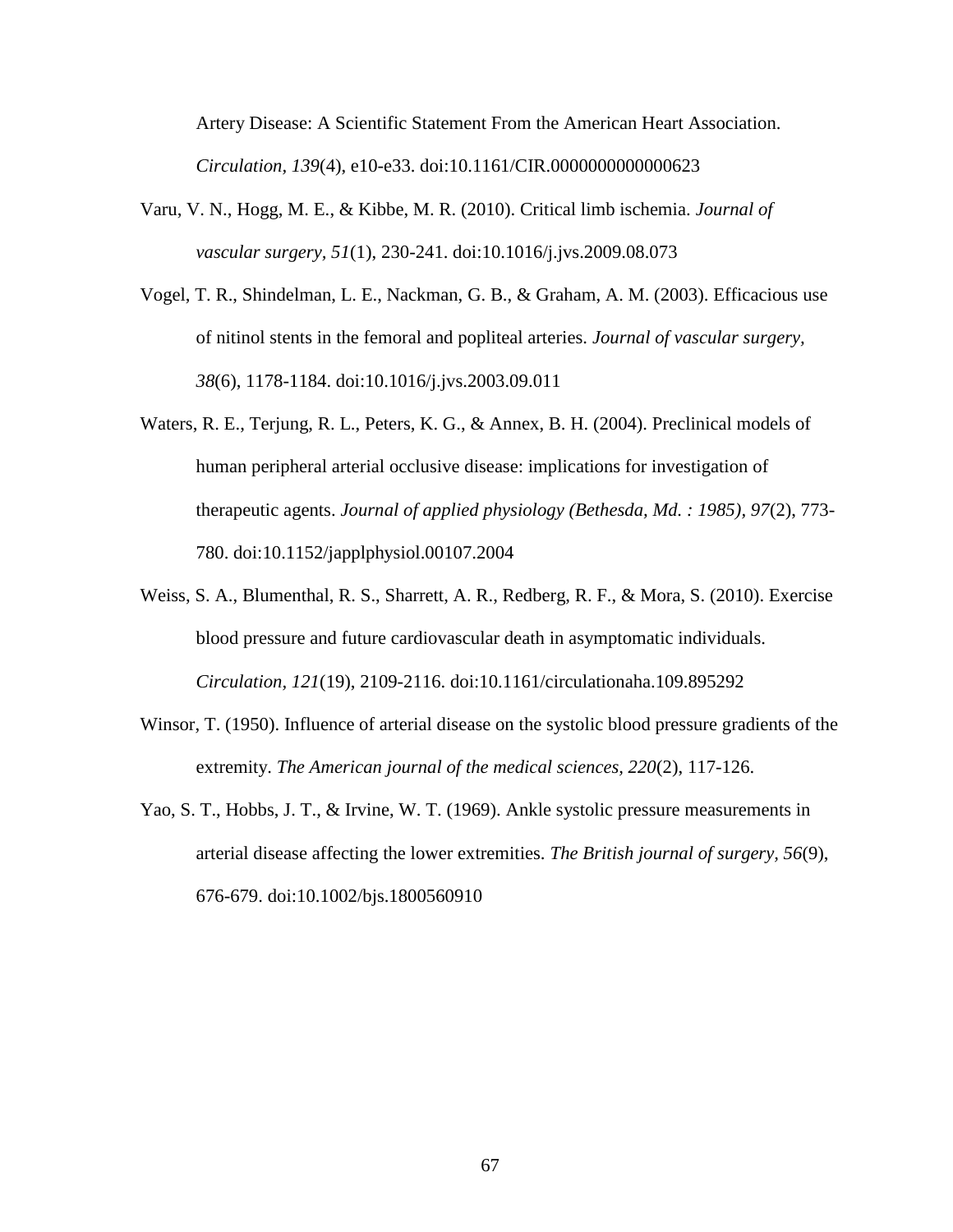Artery Disease: A Scientific Statement From the American Heart Association. *Circulation, 139*(4), e10-e33. doi:10.1161/CIR.0000000000000623

Varu, V. N., Hogg, M. E., & Kibbe, M. R. (2010). Critical limb ischemia. *Journal of vascular surgery, 51*(1), 230-241. doi:10.1016/j.jvs.2009.08.073

Vogel, T. R., Shindelman, L. E., Nackman, G. B., & Graham, A. M. (2003). Efficacious use of nitinol stents in the femoral and popliteal arteries. *Journal of vascular surgery, 38*(6), 1178-1184. doi:10.1016/j.jvs.2003.09.011

Waters, R. E., Terjung, R. L., Peters, K. G., & Annex, B. H. (2004). Preclinical models of human peripheral arterial occlusive disease: implications for investigation of therapeutic agents. *Journal of applied physiology (Bethesda, Md. : 1985), 97*(2), 773-780. doi:10.1152/japplphysiol.00107.2004

Weiss, S. A., Blumenthal, R. S., Sharrett, A. R., Redberg, R. F., & Mora, S. (2010). Exercise blood pressure and future cardiovascular death in asymptomatic individuals. *Circulation, 121*(19), 2109-2116. doi:10.1161/circulationaha.109.895292

Winsor, T. (1950). Influence of arterial disease on the systolic blood pressure gradients of the extremity. *The American journal of the medical sciences, 220*(2), 117-126.

Yao, S. T., Hobbs, J. T., & Irvine, W. T. (1969). Ankle systolic pressure measurements in arterial disease affecting the lower extremities. *The British journal of surgery, 56*(9), 676-679. doi:10.1002/bjs.1800560910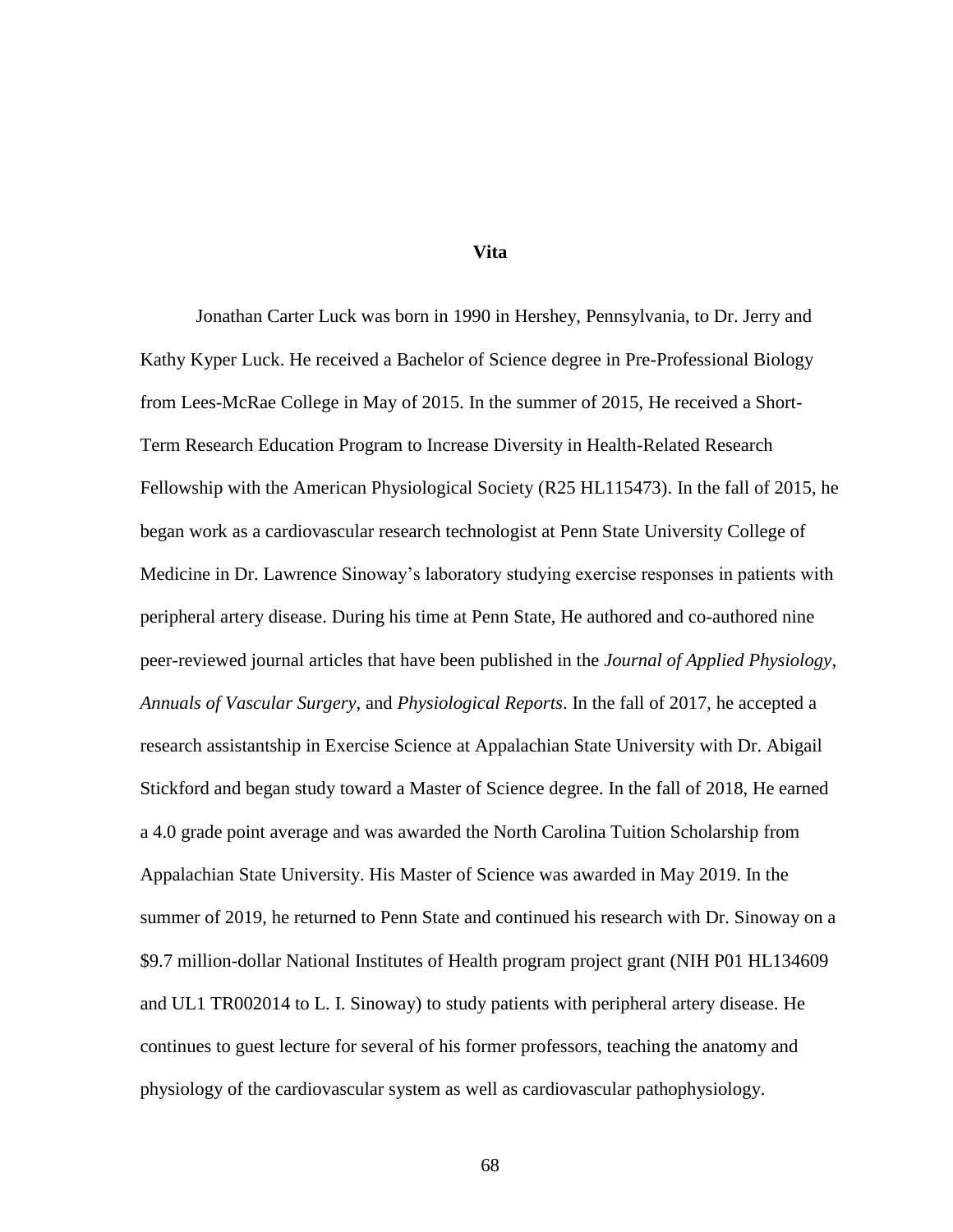## Vita

Jonathan Carter Luck was born in 1990 in Hershey, Pennsylvania, to Dr. Jerry and Kathy Kyper Luck. He received a Bachelor of Science degree in Pre-Professional Biology from Lees-McRae College in May of 2015. In the summer of 2015, He received a Short-Term Research Education Program to Increase Diversity in Health-Related Research Fellowship with the American Physiological Society (R25 HL115473). In the fall of 2015, he began work as a cardiovascular research technologist at Penn State University College of Medicine in Dr. Lawrence Sinoway's laboratory studying exercise responses in patients with peripheral artery disease. During his time at Penn State, He authored and co-authored nine peer-reviewed journal articles that have been published in the *Journal of Applied Physiology*, *Annuals of Vascular Surgery*, and *Physiological Reports*. In the fall of 2017, he accepted a research assistantship in Exercise Science at Appalachian State University with Dr. Abigail Stickford and began study toward a Master of Science degree. In the fall of 2018, He earned a 4.0 grade point average and was awarded the North Carolina Tuition Scholarship from Appalachian State University. His Master of Science was awarded in May 2019. In the summer of 2019, he returned to Penn State and continued his research with Dr. Sinoway on a $9.7 million-dollar National Institutes of Health program project grant (NIH P01 HL134609 and UL1 TR002014 to L. I. Sinoway) to study patients with peripheral artery disease. He continues to guest lecture for several of his former professors, teaching the anatomy and physiology of the cardiovascular system as well as cardiovascular pathophysiology.